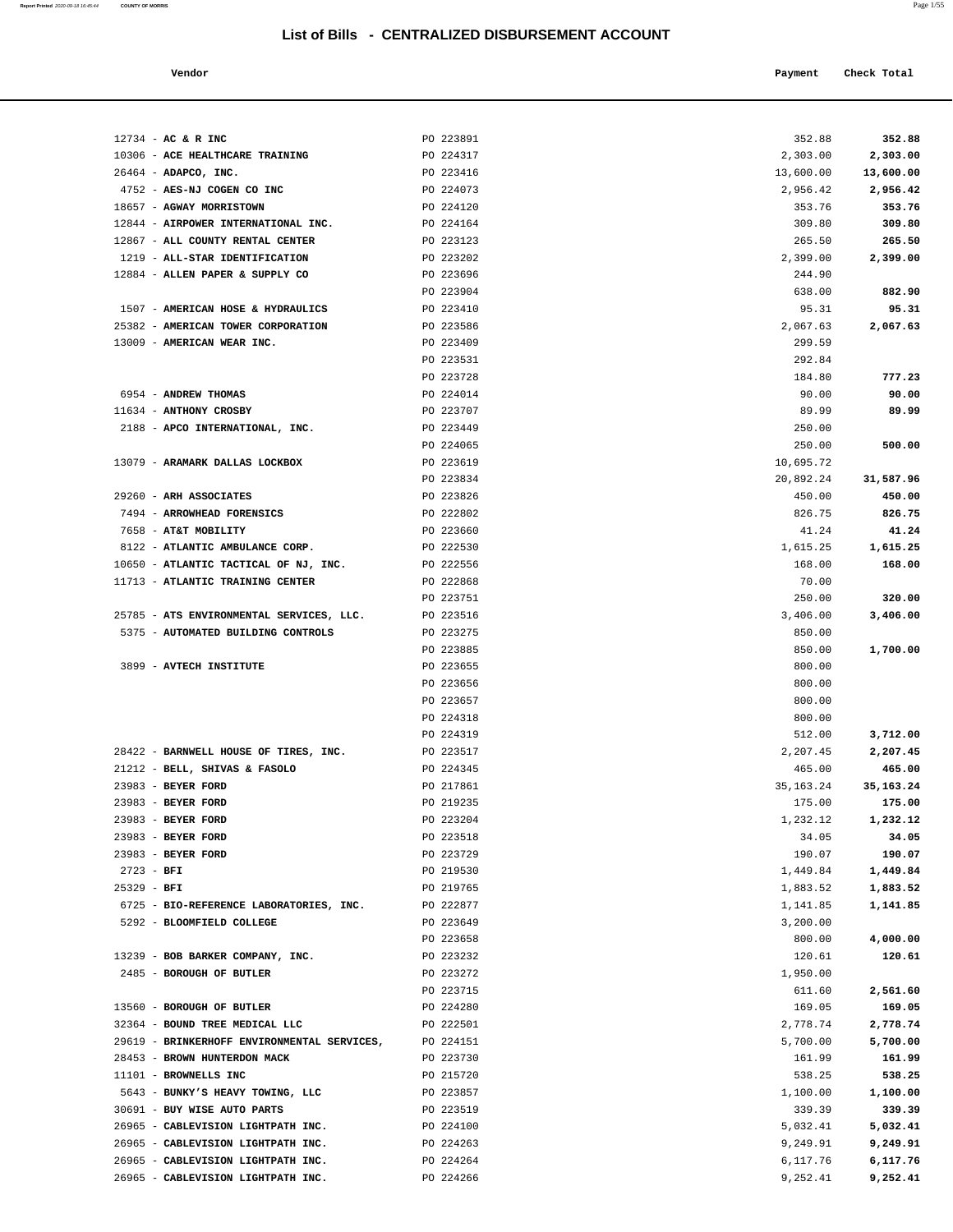## List of Bills - CENTRALIZED DISBURSEMENT ACCOUNT

| Vendor | | Payment | Check Total |
|---|---|---|---|
| 12734 - **AC & R INC** | PO 223891 | 352.88 | **352.88** |
| 10306 - **ACE HEALTHCARE TRAINING** | PO 224317 | 2,303.00 | **2,303.00** |
| 26464 - **ADAPCO, INC.** | PO 223416 | 13,600.00 | **13,600.00** |
| 4752 - **AES-NJ COGEN CO INC** | PO 224073 | 2,956.42 | **2,956.42** |
| 18657 - **AGWAY MORRISTOWN** | PO 224120 | 353.76 | **353.76** |
| 12844 - **AIRPOWER INTERNATIONAL INC.** | PO 224164 | 309.80 | **309.80** |
| 12867 - **ALL COUNTY RENTAL CENTER** | PO 223123 | 265.50 | **265.50** |
| 1219 - **ALL-STAR IDENTIFICATION** | PO 223202 | 2,399.00 | **2,399.00** |
| 12884 - **ALLEN PAPER & SUPPLY CO** | PO 223696 | 244.90 | |
| | PO 223904 | 638.00 | **882.90** |
| 1507 - **AMERICAN HOSE & HYDRAULICS** | PO 223410 | 95.31 | **95.31** |
| 25382 - **AMERICAN TOWER CORPORATION** | PO 223586 | 2,067.63 | **2,067.63** |
| 13009 - **AMERICAN WEAR INC.** | PO 223409 | 299.59 | |
| | PO 223531 | 292.84 | |
| | PO 223728 | 184.80 | **777.23** |
| 6954 - **ANDREW THOMAS** | PO 224014 | 90.00 | **90.00** |
| 11634 - **ANTHONY CROSBY** | PO 223707 | 89.99 | **89.99** |
| 2188 - **APCO INTERNATIONAL, INC.** | PO 223449 | 250.00 | |
| | PO 224065 | 250.00 | **500.00** |
| 13079 - **ARAMARK DALLAS LOCKBOX** | PO 223619 | 10,695.72 | |
| | PO 223834 | 20,892.24 | **31,587.96** |
| 29260 - **ARH ASSOCIATES** | PO 223826 | 450.00 | **450.00** |
| 7494 - **ARROWHEAD FORENSICS** | PO 222802 | 826.75 | **826.75** |
| 7658 - **AT&T MOBILITY** | PO 223660 | 41.24 | **41.24** |
| 8122 - **ATLANTIC AMBULANCE CORP.** | PO 222530 | 1,615.25 | **1,615.25** |
| 10650 - **ATLANTIC TACTICAL OF NJ, INC.** | PO 222556 | 168.00 | **168.00** |
| 11713 - **ATLANTIC TRAINING CENTER** | PO 222868 | 70.00 | |
| | PO 223751 | 250.00 | **320.00** |
| 25785 - **ATS ENVIRONMENTAL SERVICES, LLC.** | PO 223516 | 3,406.00 | **3,406.00** |
| 5375 - **AUTOMATED BUILDING CONTROLS** | PO 223275 | 850.00 | |
| | PO 223885 | 850.00 | **1,700.00** |
| 3899 - **AVTECH INSTITUTE** | PO 223655 | 800.00 | |
| | PO 223656 | 800.00 | |
| | PO 223657 | 800.00 | |
| | PO 224318 | 800.00 | |
| | PO 224319 | 512.00 | **3,712.00** |
| 28422 - **BARNWELL HOUSE OF TIRES, INC.** | PO 223517 | 2,207.45 | **2,207.45** |
| 21212 - **BELL, SHIVAS & FASOLO** | PO 224345 | 465.00 | **465.00** |
| 23983 - **BEYER FORD** | PO 217861 | 35,163.24 | **35,163.24** |
| 23983 - **BEYER FORD** | PO 219235 | 175.00 | **175.00** |
| 23983 - **BEYER FORD** | PO 223204 | 1,232.12 | **1,232.12** |
| 23983 - **BEYER FORD** | PO 223518 | 34.05 | **34.05** |
| 23983 - **BEYER FORD** | PO 223729 | 190.07 | **190.07** |
| 2723 - **BFI** | PO 219530 | 1,449.84 | **1,449.84** |
| 25329 - **BFI** | PO 219765 | 1,883.52 | **1,883.52** |
| 6725 - **BIO-REFERENCE LABORATORIES, INC.** | PO 222877 | 1,141.85 | **1,141.85** |
| 5292 - **BLOOMFIELD COLLEGE** | PO 223649 | 3,200.00 | |
| | PO 223658 | 800.00 | **4,000.00** |
| 13239 - **BOB BARKER COMPANY, INC.** | PO 223232 | 120.61 | **120.61** |
| 2485 - **BOROUGH OF BUTLER** | PO 223272 | 1,950.00 | |
| | PO 223715 | 611.60 | **2,561.60** |
| 13560 - **BOROUGH OF BUTLER** | PO 224280 | 169.05 | **169.05** |
| 32364 - **BOUND TREE MEDICAL LLC** | PO 222501 | 2,778.74 | **2,778.74** |
| 29619 - **BRINKERHOFF ENVIRONMENTAL SERVICES,** | PO 224151 | 5,700.00 | **5,700.00** |
| 28453 - **BROWN HUNTERDON MACK** | PO 223730 | 161.99 | **161.99** |
| 11101 - **BROWNELLS INC** | PO 215720 | 538.25 | **538.25** |
| 5643 - **BUNKY'S HEAVY TOWING, LLC** | PO 223857 | 1,100.00 | **1,100.00** |
| 30691 - **BUY WISE AUTO PARTS** | PO 223519 | 339.39 | **339.39** |
| 26965 - **CABLEVISION LIGHTPATH INC.** | PO 224100 | 5,032.41 | **5,032.41** |
| 26965 - **CABLEVISION LIGHTPATH INC.** | PO 224263 | 9,249.91 | **9,249.91** |
| 26965 - **CABLEVISION LIGHTPATH INC.** | PO 224264 | 6,117.76 | **6,117.76** |
| 26965 - **CABLEVISION LIGHTPATH INC.** | PO 224266 | 9,252.41 | **9,252.41** |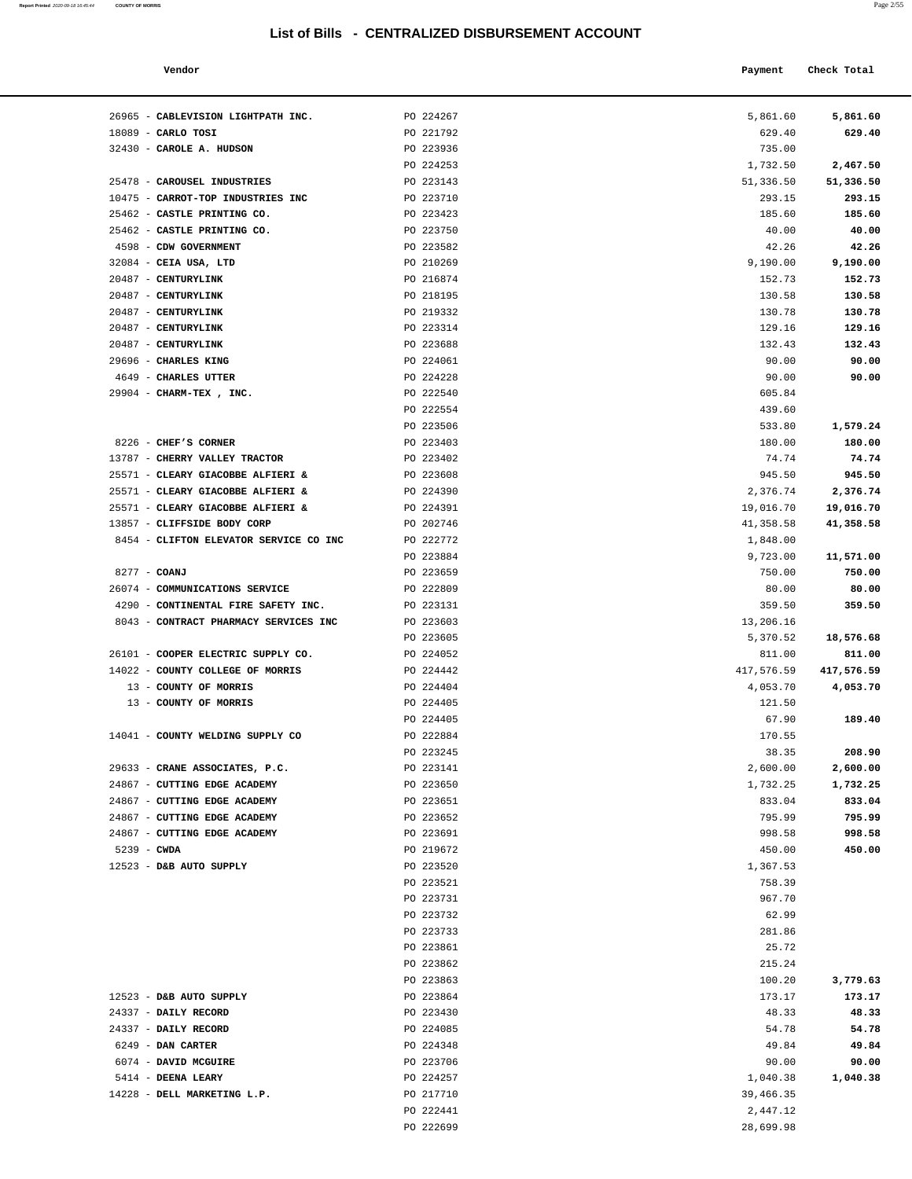# List of Bills - CENTRALIZED DISBURSEMENT ACCOUNT

| Vendor | | Payment | Check Total |
|---|---|---|---|
| 26965 - **CABLEVISION LIGHTPATH INC.** | PO 224267 | 5,861.60 | **5,861.60** |
| 18089 - **CARLO TOSI** | PO 221792 | 629.40 | **629.40** |
| 32430 - **CAROLE A. HUDSON** | PO 223936 | 735.00 | |
| | PO 224253 | 1,732.50 | **2,467.50** |
| 25478 - **CAROUSEL INDUSTRIES** | PO 223143 | 51,336.50 | **51,336.50** |
| 10475 - **CARROT-TOP INDUSTRIES INC** | PO 223710 | 293.15 | **293.15** |
| 25462 - **CASTLE PRINTING CO.** | PO 223423 | 185.60 | **185.60** |
| 25462 - **CASTLE PRINTING CO.** | PO 223750 | 40.00 | **40.00** |
| 4598 - **CDW GOVERNMENT** | PO 223582 | 42.26 | **42.26** |
| 32084 - **CEIA USA, LTD** | PO 210269 | 9,190.00 | **9,190.00** |
| 20487 - **CENTURYLINK** | PO 216874 | 152.73 | **152.73** |
| 20487 - **CENTURYLINK** | PO 218195 | 130.58 | **130.58** |
| 20487 - **CENTURYLINK** | PO 219332 | 130.78 | **130.78** |
| 20487 - **CENTURYLINK** | PO 223314 | 129.16 | **129.16** |
| 20487 - **CENTURYLINK** | PO 223688 | 132.43 | **132.43** |
| 29696 - **CHARLES KING** | PO 224061 | 90.00 | **90.00** |
| 4649 - **CHARLES UTTER** | PO 224228 | 90.00 | **90.00** |
| 29904 - **CHARM-TEX , INC.** | PO 222540 | 605.84 | |
| | PO 222554 | 439.60 | |
| | PO 223506 | 533.80 | **1,579.24** |
| 8226 - **CHEF'S CORNER** | PO 223403 | 180.00 | **180.00** |
| 13787 - **CHERRY VALLEY TRACTOR** | PO 223402 | 74.74 | **74.74** |
| 25571 - **CLEARY GIACOBBE ALFIERI &** | PO 223608 | 945.50 | **945.50** |
| 25571 - **CLEARY GIACOBBE ALFIERI &** | PO 224390 | 2,376.74 | **2,376.74** |
| 25571 - **CLEARY GIACOBBE ALFIERI &** | PO 224391 | 19,016.70 | **19,016.70** |
| 13857 - **CLIFFSIDE BODY CORP** | PO 202746 | 41,358.58 | **41,358.58** |
| 8454 - **CLIFTON ELEVATOR SERVICE CO INC** | PO 222772 | 1,848.00 | |
| | PO 223884 | 9,723.00 | **11,571.00** |
| 8277 - **COANJ** | PO 223659 | 750.00 | **750.00** |
| 26074 - **COMMUNICATIONS SERVICE** | PO 222809 | 80.00 | **80.00** |
| 4290 - **CONTINENTAL FIRE SAFETY INC.** | PO 223131 | 359.50 | **359.50** |
| 8043 - **CONTRACT PHARMACY SERVICES INC** | PO 223603 | 13,206.16 | |
| | PO 223605 | 5,370.52 | **18,576.68** |
| 26101 - **COOPER ELECTRIC SUPPLY CO.** | PO 224052 | 811.00 | **811.00** |
| 14022 - **COUNTY COLLEGE OF MORRIS** | PO 224442 | 417,576.59 | **417,576.59** |
| 13 - **COUNTY OF MORRIS** | PO 224404 | 4,053.70 | **4,053.70** |
| 13 - **COUNTY OF MORRIS** | PO 224405 | 121.50 | |
| | PO 224405 | 67.90 | **189.40** |
| 14041 - **COUNTY WELDING SUPPLY CO** | PO 222884 | 170.55 | |
| | PO 223245 | 38.35 | **208.90** |
| 29633 - **CRANE ASSOCIATES, P.C.** | PO 223141 | 2,600.00 | **2,600.00** |
| 24867 - **CUTTING EDGE ACADEMY** | PO 223650 | 1,732.25 | **1,732.25** |
| 24867 - **CUTTING EDGE ACADEMY** | PO 223651 | 833.04 | **833.04** |
| 24867 - **CUTTING EDGE ACADEMY** | PO 223652 | 795.99 | **795.99** |
| 24867 - **CUTTING EDGE ACADEMY** | PO 223691 | 998.58 | **998.58** |
| 5239 - **CWDA** | PO 219672 | 450.00 | **450.00** |
| 12523 - **D&B AUTO SUPPLY** | PO 223520 | 1,367.53 | |
| | PO 223521 | 758.39 | |
| | PO 223731 | 967.70 | |
| | PO 223732 | 62.99 | |
| | PO 223733 | 281.86 | |
| | PO 223861 | 25.72 | |
| | PO 223862 | 215.24 | |
| | PO 223863 | 100.20 | **3,779.63** |
| 12523 - **D&B AUTO SUPPLY** | PO 223864 | 173.17 | **173.17** |
| 24337 - **DAILY RECORD** | PO 223430 | 48.33 | **48.33** |
| 24337 - **DAILY RECORD** | PO 224085 | 54.78 | **54.78** |
| 6249 - **DAN CARTER** | PO 224348 | 49.84 | **49.84** |
| 6074 - **DAVID MCGUIRE** | PO 223706 | 90.00 | **90.00** |
| 5414 - **DEENA LEARY** | PO 224257 | 1,040.38 | **1,040.38** |
| 14228 - **DELL MARKETING L.P.** | PO 217710 | 39,466.35 | |
| | PO 222441 | 2,447.12 | |
| | PO 222699 | 28,699.98 | |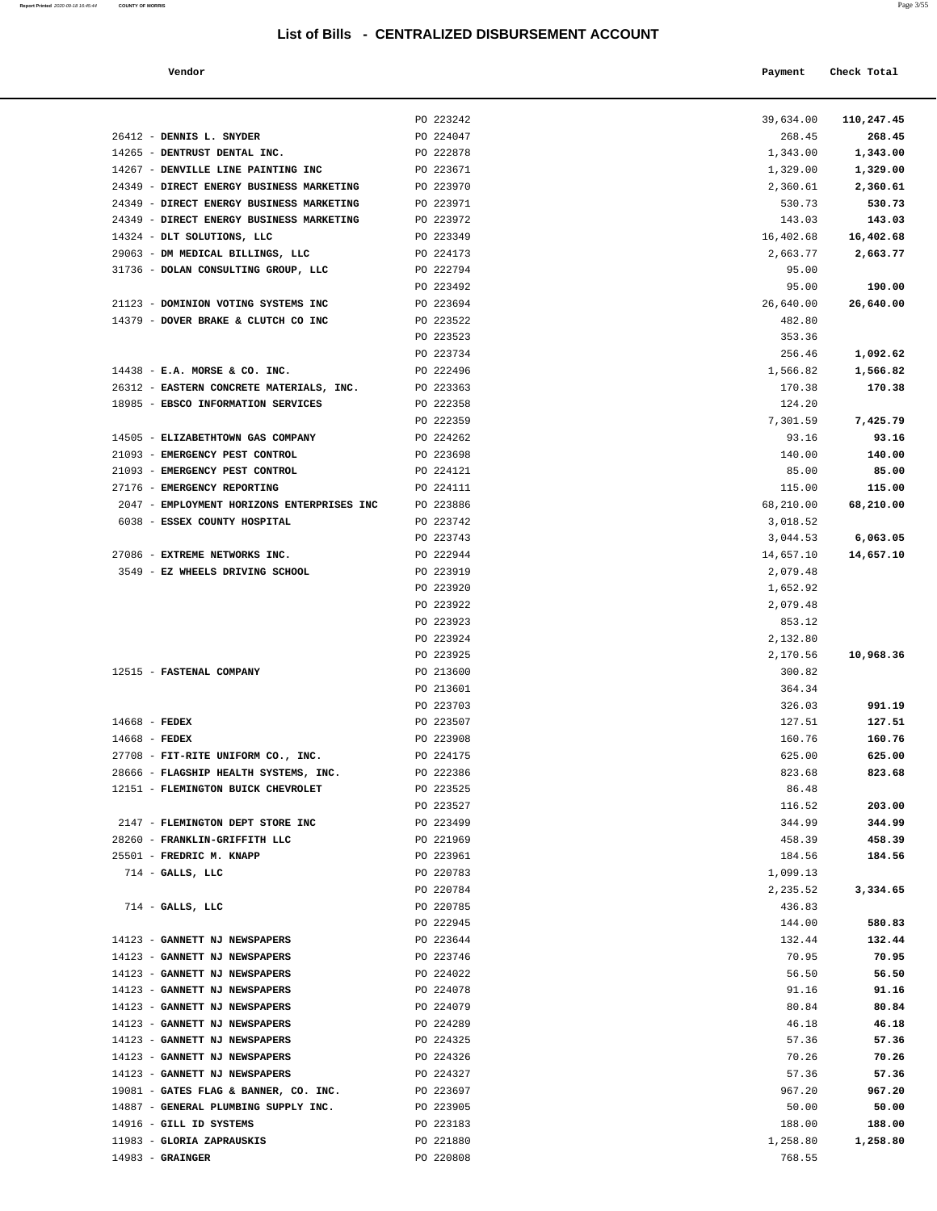# List of Bills - CENTRALIZED DISBURSEMENT ACCOUNT

| Vendor | | Payment | Check Total |
|---|---|---|---|
| | PO 223242 | 39,634.00 | **110,247.45** |
| 26412 - **DENNIS L. SNYDER** | PO 224047 | 268.45 | **268.45** |
| 14265 - **DENTRUST DENTAL INC.** | PO 222878 | 1,343.00 | **1,343.00** |
| 14267 - **DENVILLE LINE PAINTING INC** | PO 223671 | 1,329.00 | **1,329.00** |
| 24349 - **DIRECT ENERGY BUSINESS MARKETING** | PO 223970 | 2,360.61 | **2,360.61** |
| 24349 - **DIRECT ENERGY BUSINESS MARKETING** | PO 223971 | 530.73 | **530.73** |
| 24349 - **DIRECT ENERGY BUSINESS MARKETING** | PO 223972 | 143.03 | **143.03** |
| 14324 - **DLT SOLUTIONS, LLC** | PO 223349 | 16,402.68 | **16,402.68** |
| 29063 - **DM MEDICAL BILLINGS, LLC** | PO 224173 | 2,663.77 | **2,663.77** |
| 31736 - **DOLAN CONSULTING GROUP, LLC** | PO 222794 | 95.00 | |
| | PO 223492 | 95.00 | **190.00** |
| 21123 - **DOMINION VOTING SYSTEMS INC** | PO 223694 | 26,640.00 | **26,640.00** |
| 14379 - **DOVER BRAKE & CLUTCH CO INC** | PO 223522 | 482.80 | |
| | PO 223523 | 353.36 | |
| | PO 223734 | 256.46 | **1,092.62** |
| 14438 - **E.A. MORSE & CO. INC.** | PO 222496 | 1,566.82 | **1,566.82** |
| 26312 - **EASTERN CONCRETE MATERIALS, INC.** | PO 223363 | 170.38 | **170.38** |
| 18985 - **EBSCO INFORMATION SERVICES** | PO 222358 | 124.20 | |
| | PO 222359 | 7,301.59 | **7,425.79** |
| 14505 - **ELIZABETHTOWN GAS COMPANY** | PO 224262 | 93.16 | **93.16** |
| 21093 - **EMERGENCY PEST CONTROL** | PO 223698 | 140.00 | **140.00** |
| 21093 - **EMERGENCY PEST CONTROL** | PO 224121 | 85.00 | **85.00** |
| 27176 - **EMERGENCY REPORTING** | PO 224111 | 115.00 | **115.00** |
| 2047 - **EMPLOYMENT HORIZONS ENTERPRISES INC** | PO 223886 | 68,210.00 | **68,210.00** |
| 6038 - **ESSEX COUNTY HOSPITAL** | PO 223742 | 3,018.52 | |
| | PO 223743 | 3,044.53 | **6,063.05** |
| 27086 - **EXTREME NETWORKS INC.** | PO 222944 | 14,657.10 | **14,657.10** |
| 3549 - **EZ WHEELS DRIVING SCHOOL** | PO 223919 | 2,079.48 | |
| | PO 223920 | 1,652.92 | |
| | PO 223922 | 2,079.48 | |
| | PO 223923 | 853.12 | |
| | PO 223924 | 2,132.80 | |
| | PO 223925 | 2,170.56 | **10,968.36** |
| 12515 - **FASTENAL COMPANY** | PO 213600 | 300.82 | |
| | PO 213601 | 364.34 | |
| | PO 223703 | 326.03 | **991.19** |
| 14668 - **FEDEX** | PO 223507 | 127.51 | **127.51** |
| 14668 - **FEDEX** | PO 223908 | 160.76 | **160.76** |
| 27708 - **FIT-RITE UNIFORM CO., INC.** | PO 224175 | 625.00 | **625.00** |
| 28666 - **FLAGSHIP HEALTH SYSTEMS, INC.** | PO 222386 | 823.68 | **823.68** |
| 12151 - **FLEMINGTON BUICK CHEVROLET** | PO 223525 | 86.48 | |
| | PO 223527 | 116.52 | **203.00** |
| 2147 - **FLEMINGTON DEPT STORE INC** | PO 223499 | 344.99 | **344.99** |
| 28260 - **FRANKLIN-GRIFFITH LLC** | PO 221969 | 458.39 | **458.39** |
| 25501 - **FREDRIC M. KNAPP** | PO 223961 | 184.56 | **184.56** |
| 714 - **GALLS, LLC** | PO 220783 | 1,099.13 | |
| | PO 220784 | 2,235.52 | **3,334.65** |
| 714 - **GALLS, LLC** | PO 220785 | 436.83 | |
| | PO 222945 | 144.00 | **580.83** |
| 14123 - **GANNETT NJ NEWSPAPERS** | PO 223644 | 132.44 | **132.44** |
| 14123 - **GANNETT NJ NEWSPAPERS** | PO 223746 | 70.95 | **70.95** |
| 14123 - **GANNETT NJ NEWSPAPERS** | PO 224022 | 56.50 | **56.50** |
| 14123 - **GANNETT NJ NEWSPAPERS** | PO 224078 | 91.16 | **91.16** |
| 14123 - **GANNETT NJ NEWSPAPERS** | PO 224079 | 80.84 | **80.84** |
| 14123 - **GANNETT NJ NEWSPAPERS** | PO 224289 | 46.18 | **46.18** |
| 14123 - **GANNETT NJ NEWSPAPERS** | PO 224325 | 57.36 | **57.36** |
| 14123 - **GANNETT NJ NEWSPAPERS** | PO 224326 | 70.26 | **70.26** |
| 14123 - **GANNETT NJ NEWSPAPERS** | PO 224327 | 57.36 | **57.36** |
| 19081 - **GATES FLAG & BANNER, CO. INC.** | PO 223697 | 967.20 | **967.20** |
| 14887 - **GENERAL PLUMBING SUPPLY INC.** | PO 223905 | 50.00 | **50.00** |
| 14916 - **GILL ID SYSTEMS** | PO 223183 | 188.00 | **188.00** |
| 11983 - **GLORIA ZAPRAUSKIS** | PO 221880 | 1,258.80 | **1,258.80** |
| 14983 - **GRAINGER** | PO 220808 | 768.55 | |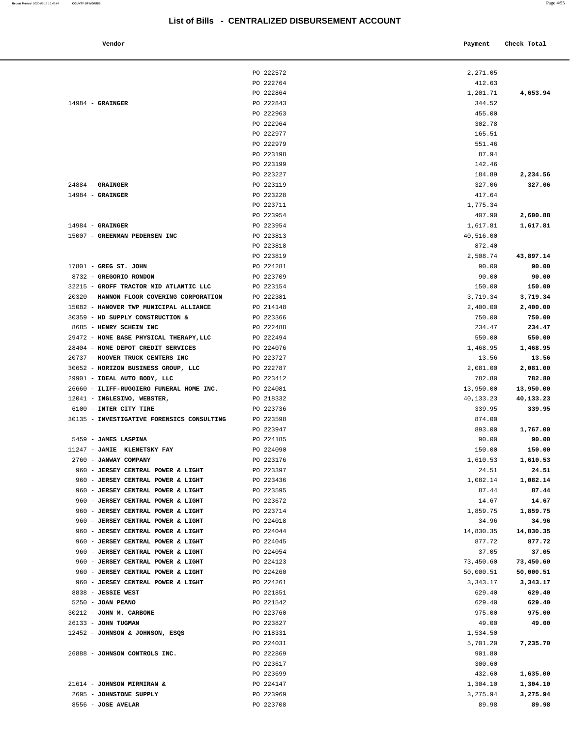## List of Bills - CENTRALIZED DISBURSEMENT ACCOUNT

| Vendor | | Payment | Check Total |
|---|---|---|---|
| | PO 222572 | 2,271.05 | |
| | PO 222764 | 412.63 | |
| | PO 222864 | 1,201.71 | **4,653.94** |
| 14984 - **GRAINGER** | PO 222843 | 344.52 | |
| | PO 222963 | 455.00 | |
| | PO 222964 | 302.78 | |
| | PO 222977 | 165.51 | |
| | PO 222979 | 551.46 | |
| | PO 223198 | 87.94 | |
| | PO 223199 | 142.46 | |
| | PO 223227 | 184.89 | **2,234.56** |
| 24884 - **GRAINGER** | PO 223119 | 327.06 | **327.06** |
| 14984 - **GRAINGER** | PO 223228 | 417.64 | |
| | PO 223711 | 1,775.34 | |
| | PO 223954 | 407.90 | **2,600.88** |
| 14984 - **GRAINGER** | PO 223954 | 1,617.81 | **1,617.81** |
| 15007 - **GREENMAN PEDERSEN INC** | PO 223813 | 40,516.00 | |
| | PO 223818 | 872.40 | |
| | PO 223819 | 2,508.74 | **43,897.14** |
| 17801 - **GREG ST. JOHN** | PO 224281 | 90.00 | **90.00** |
| 8732 - **GREGORIO RONDON** | PO 223709 | 90.00 | **90.00** |
| 32215 - **GROFF TRACTOR MID ATLANTIC LLC** | PO 223154 | 150.00 | **150.00** |
| 20320 - **HANNON FLOOR COVERING CORPORATION** | PO 222381 | 3,719.34 | **3,719.34** |
| 15082 - **HANOVER TWP MUNICIPAL ALLIANCE** | PO 214148 | 2,400.00 | **2,400.00** |
| 30359 - **HD SUPPLY CONSTRUCTION &** | PO 223366 | 750.00 | **750.00** |
| 8685 - **HENRY SCHEIN INC** | PO 222488 | 234.47 | **234.47** |
| 29472 - **HOME BASE PHYSICAL THERAPY,LLC** | PO 222494 | 550.00 | **550.00** |
| 28404 - **HOME DEPOT CREDIT SERVICES** | PO 224076 | 1,468.95 | **1,468.95** |
| 20737 - **HOOVER TRUCK CENTERS INC** | PO 223727 | 13.56 | **13.56** |
| 30652 - **HORIZON BUSINESS GROUP, LLC** | PO 222787 | 2,081.00 | **2,081.00** |
| 29901 - **IDEAL AUTO BODY, LLC** | PO 223412 | 782.80 | **782.80** |
| 26660 - **ILIFF-RUGGIERO FUNERAL HOME INC.** | PO 224081 | 13,950.00 | **13,950.00** |
| 12041 - **INGLESINO, WEBSTER,** | PO 218332 | 40,133.23 | **40,133.23** |
| 6100 - **INTER CITY TIRE** | PO 223736 | 339.95 | **339.95** |
| 30135 - **INVESTIGATIVE FORENSICS CONSULTING** | PO 223598 | 874.00 | |
| | PO 223947 | 893.00 | **1,767.00** |
| 5459 - **JAMES LASPINA** | PO 224185 | 90.00 | **90.00** |
| 11247 - **JAMIE KLENETSKY FAY** | PO 224090 | 150.00 | **150.00** |
| 2760 - **JANWAY COMPANY** | PO 223176 | 1,610.53 | **1,610.53** |
| 960 - **JERSEY CENTRAL POWER & LIGHT** | PO 223397 | 24.51 | **24.51** |
| 960 - **JERSEY CENTRAL POWER & LIGHT** | PO 223436 | 1,082.14 | **1,082.14** |
| 960 - **JERSEY CENTRAL POWER & LIGHT** | PO 223595 | 87.44 | **87.44** |
| 960 - **JERSEY CENTRAL POWER & LIGHT** | PO 223672 | 14.67 | **14.67** |
| 960 - **JERSEY CENTRAL POWER & LIGHT** | PO 223714 | 1,859.75 | **1,859.75** |
| 960 - **JERSEY CENTRAL POWER & LIGHT** | PO 224018 | 34.96 | **34.96** |
| 960 - **JERSEY CENTRAL POWER & LIGHT** | PO 224044 | 14,830.35 | **14,830.35** |
| 960 - **JERSEY CENTRAL POWER & LIGHT** | PO 224045 | 877.72 | **877.72** |
| 960 - **JERSEY CENTRAL POWER & LIGHT** | PO 224054 | 37.05 | **37.05** |
| 960 - **JERSEY CENTRAL POWER & LIGHT** | PO 224123 | 73,450.60 | **73,450.60** |
| 960 - **JERSEY CENTRAL POWER & LIGHT** | PO 224260 | 50,000.51 | **50,000.51** |
| 960 - **JERSEY CENTRAL POWER & LIGHT** | PO 224261 | 3,343.17 | **3,343.17** |
| 8838 - **JESSIE WEST** | PO 221851 | 629.40 | **629.40** |
| 5250 - **JOAN PEANO** | PO 221542 | 629.40 | **629.40** |
| 30212 - **JOHN M. CARBONE** | PO 223760 | 975.00 | **975.00** |
| 26133 - **JOHN TUGMAN** | PO 223827 | 49.00 | **49.00** |
| 12452 - **JOHNSON & JOHNSON, ESQS** | PO 218331 | 1,534.50 | |
| | PO 224031 | 5,701.20 | **7,235.70** |
| 26888 - **JOHNSON CONTROLS INC.** | PO 222869 | 901.80 | |
| | PO 223617 | 300.60 | |
| | PO 223699 | 432.60 | **1,635.00** |
| 21614 - **JOHNSON MIRMIRAN &** | PO 224147 | 1,304.10 | **1,304.10** |
| 2695 - **JOHNSTONE SUPPLY** | PO 223969 | 3,275.94 | **3,275.94** |
| 8556 - **JOSE AVELAR** | PO 223708 | 89.98 | **89.98** |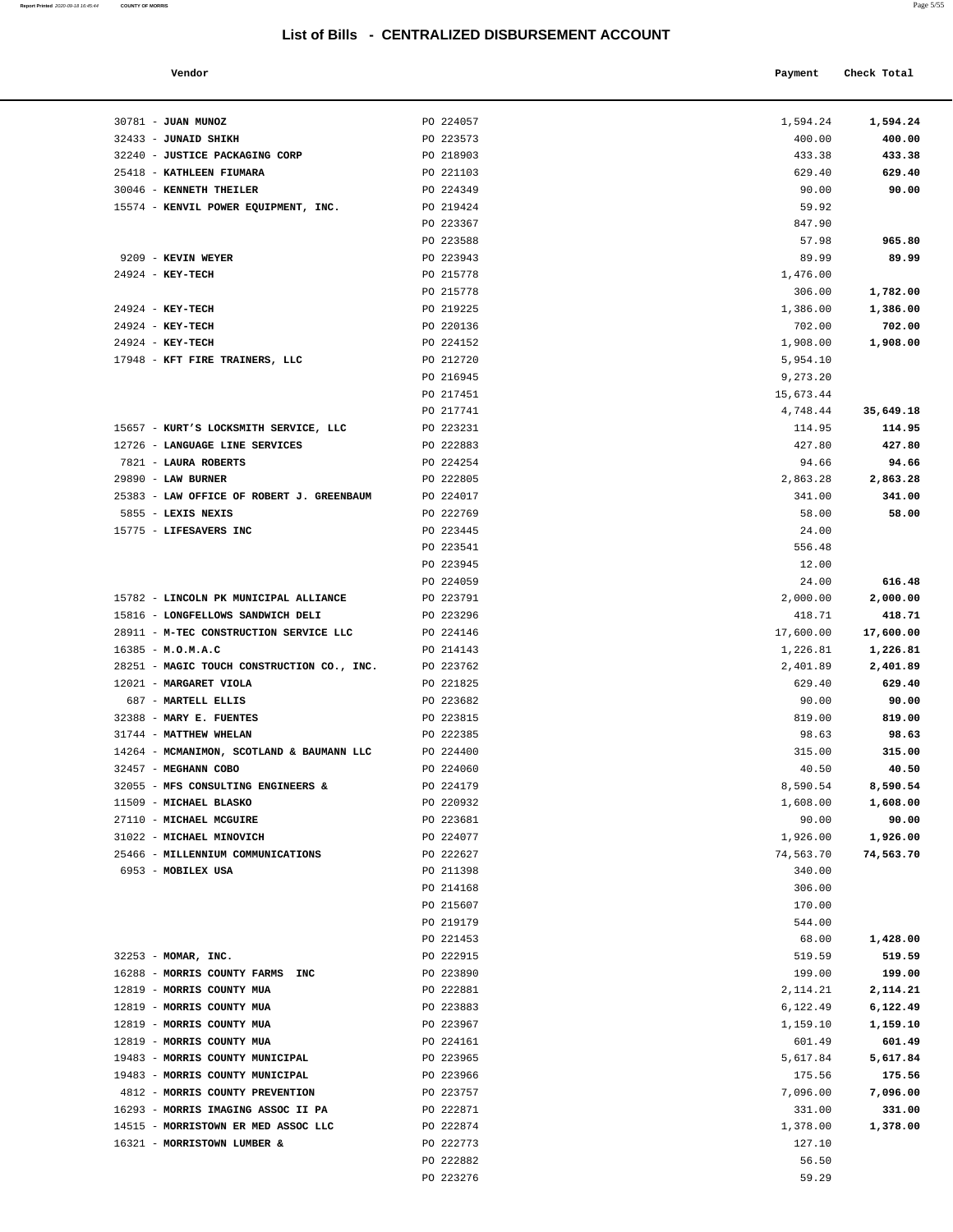# List of Bills - CENTRALIZED DISBURSEMENT ACCOUNT

| Vendor | | Payment | Check Total |
|---|---|---|---|
| 30781 - **JUAN MUNOZ** | PO 224057 | 1,594.24 | **1,594.24** |
| 32433 - **JUNAID SHIKH** | PO 223573 | 400.00 | **400.00** |
| 32240 - **JUSTICE PACKAGING CORP** | PO 218903 | 433.38 | **433.38** |
| 25418 - **KATHLEEN FIUMARA** | PO 221103 | 629.40 | **629.40** |
| 30046 - **KENNETH THEILER** | PO 224349 | 90.00 | **90.00** |
| 15574 - **KENVIL POWER EQUIPMENT, INC.** | PO 219424 | 59.92 | |
| | PO 223367 | 847.90 | |
| | PO 223588 | 57.98 | **965.80** |
| 9209 - **KEVIN WEYER** | PO 223943 | 89.99 | **89.99** |
| 24924 - **KEY-TECH** | PO 215778 | 1,476.00 | |
| | PO 215778 | 306.00 | **1,782.00** |
| 24924 - **KEY-TECH** | PO 219225 | 1,386.00 | **1,386.00** |
| 24924 - **KEY-TECH** | PO 220136 | 702.00 | **702.00** |
| 24924 - **KEY-TECH** | PO 224152 | 1,908.00 | **1,908.00** |
| 17948 - **KFT FIRE TRAINERS, LLC** | PO 212720 | 5,954.10 | |
| | PO 216945 | 9,273.20 | |
| | PO 217451 | 15,673.44 | |
| | PO 217741 | 4,748.44 | **35,649.18** |
| 15657 - **KURT'S LOCKSMITH SERVICE, LLC** | PO 223231 | 114.95 | **114.95** |
| 12726 - **LANGUAGE LINE SERVICES** | PO 222883 | 427.80 | **427.80** |
| 7821 - **LAURA ROBERTS** | PO 224254 | 94.66 | **94.66** |
| 29890 - **LAW BURNER** | PO 222805 | 2,863.28 | **2,863.28** |
| 25383 - **LAW OFFICE OF ROBERT J. GREENBAUM** | PO 224017 | 341.00 | **341.00** |
| 5855 - **LEXIS NEXIS** | PO 222769 | 58.00 | **58.00** |
| 15775 - **LIFESAVERS INC** | PO 223445 | 24.00 | |
| | PO 223541 | 556.48 | |
| | PO 223945 | 12.00 | |
| | PO 224059 | 24.00 | **616.48** |
| 15782 - **LINCOLN PK MUNICIPAL ALLIANCE** | PO 223791 | 2,000.00 | **2,000.00** |
| 15816 - **LONGFELLOWS SANDWICH DELI** | PO 223296 | 418.71 | **418.71** |
| 28911 - **M-TEC CONSTRUCTION SERVICE LLC** | PO 224146 | 17,600.00 | **17,600.00** |
| 16385 - **M.O.M.A.C** | PO 214143 | 1,226.81 | **1,226.81** |
| 28251 - **MAGIC TOUCH CONSTRUCTION CO., INC.** | PO 223762 | 2,401.89 | **2,401.89** |
| 12021 - **MARGARET VIOLA** | PO 221825 | 629.40 | **629.40** |
| 687 - **MARTELL ELLIS** | PO 223682 | 90.00 | **90.00** |
| 32388 - **MARY E. FUENTES** | PO 223815 | 819.00 | **819.00** |
| 31744 - **MATTHEW WHELAN** | PO 222385 | 98.63 | **98.63** |
| 14264 - **MCMANIMON, SCOTLAND & BAUMANN LLC** | PO 224400 | 315.00 | **315.00** |
| 32457 - **MEGHANN COBO** | PO 224060 | 40.50 | **40.50** |
| 32055 - **MFS CONSULTING ENGINEERS &** | PO 224179 | 8,590.54 | **8,590.54** |
| 11509 - **MICHAEL BLASKO** | PO 220932 | 1,608.00 | **1,608.00** |
| 27110 - **MICHAEL MCGUIRE** | PO 223681 | 90.00 | **90.00** |
| 31022 - **MICHAEL MINOVICH** | PO 224077 | 1,926.00 | **1,926.00** |
| 25466 - **MILLENNIUM COMMUNICATIONS** | PO 222627 | 74,563.70 | **74,563.70** |
| 6953 - **MOBILEX USA** | PO 211398 | 340.00 | |
| | PO 214168 | 306.00 | |
| | PO 215607 | 170.00 | |
| | PO 219179 | 544.00 | |
| | PO 221453 | 68.00 | **1,428.00** |
| 32253 - **MOMAR, INC.** | PO 222915 | 519.59 | **519.59** |
| 16288 - **MORRIS COUNTY FARMS INC** | PO 223890 | 199.00 | **199.00** |
| 12819 - **MORRIS COUNTY MUA** | PO 222881 | 2,114.21 | **2,114.21** |
| 12819 - **MORRIS COUNTY MUA** | PO 223883 | 6,122.49 | **6,122.49** |
| 12819 - **MORRIS COUNTY MUA** | PO 223967 | 1,159.10 | **1,159.10** |
| 12819 - **MORRIS COUNTY MUA** | PO 224161 | 601.49 | **601.49** |
| 19483 - **MORRIS COUNTY MUNICIPAL** | PO 223965 | 5,617.84 | **5,617.84** |
| 19483 - **MORRIS COUNTY MUNICIPAL** | PO 223966 | 175.56 | **175.56** |
| 4812 - **MORRIS COUNTY PREVENTION** | PO 223757 | 7,096.00 | **7,096.00** |
| 16293 - **MORRIS IMAGING ASSOC II PA** | PO 222871 | 331.00 | **331.00** |
| 14515 - **MORRISTOWN ER MED ASSOC LLC** | PO 222874 | 1,378.00 | **1,378.00** |
| 16321 - **MORRISTOWN LUMBER &** | PO 222773 | 127.10 | |
| | PO 222882 | 56.50 | |
| | PO 223276 | 59.29 | |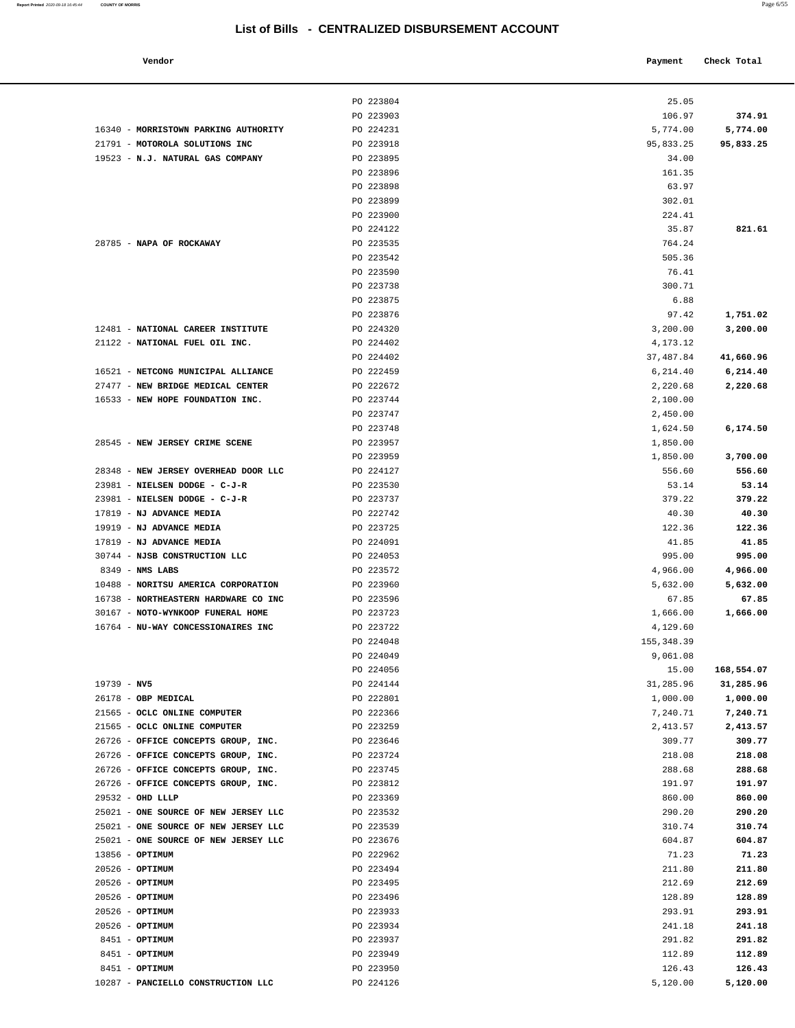## List of Bills - CENTRALIZED DISBURSEMENT ACCOUNT

| Vendor | | Payment | Check Total |
|---|---|---|---|
| | PO 223804 | 25.05 | |
| | PO 223903 | 106.97 | **374.91** |
| 16340 - **MORRISTOWN PARKING AUTHORITY** | PO 224231 | 5,774.00 | **5,774.00** |
| 21791 - **MOTOROLA SOLUTIONS INC** | PO 223918 | 95,833.25 | **95,833.25** |
| 19523 - **N.J. NATURAL GAS COMPANY** | PO 223895 | 34.00 | |
| | PO 223896 | 161.35 | |
| | PO 223898 | 63.97 | |
| | PO 223899 | 302.01 | |
| | PO 223900 | 224.41 | |
| | PO 224122 | 35.87 | **821.61** |
| 28785 - **NAPA OF ROCKAWAY** | PO 223535 | 764.24 | |
| | PO 223542 | 505.36 | |
| | PO 223590 | 76.41 | |
| | PO 223738 | 300.71 | |
| | PO 223875 | 6.88 | |
| | PO 223876 | 97.42 | **1,751.02** |
| 12481 - **NATIONAL CAREER INSTITUTE** | PO 224320 | 3,200.00 | **3,200.00** |
| 21122 - **NATIONAL FUEL OIL INC.** | PO 224402 | 4,173.12 | |
| | PO 224402 | 37,487.84 | **41,660.96** |
| 16521 - **NETCONG MUNICIPAL ALLIANCE** | PO 222459 | 6,214.40 | **6,214.40** |
| 27477 - **NEW BRIDGE MEDICAL CENTER** | PO 222672 | 2,220.68 | **2,220.68** |
| 16533 - **NEW HOPE FOUNDATION INC.** | PO 223744 | 2,100.00 | |
| | PO 223747 | 2,450.00 | |
| | PO 223748 | 1,624.50 | **6,174.50** |
| 28545 - **NEW JERSEY CRIME SCENE** | PO 223957 | 1,850.00 | |
| | PO 223959 | 1,850.00 | **3,700.00** |
| 28348 - **NEW JERSEY OVERHEAD DOOR LLC** | PO 224127 | 556.60 | **556.60** |
| 23981 - **NIELSEN DODGE - C-J-R** | PO 223530 | 53.14 | **53.14** |
| 23981 - **NIELSEN DODGE - C-J-R** | PO 223737 | 379.22 | **379.22** |
| 17819 - **NJ ADVANCE MEDIA** | PO 222742 | 40.30 | **40.30** |
| 19919 - **NJ ADVANCE MEDIA** | PO 223725 | 122.36 | **122.36** |
| 17819 - **NJ ADVANCE MEDIA** | PO 224091 | 41.85 | **41.85** |
| 30744 - **NJSB CONSTRUCTION LLC** | PO 224053 | 995.00 | **995.00** |
| 8349 - **NMS LABS** | PO 223572 | 4,966.00 | **4,966.00** |
| 10488 - **NORITSU AMERICA CORPORATION** | PO 223960 | 5,632.00 | **5,632.00** |
| 16738 - **NORTHEASTERN HARDWARE CO INC** | PO 223596 | 67.85 | **67.85** |
| 30167 - **NOTO-WYNKOOP FUNERAL HOME** | PO 223723 | 1,666.00 | **1,666.00** |
| 16764 - **NU-WAY CONCESSIONAIRES INC** | PO 223722 | 4,129.60 | |
| | PO 224048 | 155,348.39 | |
| | PO 224049 | 9,061.08 | |
| | PO 224056 | 15.00 | **168,554.07** |
| 19739 - **NV5** | PO 224144 | 31,285.96 | **31,285.96** |
| 26178 - **OBP MEDICAL** | PO 222801 | 1,000.00 | **1,000.00** |
| 21565 - **OCLC ONLINE COMPUTER** | PO 222366 | 7,240.71 | **7,240.71** |
| 21565 - **OCLC ONLINE COMPUTER** | PO 223259 | 2,413.57 | **2,413.57** |
| 26726 - **OFFICE CONCEPTS GROUP, INC.** | PO 223646 | 309.77 | **309.77** |
| 26726 - **OFFICE CONCEPTS GROUP, INC.** | PO 223724 | 218.08 | **218.08** |
| 26726 - **OFFICE CONCEPTS GROUP, INC.** | PO 223745 | 288.68 | **288.68** |
| 26726 - **OFFICE CONCEPTS GROUP, INC.** | PO 223812 | 191.97 | **191.97** |
| 29532 - **OHD LLLP** | PO 223369 | 860.00 | **860.00** |
| 25021 - **ONE SOURCE OF NEW JERSEY LLC** | PO 223532 | 290.20 | **290.20** |
| 25021 - **ONE SOURCE OF NEW JERSEY LLC** | PO 223539 | 310.74 | **310.74** |
| 25021 - **ONE SOURCE OF NEW JERSEY LLC** | PO 223676 | 604.87 | **604.87** |
| 13856 - **OPTIMUM** | PO 222962 | 71.23 | **71.23** |
| 20526 - **OPTIMUM** | PO 223494 | 211.80 | **211.80** |
| 20526 - **OPTIMUM** | PO 223495 | 212.69 | **212.69** |
| 20526 - **OPTIMUM** | PO 223496 | 128.89 | **128.89** |
| 20526 - **OPTIMUM** | PO 223933 | 293.91 | **293.91** |
| 20526 - **OPTIMUM** | PO 223934 | 241.18 | **241.18** |
| 8451 - **OPTIMUM** | PO 223937 | 291.82 | **291.82** |
| 8451 - **OPTIMUM** | PO 223949 | 112.89 | **112.89** |
| 8451 - **OPTIMUM** | PO 223950 | 126.43 | **126.43** |
| 10287 - **PANCIELLO CONSTRUCTION LLC** | PO 224126 | 5,120.00 | **5,120.00** |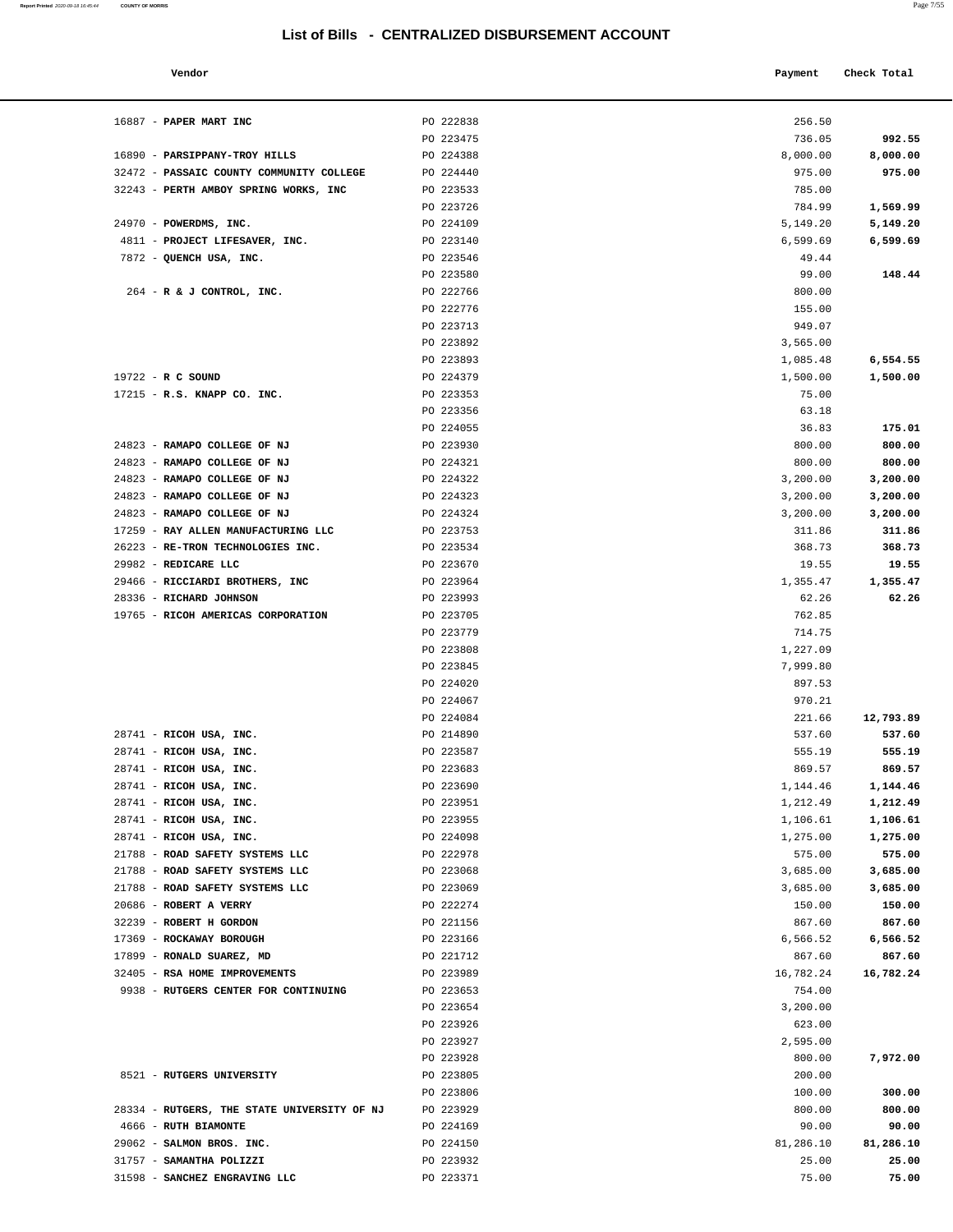## List of Bills - CENTRALIZED DISBURSEMENT ACCOUNT

| Vendor | | Payment | Check Total |
|---|---|---|---|
| 16887 - **PAPER MART INC** | PO 222838 | 256.50 | |
| | PO 223475 | 736.05 | **992.55** |
| 16890 - **PARSIPPANY-TROY HILLS** | PO 224388 | 8,000.00 | **8,000.00** |
| 32472 - **PASSAIC COUNTY COMMUNITY COLLEGE** | PO 224440 | 975.00 | **975.00** |
| 32243 - **PERTH AMBOY SPRING WORKS, INC** | PO 223533 | 785.00 | |
| | PO 223726 | 784.99 | **1,569.99** |
| 24970 - **POWERDMS, INC.** | PO 224109 | 5,149.20 | **5,149.20** |
| 4811 - **PROJECT LIFESAVER, INC.** | PO 223140 | 6,599.69 | **6,599.69** |
| 7872 - **QUENCH USA, INC.** | PO 223546 | 49.44 | |
| | PO 223580 | 99.00 | **148.44** |
| 264 - **R & J CONTROL, INC.** | PO 222766 | 800.00 | |
| | PO 222776 | 155.00 | |
| | PO 223713 | 949.07 | |
| | PO 223892 | 3,565.00 | |
| | PO 223893 | 1,085.48 | **6,554.55** |
| 19722 - **R C SOUND** | PO 224379 | 1,500.00 | **1,500.00** |
| 17215 - **R.S. KNAPP CO. INC.** | PO 223353 | 75.00 | |
| | PO 223356 | 63.18 | |
| | PO 224055 | 36.83 | **175.01** |
| 24823 - **RAMAPO COLLEGE OF NJ** | PO 223930 | 800.00 | **800.00** |
| 24823 - **RAMAPO COLLEGE OF NJ** | PO 224321 | 800.00 | **800.00** |
| 24823 - **RAMAPO COLLEGE OF NJ** | PO 224322 | 3,200.00 | **3,200.00** |
| 24823 - **RAMAPO COLLEGE OF NJ** | PO 224323 | 3,200.00 | **3,200.00** |
| 24823 - **RAMAPO COLLEGE OF NJ** | PO 224324 | 3,200.00 | **3,200.00** |
| 17259 - **RAY ALLEN MANUFACTURING LLC** | PO 223753 | 311.86 | **311.86** |
| 26223 - **RE-TRON TECHNOLOGIES INC.** | PO 223534 | 368.73 | **368.73** |
| 29982 - **REDICARE LLC** | PO 223670 | 19.55 | **19.55** |
| 29466 - **RICCIARDI BROTHERS, INC** | PO 223964 | 1,355.47 | **1,355.47** |
| 28336 - **RICHARD JOHNSON** | PO 223993 | 62.26 | **62.26** |
| 19765 - **RICOH AMERICAS CORPORATION** | PO 223705 | 762.85 | |
| | PO 223779 | 714.75 | |
| | PO 223808 | 1,227.09 | |
| | PO 223845 | 7,999.80 | |
| | PO 224020 | 897.53 | |
| | PO 224067 | 970.21 | |
| | PO 224084 | 221.66 | **12,793.89** |
| 28741 - **RICOH USA, INC.** | PO 214890 | 537.60 | **537.60** |
| 28741 - **RICOH USA, INC.** | PO 223587 | 555.19 | **555.19** |
| 28741 - **RICOH USA, INC.** | PO 223683 | 869.57 | **869.57** |
| 28741 - **RICOH USA, INC.** | PO 223690 | 1,144.46 | **1,144.46** |
| 28741 - **RICOH USA, INC.** | PO 223951 | 1,212.49 | **1,212.49** |
| 28741 - **RICOH USA, INC.** | PO 223955 | 1,106.61 | **1,106.61** |
| 28741 - **RICOH USA, INC.** | PO 224098 | 1,275.00 | **1,275.00** |
| 21788 - **ROAD SAFETY SYSTEMS LLC** | PO 222978 | 575.00 | **575.00** |
| 21788 - **ROAD SAFETY SYSTEMS LLC** | PO 223068 | 3,685.00 | **3,685.00** |
| 21788 - **ROAD SAFETY SYSTEMS LLC** | PO 223069 | 3,685.00 | **3,685.00** |
| 20686 - **ROBERT A VERRY** | PO 222274 | 150.00 | **150.00** |
| 32239 - **ROBERT H GORDON** | PO 221156 | 867.60 | **867.60** |
| 17369 - **ROCKAWAY BOROUGH** | PO 223166 | 6,566.52 | **6,566.52** |
| 17899 - **RONALD SUAREZ, MD** | PO 221712 | 867.60 | **867.60** |
| 32405 - **RSA HOME IMPROVEMENTS** | PO 223989 | 16,782.24 | **16,782.24** |
| 9938 - **RUTGERS CENTER FOR CONTINUING** | PO 223653 | 754.00 | |
| | PO 223654 | 3,200.00 | |
| | PO 223926 | 623.00 | |
| | PO 223927 | 2,595.00 | |
| | PO 223928 | 800.00 | **7,972.00** |
| 8521 - **RUTGERS UNIVERSITY** | PO 223805 | 200.00 | |
| | PO 223806 | 100.00 | **300.00** |
| 28334 - **RUTGERS, THE STATE UNIVERSITY OF NJ** | PO 223929 | 800.00 | **800.00** |
| 4666 - **RUTH BIAMONTE** | PO 224169 | 90.00 | **90.00** |
| 29062 - **SALMON BROS. INC.** | PO 224150 | 81,286.10 | **81,286.10** |
| 31757 - **SAMANTHA POLIZZI** | PO 223932 | 25.00 | **25.00** |
| 31598 - **SANCHEZ ENGRAVING LLC** | PO 223371 | 75.00 | **75.00** |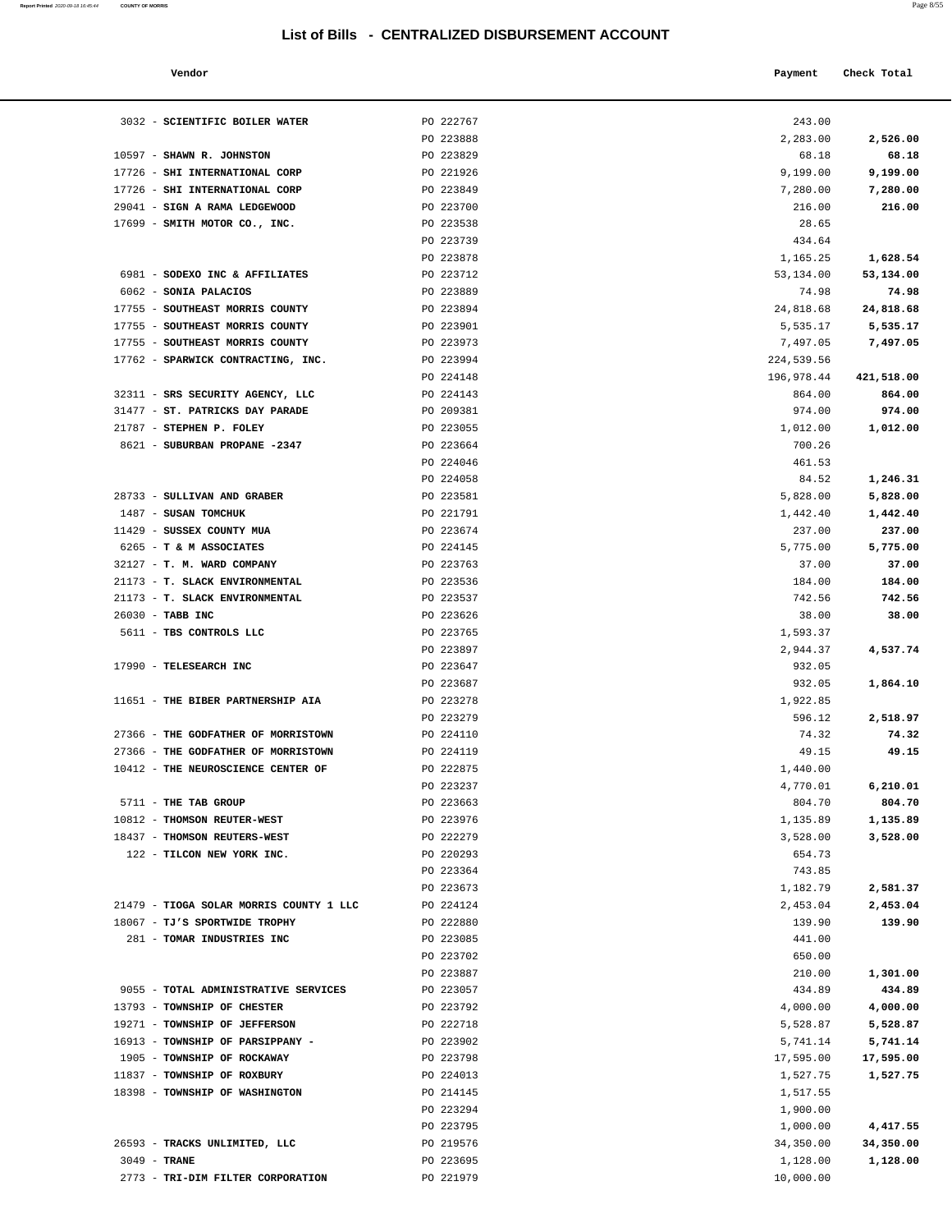# List of Bills - CENTRALIZED DISBURSEMENT ACCOUNT

| Vendor | | Payment | Check Total |
|---|---|---|---|
| 3032 - **SCIENTIFIC BOILER WATER** | PO 222767 | 243.00 | |
| | PO 223888 | 2,283.00 | **2,526.00** |
| 10597 - **SHAWN R. JOHNSTON** | PO 223829 | 68.18 | **68.18** |
| 17726 - **SHI INTERNATIONAL CORP** | PO 221926 | 9,199.00 | **9,199.00** |
| 17726 - **SHI INTERNATIONAL CORP** | PO 223849 | 7,280.00 | **7,280.00** |
| 29041 - **SIGN A RAMA LEDGEWOOD** | PO 223700 | 216.00 | **216.00** |
| 17699 - **SMITH MOTOR CO., INC.** | PO 223538 | 28.65 | |
| | PO 223739 | 434.64 | |
| | PO 223878 | 1,165.25 | **1,628.54** |
| 6981 - **SODEXO INC & AFFILIATES** | PO 223712 | 53,134.00 | **53,134.00** |
| 6062 - **SONIA PALACIOS** | PO 223889 | 74.98 | **74.98** |
| 17755 - **SOUTHEAST MORRIS COUNTY** | PO 223894 | 24,818.68 | **24,818.68** |
| 17755 - **SOUTHEAST MORRIS COUNTY** | PO 223901 | 5,535.17 | **5,535.17** |
| 17755 - **SOUTHEAST MORRIS COUNTY** | PO 223973 | 7,497.05 | **7,497.05** |
| 17762 - **SPARWICK CONTRACTING, INC.** | PO 223994 | 224,539.56 | |
| | PO 224148 | 196,978.44 | **421,518.00** |
| 32311 - **SRS SECURITY AGENCY, LLC** | PO 224143 | 864.00 | **864.00** |
| 31477 - **ST. PATRICKS DAY PARADE** | PO 209381 | 974.00 | **974.00** |
| 21787 - **STEPHEN P. FOLEY** | PO 223055 | 1,012.00 | **1,012.00** |
| 8621 - **SUBURBAN PROPANE -2347** | PO 223664 | 700.26 | |
| | PO 224046 | 461.53 | |
| | PO 224058 | 84.52 | **1,246.31** |
| 28733 - **SULLIVAN AND GRABER** | PO 223581 | 5,828.00 | **5,828.00** |
| 1487 - **SUSAN TOMCHUK** | PO 221791 | 1,442.40 | **1,442.40** |
| 11429 - **SUSSEX COUNTY MUA** | PO 223674 | 237.00 | **237.00** |
| 6265 - **T & M ASSOCIATES** | PO 224145 | 5,775.00 | **5,775.00** |
| 32127 - **T. M. WARD COMPANY** | PO 223763 | 37.00 | **37.00** |
| 21173 - **T. SLACK ENVIRONMENTAL** | PO 223536 | 184.00 | **184.00** |
| 21173 - **T. SLACK ENVIRONMENTAL** | PO 223537 | 742.56 | **742.56** |
| 26030 - **TABB INC** | PO 223626 | 38.00 | **38.00** |
| 5611 - **TBS CONTROLS LLC** | PO 223765 | 1,593.37 | |
| | PO 223897 | 2,944.37 | **4,537.74** |
| 17990 - **TELESEARCH INC** | PO 223647 | 932.05 | |
| | PO 223687 | 932.05 | **1,864.10** |
| 11651 - **THE BIBER PARTNERSHIP AIA** | PO 223278 | 1,922.85 | |
| | PO 223279 | 596.12 | **2,518.97** |
| 27366 - **THE GODFATHER OF MORRISTOWN** | PO 224110 | 74.32 | **74.32** |
| 27366 - **THE GODFATHER OF MORRISTOWN** | PO 224119 | 49.15 | **49.15** |
| 10412 - **THE NEUROSCIENCE CENTER OF** | PO 222875 | 1,440.00 | |
| | PO 223237 | 4,770.01 | **6,210.01** |
| 5711 - **THE TAB GROUP** | PO 223663 | 804.70 | **804.70** |
| 10812 - **THOMSON REUTER-WEST** | PO 223976 | 1,135.89 | **1,135.89** |
| 18437 - **THOMSON REUTERS-WEST** | PO 222279 | 3,528.00 | **3,528.00** |
| 122 - **TILCON NEW YORK INC.** | PO 220293 | 654.73 | |
| | PO 223364 | 743.85 | |
| | PO 223673 | 1,182.79 | **2,581.37** |
| 21479 - **TIOGA SOLAR MORRIS COUNTY 1 LLC** | PO 224124 | 2,453.04 | **2,453.04** |
| 18067 - **TJ'S SPORTWIDE TROPHY** | PO 222880 | 139.90 | **139.90** |
| 281 - **TOMAR INDUSTRIES INC** | PO 223085 | 441.00 | |
| | PO 223702 | 650.00 | |
| | PO 223887 | 210.00 | **1,301.00** |
| 9055 - **TOTAL ADMINISTRATIVE SERVICES** | PO 223057 | 434.89 | **434.89** |
| 13793 - **TOWNSHIP OF CHESTER** | PO 223792 | 4,000.00 | **4,000.00** |
| 19271 - **TOWNSHIP OF JEFFERSON** | PO 222718 | 5,528.87 | **5,528.87** |
| 16913 - **TOWNSHIP OF PARSIPPANY -** | PO 223902 | 5,741.14 | **5,741.14** |
| 1905 - **TOWNSHIP OF ROCKAWAY** | PO 223798 | 17,595.00 | **17,595.00** |
| 11837 - **TOWNSHIP OF ROXBURY** | PO 224013 | 1,527.75 | **1,527.75** |
| 18398 - **TOWNSHIP OF WASHINGTON** | PO 214145 | 1,517.55 | |
| | PO 223294 | 1,900.00 | |
| | PO 223795 | 1,000.00 | **4,417.55** |
| 26593 - **TRACKS UNLIMITED, LLC** | PO 219576 | 34,350.00 | **34,350.00** |
| 3049 - **TRANE** | PO 223695 | 1,128.00 | **1,128.00** |
| 2773 - **TRI-DIM FILTER CORPORATION** | PO 221979 | 10,000.00 | |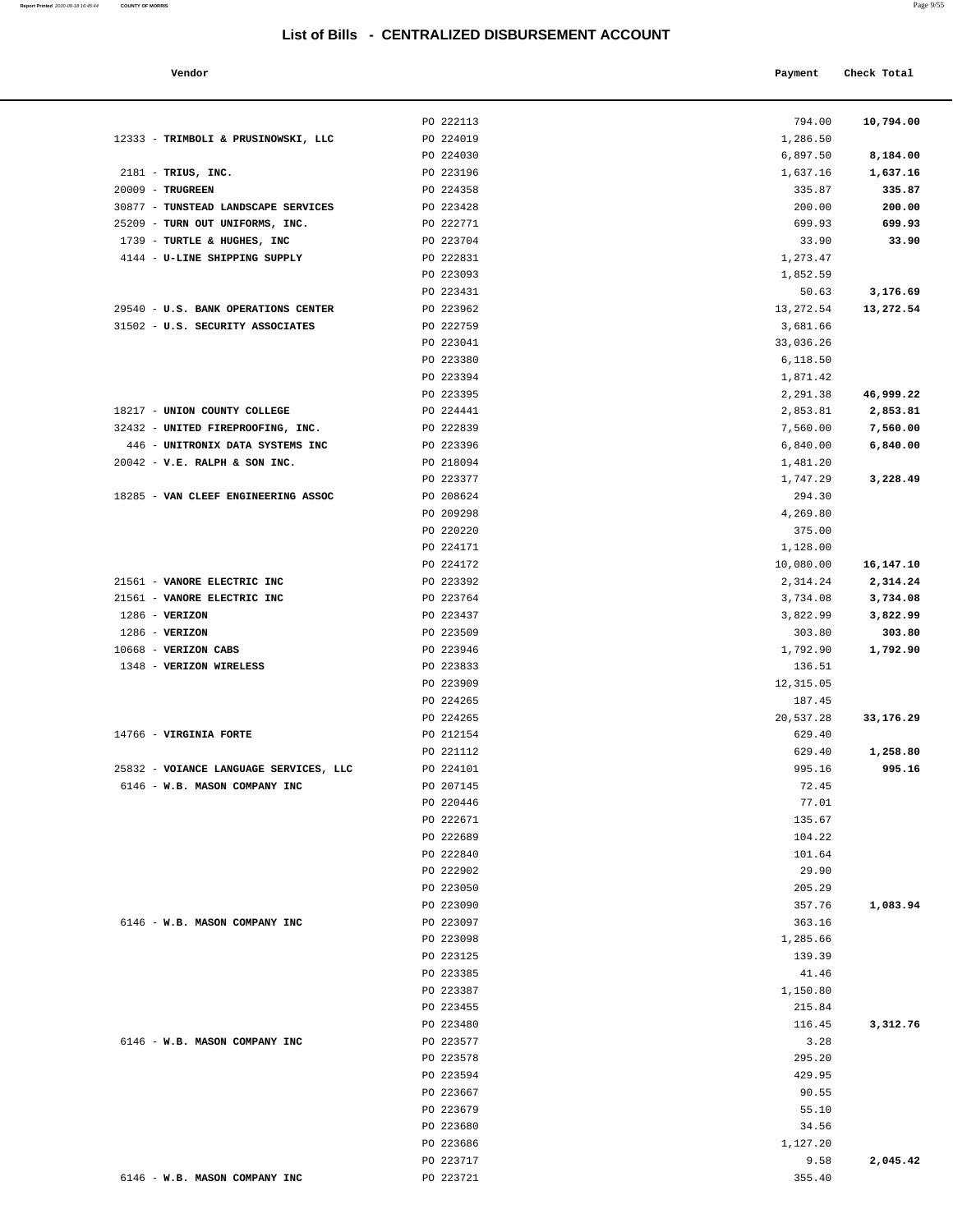## List of Bills - CENTRALIZED DISBURSEMENT ACCOUNT

| Vendor | | Payment | Check Total |
|---|---|---|---|
| | PO 222113 | 794.00 | **10,794.00** |
| 12333 - **TRIMBOLI & PRUSINOWSKI, LLC** | PO 224019 | 1,286.50 | |
| | PO 224030 | 6,897.50 | **8,184.00** |
| 2181 - **TRIUS, INC.** | PO 223196 | 1,637.16 | **1,637.16** |
| 20009 - **TRUGREEN** | PO 224358 | 335.87 | **335.87** |
| 30877 - **TUNSTEAD LANDSCAPE SERVICES** | PO 223428 | 200.00 | **200.00** |
| 25209 - **TURN OUT UNIFORMS, INC.** | PO 222771 | 699.93 | **699.93** |
| 1739 - **TURTLE & HUGHES, INC** | PO 223704 | 33.90 | **33.90** |
| 4144 - **U-LINE SHIPPING SUPPLY** | PO 222831 | 1,273.47 | |
| | PO 223093 | 1,852.59 | |
| | PO 223431 | 50.63 | **3,176.69** |
| 29540 - **U.S. BANK OPERATIONS CENTER** | PO 223962 | 13,272.54 | **13,272.54** |
| 31502 - **U.S. SECURITY ASSOCIATES** | PO 222759 | 3,681.66 | |
| | PO 223041 | 33,036.26 | |
| | PO 223380 | 6,118.50 | |
| | PO 223394 | 1,871.42 | |
| | PO 223395 | 2,291.38 | **46,999.22** |
| 18217 - **UNION COUNTY COLLEGE** | PO 224441 | 2,853.81 | **2,853.81** |
| 32432 - **UNITED FIREPROOFING, INC.** | PO 222839 | 7,560.00 | **7,560.00** |
| 446 - **UNITRONIX DATA SYSTEMS INC** | PO 223396 | 6,840.00 | **6,840.00** |
| 20042 - **V.E. RALPH & SON INC.** | PO 218094 | 1,481.20 | |
| | PO 223377 | 1,747.29 | **3,228.49** |
| 18285 - **VAN CLEEF ENGINEERING ASSOC** | PO 208624 | 294.30 | |
| | PO 209298 | 4,269.80 | |
| | PO 220220 | 375.00 | |
| | PO 224171 | 1,128.00 | |
| | PO 224172 | 10,080.00 | **16,147.10** |
| 21561 - **VANORE ELECTRIC INC** | PO 223392 | 2,314.24 | **2,314.24** |
| 21561 - **VANORE ELECTRIC INC** | PO 223764 | 3,734.08 | **3,734.08** |
| 1286 - **VERIZON** | PO 223437 | 3,822.99 | **3,822.99** |
| 1286 - **VERIZON** | PO 223509 | 303.80 | **303.80** |
| 10668 - **VERIZON CABS** | PO 223946 | 1,792.90 | **1,792.90** |
| 1348 - **VERIZON WIRELESS** | PO 223833 | 136.51 | |
| | PO 223909 | 12,315.05 | |
| | PO 224265 | 187.45 | |
| | PO 224265 | 20,537.28 | **33,176.29** |
| 14766 - **VIRGINIA FORTE** | PO 212154 | 629.40 | |
| | PO 221112 | 629.40 | **1,258.80** |
| 25832 - **VOIANCE LANGUAGE SERVICES, LLC** | PO 224101 | 995.16 | **995.16** |
| 6146 - **W.B. MASON COMPANY INC** | PO 207145 | 72.45 | |
| | PO 220446 | 77.01 | |
| | PO 222671 | 135.67 | |
| | PO 222689 | 104.22 | |
| | PO 222840 | 101.64 | |
| | PO 222902 | 29.90 | |
| | PO 223050 | 205.29 | |
| | PO 223090 | 357.76 | **1,083.94** |
| 6146 - **W.B. MASON COMPANY INC** | PO 223097 | 363.16 | |
| | PO 223098 | 1,285.66 | |
| | PO 223125 | 139.39 | |
| | PO 223385 | 41.46 | |
| | PO 223387 | 1,150.80 | |
| | PO 223455 | 215.84 | |
| | PO 223480 | 116.45 | **3,312.76** |
| 6146 - **W.B. MASON COMPANY INC** | PO 223577 | 3.28 | |
| | PO 223578 | 295.20 | |
| | PO 223594 | 429.95 | |
| | PO 223667 | 90.55 | |
| | PO 223679 | 55.10 | |
| | PO 223680 | 34.56 | |
| | PO 223686 | 1,127.20 | |
| | PO 223717 | 9.58 | **2,045.42** |
| 6146 - **W.B. MASON COMPANY INC** | PO 223721 | 355.40 | |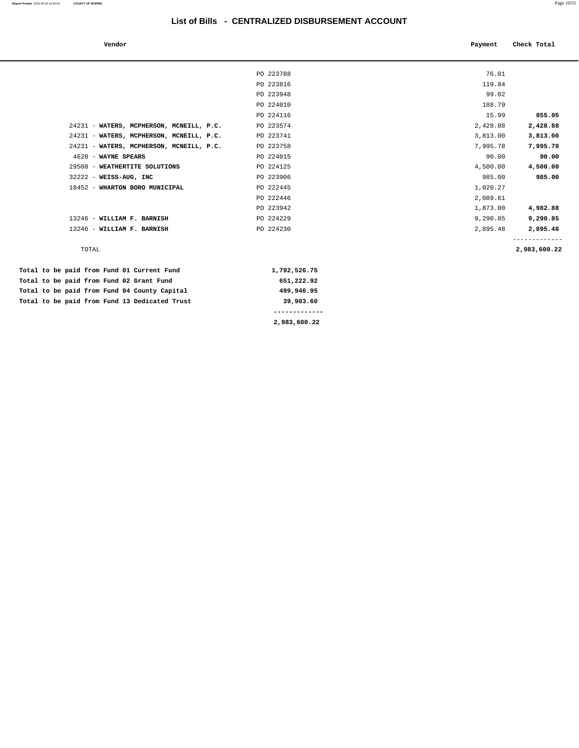# List of Bills - CENTRALIZED DISBURSEMENT ACCOUNT

| Vendor | | Payment | Check Total |
|---|---|---|---|
| | PO 223788 | 76.01 | |
| | PO 223816 | 119.84 | |
| | PO 223948 | 99.02 | |
| | PO 224010 | 188.79 | |
| | PO 224116 | 15.99 | **855.05** |
| 24231 - **WATERS, MCPHERSON, MCNEILL, P.C.** | PO 223574 | 2,428.88 | **2,428.88** |
| 24231 - **WATERS, MCPHERSON, MCNEILL, P.C.** | PO 223741 | 3,813.00 | **3,813.00** |
| 24231 - **WATERS, MCPHERSON, MCNEILL, P.C.** | PO 223758 | 7,995.78 | **7,995.78** |
| 4620 - **WAYNE SPEARS** | PO 224015 | 90.00 | **90.00** |
| 29508 - **WEATHERTITE SOLUTIONS** | PO 224125 | 4,500.00 | **4,500.00** |
| 32222 - **WEISS-AUG, INC** | PO 223906 | 985.00 | **985.00** |
| 18452 - **WHARTON BORO MUNICIPAL** | PO 222445 | 1,020.27 | |
| | PO 222446 | 2,089.61 | |
| | PO 223942 | 1,873.00 | **4,982.88** |
| 13246 - **WILLIAM F. BARNISH** | PO 224229 | 9,290.85 | **9,290.85** |
| 13246 - **WILLIAM F. BARNISH** | PO 224230 | 2,895.48 | **2,895.48** |
| TOTAL | | | **2,983,600.22** |

| | |
|---|---|
| **Total to be paid from Fund 01 Current Fund** | **1,792,526.75** |
| **Total to be paid from Fund 02 Grant Fund** | **651,222.92** |
| **Total to be paid from Fund 04 County Capital** | **499,946.95** |
| **Total to be paid from Fund 13 Dedicated Trust** | **39,903.60** |
| | **2,983,600.22** |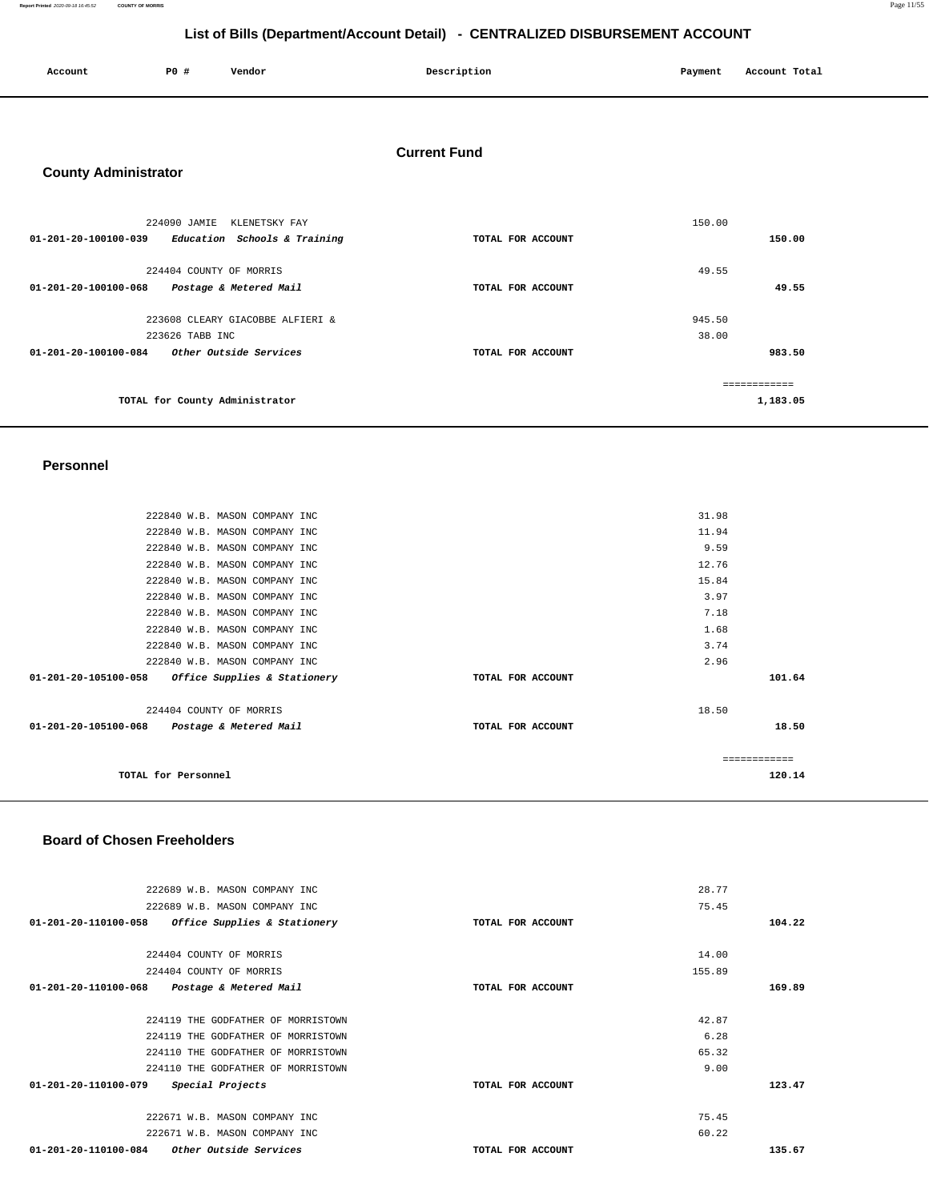## List of Bills (Department/Account Detail) - CENTRALIZED DISBURSEMENT ACCOUNT

| Account | PO # | Vendor | Description | Payment | Account Total |
|---|---|---|---|---|---|

### Current Fund

### County Administrator

| Account | PO # | Vendor | Description | Payment | Account Total |
|---|---|---|---|---|---|
| | 224090 | JAMIE KLENETSKY FAY | | 150.00 | |
| 01-201-20-100100-039 | | *Education Schools & Training* | TOTAL FOR ACCOUNT | | 150.00 |
| | 224404 | COUNTY OF MORRIS | | 49.55 | |
| 01-201-20-100100-068 | | *Postage & Metered Mail* | TOTAL FOR ACCOUNT | | 49.55 |
| | 223608 | CLEARY GIACOBBE ALFIERI & | | 945.50 | |
| | 223626 | TABB INC | | 38.00 | |
| 01-201-20-100100-084 | | *Other Outside Services* | TOTAL FOR ACCOUNT | | 983.50 |
| | | | | | ============ |
| | | TOTAL for County Administrator | | | 1,183.05 |

### Personnel

| Account | PO # | Vendor | Description | Payment | Account Total |
|---|---|---|---|---|---|
| | 222840 | W.B. MASON COMPANY INC | | 31.98 | |
| | 222840 | W.B. MASON COMPANY INC | | 11.94 | |
| | 222840 | W.B. MASON COMPANY INC | | 9.59 | |
| | 222840 | W.B. MASON COMPANY INC | | 12.76 | |
| | 222840 | W.B. MASON COMPANY INC | | 15.84 | |
| | 222840 | W.B. MASON COMPANY INC | | 3.97 | |
| | 222840 | W.B. MASON COMPANY INC | | 7.18 | |
| | 222840 | W.B. MASON COMPANY INC | | 1.68 | |
| | 222840 | W.B. MASON COMPANY INC | | 3.74 | |
| | 222840 | W.B. MASON COMPANY INC | | 2.96 | |
| 01-201-20-105100-058 | | *Office Supplies & Stationery* | TOTAL FOR ACCOUNT | | 101.64 |
| | 224404 | COUNTY OF MORRIS | | 18.50 | |
| 01-201-20-105100-068 | | *Postage & Metered Mail* | TOTAL FOR ACCOUNT | | 18.50 |
| | | | | | ============ |
| | | TOTAL for Personnel | | | 120.14 |

### Board of Chosen Freeholders

| Account | PO # | Vendor | Description | Payment | Account Total |
|---|---|---|---|---|---|
| | 222689 | W.B. MASON COMPANY INC | | 28.77 | |
| | 222689 | W.B. MASON COMPANY INC | | 75.45 | |
| 01-201-20-110100-058 | | *Office Supplies & Stationery* | TOTAL FOR ACCOUNT | | 104.22 |
| | 224404 | COUNTY OF MORRIS | | 14.00 | |
| | 224404 | COUNTY OF MORRIS | | 155.89 | |
| 01-201-20-110100-068 | | *Postage & Metered Mail* | TOTAL FOR ACCOUNT | | 169.89 |
| | 224119 | THE GODFATHER OF MORRISTOWN | | 42.87 | |
| | 224119 | THE GODFATHER OF MORRISTOWN | | 6.28 | |
| | 224110 | THE GODFATHER OF MORRISTOWN | | 65.32 | |
| | 224110 | THE GODFATHER OF MORRISTOWN | | 9.00 | |
| 01-201-20-110100-079 | | *Special Projects* | TOTAL FOR ACCOUNT | | 123.47 |
| | 222671 | W.B. MASON COMPANY INC | | 75.45 | |
| | 222671 | W.B. MASON COMPANY INC | | 60.22 | |
| 01-201-20-110100-084 | | *Other Outside Services* | TOTAL FOR ACCOUNT | | 135.67 |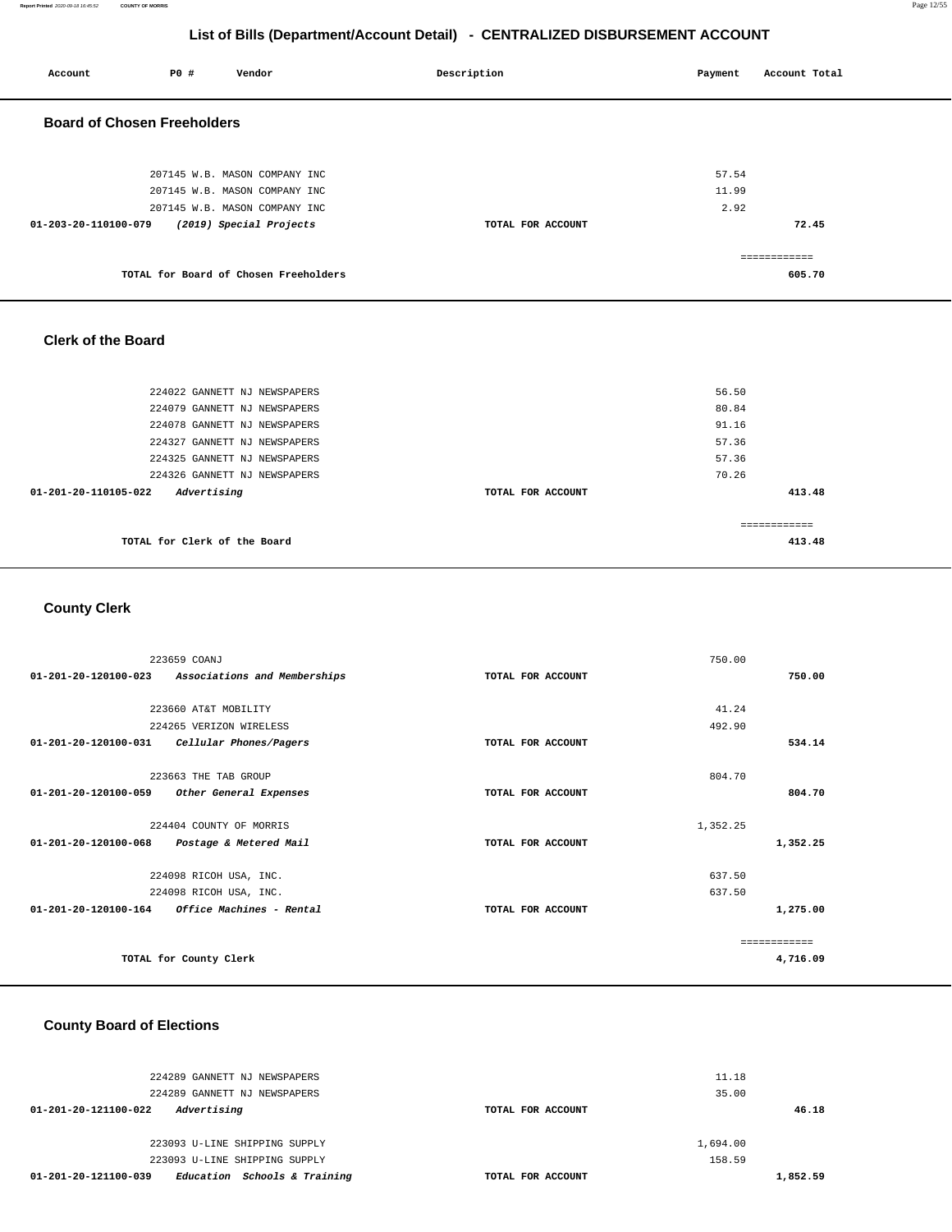## List of Bills (Department/Account Detail) - CENTRALIZED DISBURSEMENT ACCOUNT

| Account | PO # | Vendor | Description | Payment | Account Total |
|---|---|---|---|---|---|

### Board of Chosen Freeholders

| Account | PO # | Vendor | Description | Payment | Account Total |
|---|---|---|---|---|---|
| | 207145 | W.B. MASON COMPANY INC | | 57.54 | |
| | 207145 | W.B. MASON COMPANY INC | | 11.99 | |
| | 207145 | W.B. MASON COMPANY INC | | 2.92 | |
| 01-203-20-110100-079 | | *(2019) Special Projects* | TOTAL FOR ACCOUNT | | 72.45 |
| | | TOTAL for Board of Chosen Freeholders | | | 605.70 |

### Clerk of the Board

| Account | PO # | Vendor | Description | Payment | Account Total |
|---|---|---|---|---|---|
| | 224022 | GANNETT NJ NEWSPAPERS | | 56.50 | |
| | 224079 | GANNETT NJ NEWSPAPERS | | 80.84 | |
| | 224078 | GANNETT NJ NEWSPAPERS | | 91.16 | |
| | 224327 | GANNETT NJ NEWSPAPERS | | 57.36 | |
| | 224325 | GANNETT NJ NEWSPAPERS | | 57.36 | |
| | 224326 | GANNETT NJ NEWSPAPERS | | 70.26 | |
| 01-201-20-110105-022 | | *Advertising* | TOTAL FOR ACCOUNT | | 413.48 |
| | | TOTAL for Clerk of the Board | | | 413.48 |

### County Clerk

| Account | PO # | Vendor | Description | Payment | Account Total |
|---|---|---|---|---|---|
| | 223659 | COANJ | | 750.00 | |
| 01-201-20-120100-023 | | *Associations and Memberships* | TOTAL FOR ACCOUNT | | 750.00 |
| | 223660 | AT&T MOBILITY | | 41.24 | |
| | 224265 | VERIZON WIRELESS | | 492.90 | |
| 01-201-20-120100-031 | | *Cellular Phones/Pagers* | TOTAL FOR ACCOUNT | | 534.14 |
| | 223663 | THE TAB GROUP | | 804.70 | |
| 01-201-20-120100-059 | | *Other General Expenses* | TOTAL FOR ACCOUNT | | 804.70 |
| | 224404 | COUNTY OF MORRIS | | 1,352.25 | |
| 01-201-20-120100-068 | | *Postage & Metered Mail* | TOTAL FOR ACCOUNT | | 1,352.25 |
| | 224098 | RICOH USA, INC. | | 637.50 | |
| | 224098 | RICOH USA, INC. | | 637.50 | |
| 01-201-20-120100-164 | | *Office Machines - Rental* | TOTAL FOR ACCOUNT | | 1,275.00 |
| | | TOTAL for County Clerk | | | 4,716.09 |

### County Board of Elections

| Account | PO # | Vendor | Description | Payment | Account Total |
|---|---|---|---|---|---|
| | 224289 | GANNETT NJ NEWSPAPERS | | 11.18 | |
| | 224289 | GANNETT NJ NEWSPAPERS | | 35.00 | |
| 01-201-20-121100-022 | | *Advertising* | TOTAL FOR ACCOUNT | | 46.18 |
| | 223093 | U-LINE SHIPPING SUPPLY | | 1,694.00 | |
| | 223093 | U-LINE SHIPPING SUPPLY | | 158.59 | |
| 01-201-20-121100-039 | | *Education Schools & Training* | TOTAL FOR ACCOUNT | | 1,852.59 |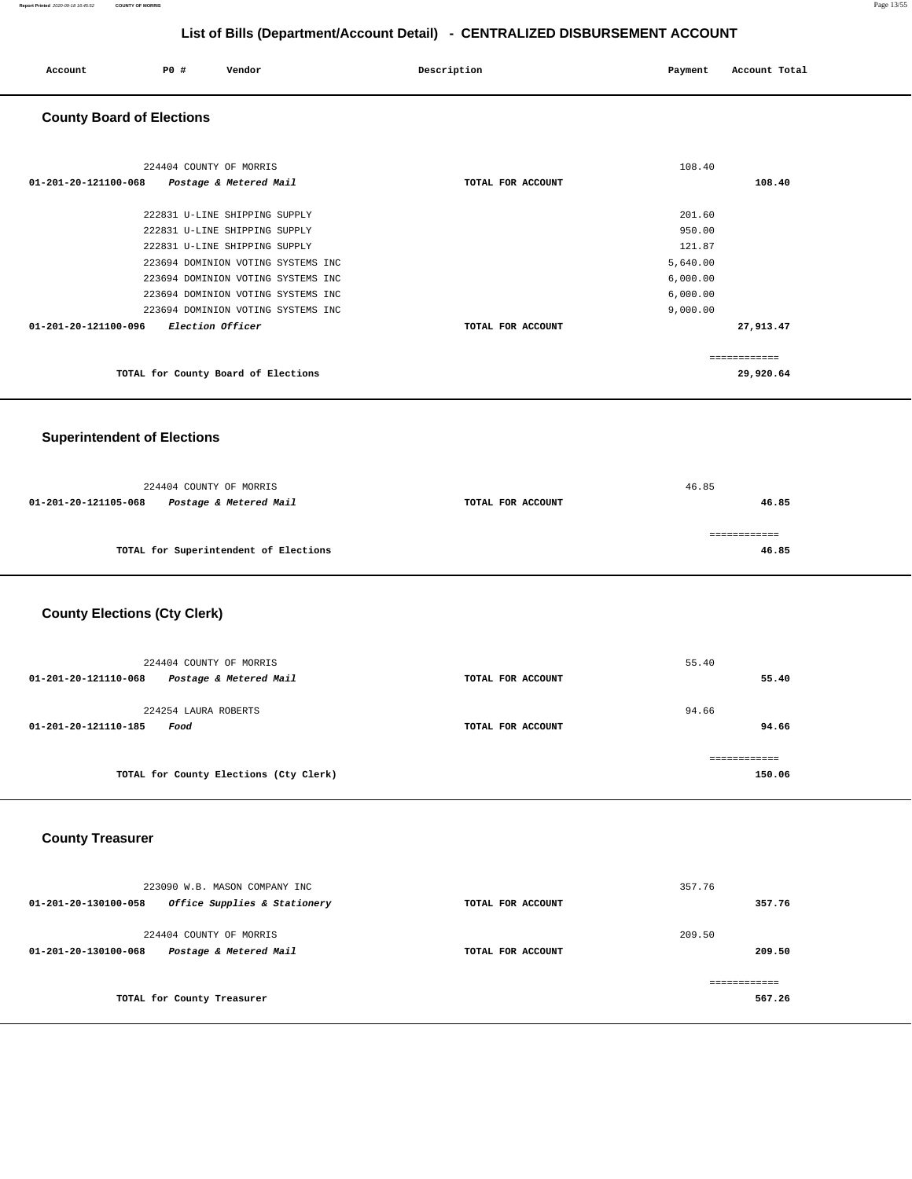# List of Bills (Department/Account Detail) - CENTRALIZED DISBURSEMENT ACCOUNT

| Account | PO # | Vendor | Description | Payment | Account Total |
|---|---|---|---|---|---|

## County Board of Elections

| Account | PO # | Vendor | Description | Payment | Account Total |
|---|---|---|---|---|---|
| | 224404 | COUNTY OF MORRIS | | 108.40 | |
| **01-201-20-121100-068** | | ***Postage & Metered Mail*** | **TOTAL FOR ACCOUNT** | | **108.40** |
| | 222831 | U-LINE SHIPPING SUPPLY | | 201.60 | |
| | 222831 | U-LINE SHIPPING SUPPLY | | 950.00 | |
| | 222831 | U-LINE SHIPPING SUPPLY | | 121.87 | |
| | 223694 | DOMINION VOTING SYSTEMS INC | | 5,640.00 | |
| | 223694 | DOMINION VOTING SYSTEMS INC | | 6,000.00 | |
| | 223694 | DOMINION VOTING SYSTEMS INC | | 6,000.00 | |
| | 223694 | DOMINION VOTING SYSTEMS INC | | 9,000.00 | |
| **01-201-20-121100-096** | | ***Election Officer*** | **TOTAL FOR ACCOUNT** | | **27,913.47** |
| | | | | | ============ |
| | | **TOTAL for County Board of Elections** | | | **29,920.64** |

## Superintendent of Elections

| Account | PO # | Vendor | Description | Payment | Account Total |
|---|---|---|---|---|---|
| | 224404 | COUNTY OF MORRIS | | 46.85 | |
| **01-201-20-121105-068** | | ***Postage & Metered Mail*** | **TOTAL FOR ACCOUNT** | | **46.85** |
| | | | | | ============ |
| | | **TOTAL for Superintendent of Elections** | | | **46.85** |

## County Elections (Cty Clerk)

| Account | PO # | Vendor | Description | Payment | Account Total |
|---|---|---|---|---|---|
| | 224404 | COUNTY OF MORRIS | | 55.40 | |
| **01-201-20-121110-068** | | ***Postage & Metered Mail*** | **TOTAL FOR ACCOUNT** | | **55.40** |
| | 224254 | LAURA ROBERTS | | 94.66 | |
| **01-201-20-121110-185** | | ***Food*** | **TOTAL FOR ACCOUNT** | | **94.66** |
| | | | | | ============ |
| | | **TOTAL for County Elections (Cty Clerk)** | | | **150.06** |

## County Treasurer

| Account | PO # | Vendor | Description | Payment | Account Total |
|---|---|---|---|---|---|
| | 223090 | W.B. MASON COMPANY INC | | 357.76 | |
| **01-201-20-130100-058** | | ***Office Supplies & Stationery*** | **TOTAL FOR ACCOUNT** | | **357.76** |
| | 224404 | COUNTY OF MORRIS | | 209.50 | |
| **01-201-20-130100-068** | | ***Postage & Metered Mail*** | **TOTAL FOR ACCOUNT** | | **209.50** |
| | | | | | ============ |
| | | **TOTAL for County Treasurer** | | | **567.26** |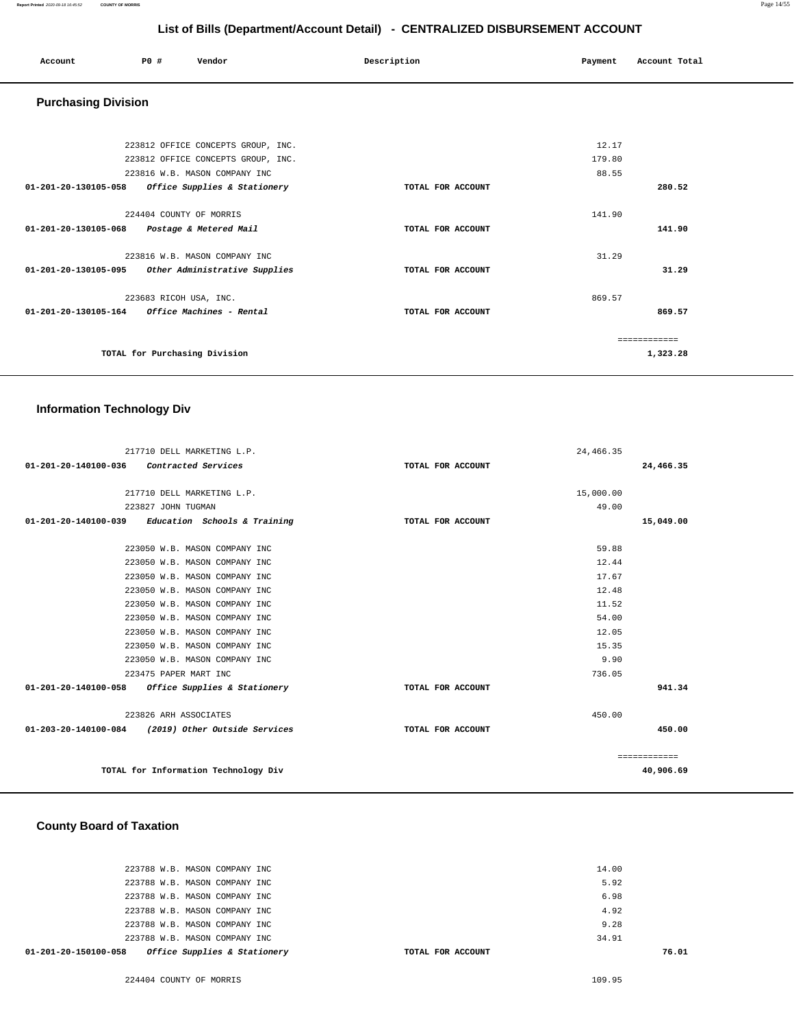# List of Bills (Department/Account Detail) - CENTRALIZED DISBURSEMENT ACCOUNT

| Account | PO # | Vendor | Description | Payment | Account Total |
|---|---|---|---|---|---|

## Purchasing Division

| Account | PO # | Vendor | Description | Payment | Account Total |
|---|---|---|---|---|---|
| | 223812 | OFFICE CONCEPTS GROUP, INC. | | 12.17 | |
| | 223812 | OFFICE CONCEPTS GROUP, INC. | | 179.80 | |
| | 223816 | W.B. MASON COMPANY INC | | 88.55 | |
| **01-201-20-130105-058** | | *Office Supplies & Stationery* | TOTAL FOR ACCOUNT | | **280.52** |
| | 224404 | COUNTY OF MORRIS | | 141.90 | |
| **01-201-20-130105-068** | | *Postage & Metered Mail* | TOTAL FOR ACCOUNT | | **141.90** |
| | 223816 | W.B. MASON COMPANY INC | | 31.29 | |
| **01-201-20-130105-095** | | *Other Administrative Supplies* | TOTAL FOR ACCOUNT | | **31.29** |
| | 223683 | RICOH USA, INC. | | 869.57 | |
| **01-201-20-130105-164** | | *Office Machines - Rental* | TOTAL FOR ACCOUNT | | **869.57** |
| | | | | | ============ |
| | | **TOTAL for Purchasing Division** | | | **1,323.28** |

## Information Technology Div

| Account | PO # | Vendor | Description | Payment | Account Total |
|---|---|---|---|---|---|
| | 217710 | DELL MARKETING L.P. | | 24,466.35 | |
| **01-201-20-140100-036** | | *Contracted Services* | TOTAL FOR ACCOUNT | | **24,466.35** |
| | 217710 | DELL MARKETING L.P. | | 15,000.00 | |
| | 223827 | JOHN TUGMAN | | 49.00 | |
| **01-201-20-140100-039** | | *Education Schools & Training* | TOTAL FOR ACCOUNT | | **15,049.00** |
| | 223050 | W.B. MASON COMPANY INC | | 59.88 | |
| | 223050 | W.B. MASON COMPANY INC | | 12.44 | |
| | 223050 | W.B. MASON COMPANY INC | | 17.67 | |
| | 223050 | W.B. MASON COMPANY INC | | 12.48 | |
| | 223050 | W.B. MASON COMPANY INC | | 11.52 | |
| | 223050 | W.B. MASON COMPANY INC | | 54.00 | |
| | 223050 | W.B. MASON COMPANY INC | | 12.05 | |
| | 223050 | W.B. MASON COMPANY INC | | 15.35 | |
| | 223050 | W.B. MASON COMPANY INC | | 9.90 | |
| | 223475 | PAPER MART INC | | 736.05 | |
| **01-201-20-140100-058** | | *Office Supplies & Stationery* | TOTAL FOR ACCOUNT | | **941.34** |
| | 223826 | ARH ASSOCIATES | | 450.00 | |
| **01-203-20-140100-084** | | *(2019) Other Outside Services* | TOTAL FOR ACCOUNT | | **450.00** |
| | | | | | ============ |
| | | **TOTAL for Information Technology Div** | | | **40,906.69** |

## County Board of Taxation

| Account | PO # | Vendor | Description | Payment | Account Total |
|---|---|---|---|---|---|
| | 223788 | W.B. MASON COMPANY INC | | 14.00 | |
| | 223788 | W.B. MASON COMPANY INC | | 5.92 | |
| | 223788 | W.B. MASON COMPANY INC | | 6.98 | |
| | 223788 | W.B. MASON COMPANY INC | | 4.92 | |
| | 223788 | W.B. MASON COMPANY INC | | 9.28 | |
| | 223788 | W.B. MASON COMPANY INC | | 34.91 | |
| **01-201-20-150100-058** | | *Office Supplies & Stationery* | TOTAL FOR ACCOUNT | | **76.01** |
| | 224404 | COUNTY OF MORRIS | | 109.95 | |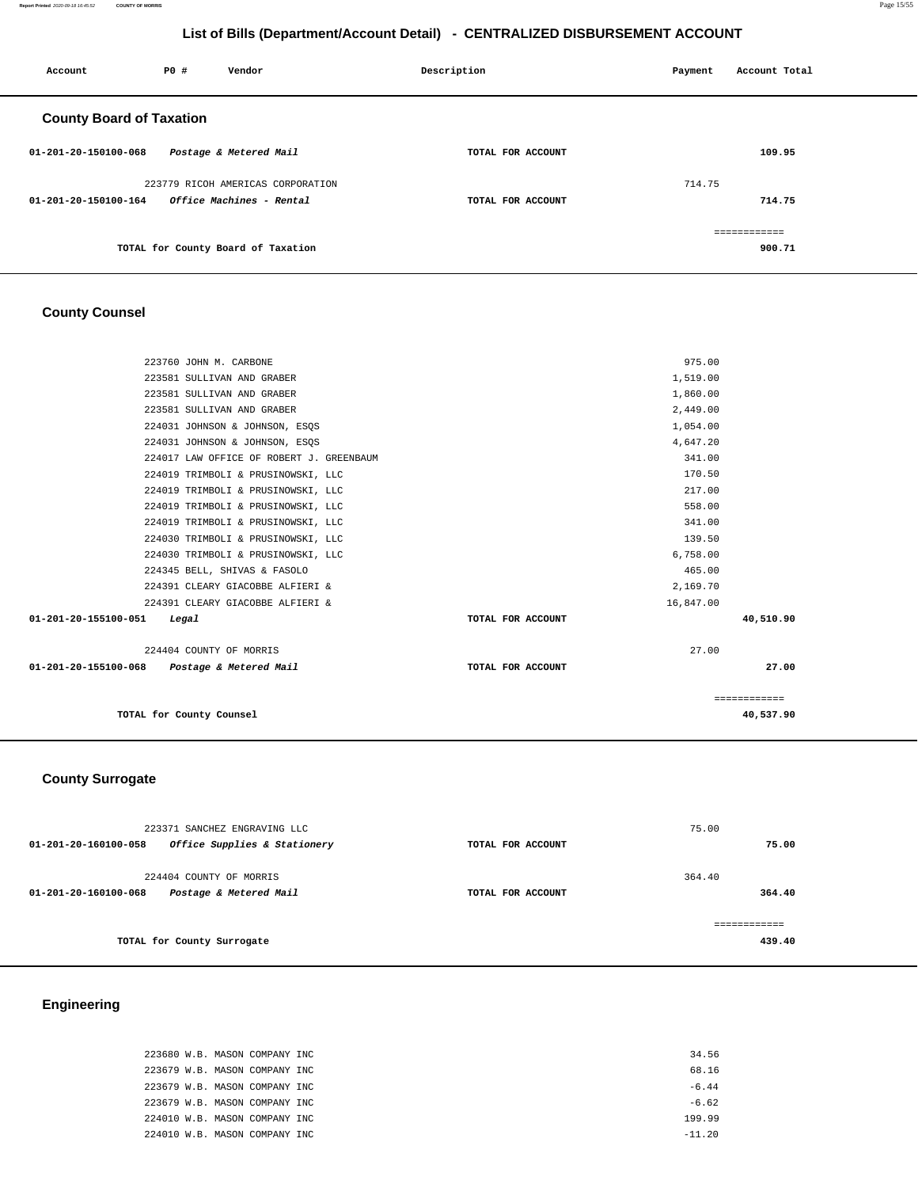# List of Bills (Department/Account Detail) - CENTRALIZED DISBURSEMENT ACCOUNT

| Account | PO # | Vendor | Description | Payment | Account Total |
|---|---|---|---|---|---|

## County Board of Taxation

| Account | PO # | Vendor | Description | Payment | Account Total |
|---|---|---|---|---|---|
| 01-201-20-150100-068 | | *Postage & Metered Mail* | TOTAL FOR ACCOUNT | | 109.95 |
| | 223779 | RICOH AMERICAS CORPORATION | | 714.75 | |
| 01-201-20-150100-164 | | *Office Machines - Rental* | TOTAL FOR ACCOUNT | | 714.75 |
| | | TOTAL for County Board of Taxation | | | ============ 900.71 |

## County Counsel

| Account | PO # | Vendor | Description | Payment | Account Total |
|---|---|---|---|---|---|
| | 223760 | JOHN M. CARBONE | | 975.00 | |
| | 223581 | SULLIVAN AND GRABER | | 1,519.00 | |
| | 223581 | SULLIVAN AND GRABER | | 1,860.00 | |
| | 223581 | SULLIVAN AND GRABER | | 2,449.00 | |
| | 224031 | JOHNSON & JOHNSON, ESQS | | 1,054.00 | |
| | 224031 | JOHNSON & JOHNSON, ESQS | | 4,647.20 | |
| | 224017 | LAW OFFICE OF ROBERT J. GREENBAUM | | 341.00 | |
| | 224019 | TRIMBOLI & PRUSINOWSKI, LLC | | 170.50 | |
| | 224019 | TRIMBOLI & PRUSINOWSKI, LLC | | 217.00 | |
| | 224019 | TRIMBOLI & PRUSINOWSKI, LLC | | 558.00 | |
| | 224019 | TRIMBOLI & PRUSINOWSKI, LLC | | 341.00 | |
| | 224030 | TRIMBOLI & PRUSINOWSKI, LLC | | 139.50 | |
| | 224030 | TRIMBOLI & PRUSINOWSKI, LLC | | 6,758.00 | |
| | 224345 | BELL, SHIVAS & FASOLO | | 465.00 | |
| | 224391 | CLEARY GIACOBBE ALFIERI & | | 2,169.70 | |
| | 224391 | CLEARY GIACOBBE ALFIERI & | | 16,847.00 | |
| 01-201-20-155100-051 | | *Legal* | TOTAL FOR ACCOUNT | | 40,510.90 |
| | 224404 | COUNTY OF MORRIS | | 27.00 | |
| 01-201-20-155100-068 | | *Postage & Metered Mail* | TOTAL FOR ACCOUNT | | 27.00 |
| | | TOTAL for County Counsel | | | ============ 40,537.90 |

## County Surrogate

| Account | PO # | Vendor | Description | Payment | Account Total |
|---|---|---|---|---|---|
| | 223371 | SANCHEZ ENGRAVING LLC | | 75.00 | |
| 01-201-20-160100-058 | | *Office Supplies & Stationery* | TOTAL FOR ACCOUNT | | 75.00 |
| | 224404 | COUNTY OF MORRIS | | 364.40 | |
| 01-201-20-160100-068 | | *Postage & Metered Mail* | TOTAL FOR ACCOUNT | | 364.40 |
| | | TOTAL for County Surrogate | | | ============ 439.40 |

## Engineering

| Account | PO # | Vendor | Description | Payment | Account Total |
|---|---|---|---|---|---|
| | 223680 | W.B. MASON COMPANY INC | | 34.56 | |
| | 223679 | W.B. MASON COMPANY INC | | 68.16 | |
| | 223679 | W.B. MASON COMPANY INC | | -6.44 | |
| | 223679 | W.B. MASON COMPANY INC | | -6.62 | |
| | 224010 | W.B. MASON COMPANY INC | | 199.99 | |
| | 224010 | W.B. MASON COMPANY INC | | -11.20 | |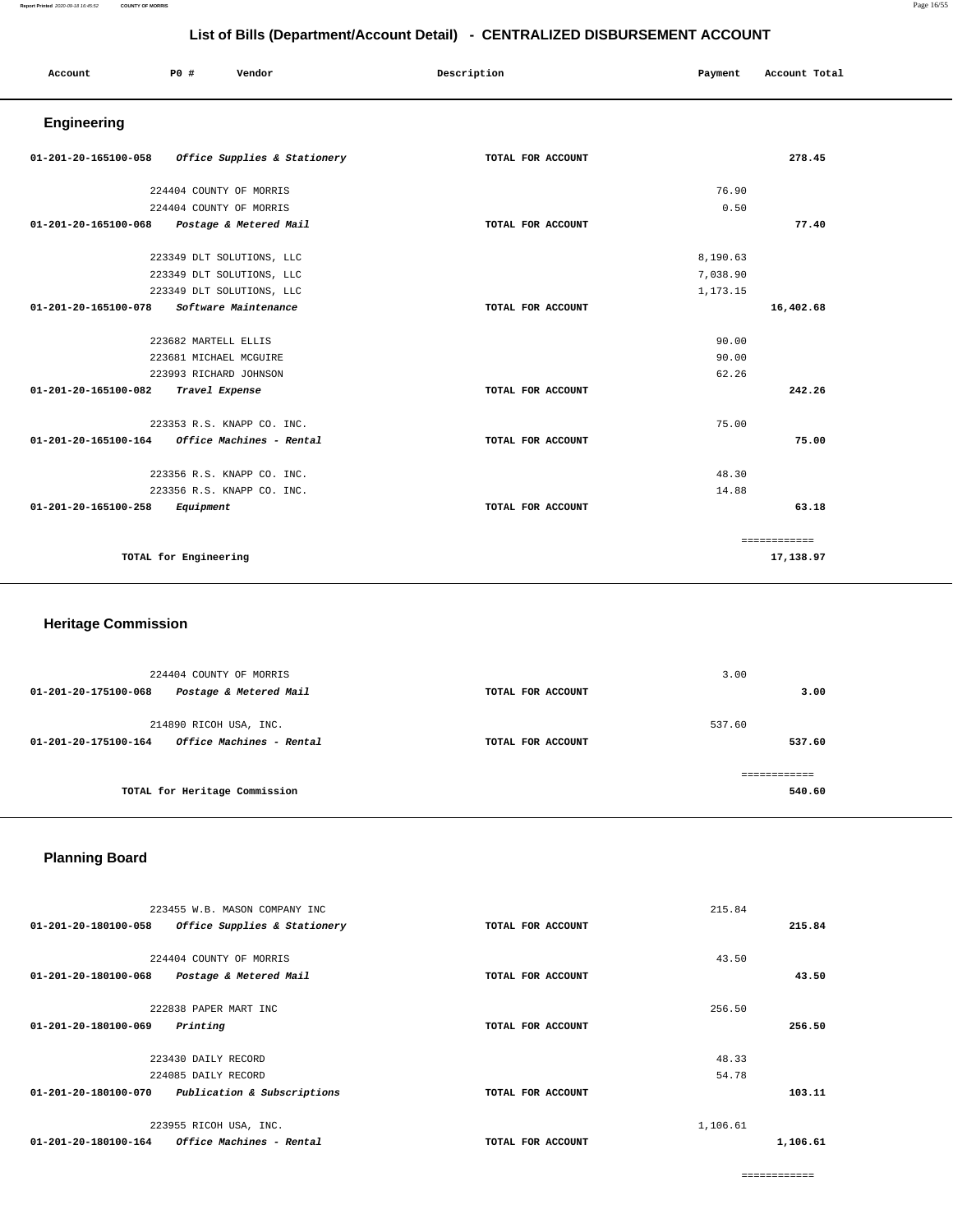## List of Bills (Department/Account Detail) - CENTRALIZED DISBURSEMENT ACCOUNT

| Account | PO # | Vendor | Description | Payment | Account Total |
|---|---|---|---|---|---|

### Engineering

| Account | PO # | Vendor | Description | Payment | Account Total |
|---|---|---|---|---|---|
| 01-201-20-165100-058 | | *Office Supplies & Stationery* | TOTAL FOR ACCOUNT | | 278.45 |
| | 224404 | COUNTY OF MORRIS | | 76.90 | |
| | 224404 | COUNTY OF MORRIS | | 0.50 | |
| 01-201-20-165100-068 | | *Postage & Metered Mail* | TOTAL FOR ACCOUNT | | 77.40 |
| | 223349 | DLT SOLUTIONS, LLC | | 8,190.63 | |
| | 223349 | DLT SOLUTIONS, LLC | | 7,038.90 | |
| | 223349 | DLT SOLUTIONS, LLC | | 1,173.15 | |
| 01-201-20-165100-078 | | *Software Maintenance* | TOTAL FOR ACCOUNT | | 16,402.68 |
| | 223682 | MARTELL ELLIS | | 90.00 | |
| | 223681 | MICHAEL MCGUIRE | | 90.00 | |
| | 223993 | RICHARD JOHNSON | | 62.26 | |
| 01-201-20-165100-082 | | *Travel Expense* | TOTAL FOR ACCOUNT | | 242.26 |
| | 223353 | R.S. KNAPP CO. INC. | | 75.00 | |
| 01-201-20-165100-164 | | *Office Machines - Rental* | TOTAL FOR ACCOUNT | | 75.00 |
| | 223356 | R.S. KNAPP CO. INC. | | 48.30 | |
| | 223356 | R.S. KNAPP CO. INC. | | 14.88 | |
| 01-201-20-165100-258 | | *Equipment* | TOTAL FOR ACCOUNT | | 63.18 |
| | | | | | ============ |
| | TOTAL for Engineering | | | | 17,138.97 |

### Heritage Commission

| Account | PO # | Vendor | Description | Payment | Account Total |
|---|---|---|---|---|---|
| | 224404 | COUNTY OF MORRIS | | 3.00 | |
| 01-201-20-175100-068 | | *Postage & Metered Mail* | TOTAL FOR ACCOUNT | | 3.00 |
| | 214890 | RICOH USA, INC. | | 537.60 | |
| 01-201-20-175100-164 | | *Office Machines - Rental* | TOTAL FOR ACCOUNT | | 537.60 |
| | | | | | ============ |
| | TOTAL for Heritage Commission | | | | 540.60 |

### Planning Board

| Account | PO # | Vendor | Description | Payment | Account Total |
|---|---|---|---|---|---|
| | 223455 | W.B. MASON COMPANY INC | | 215.84 | |
| 01-201-20-180100-058 | | *Office Supplies & Stationery* | TOTAL FOR ACCOUNT | | 215.84 |
| | 224404 | COUNTY OF MORRIS | | 43.50 | |
| 01-201-20-180100-068 | | *Postage & Metered Mail* | TOTAL FOR ACCOUNT | | 43.50 |
| | 222838 | PAPER MART INC | | 256.50 | |
| 01-201-20-180100-069 | | *Printing* | TOTAL FOR ACCOUNT | | 256.50 |
| | 223430 | DAILY RECORD | | 48.33 | |
| | 224085 | DAILY RECORD | | 54.78 | |
| 01-201-20-180100-070 | | *Publication & Subscriptions* | TOTAL FOR ACCOUNT | | 103.11 |
| | 223955 | RICOH USA, INC. | | 1,106.61 | |
| 01-201-20-180100-164 | | *Office Machines - Rental* | TOTAL FOR ACCOUNT | | 1,106.61 |
| | | | | | ============ |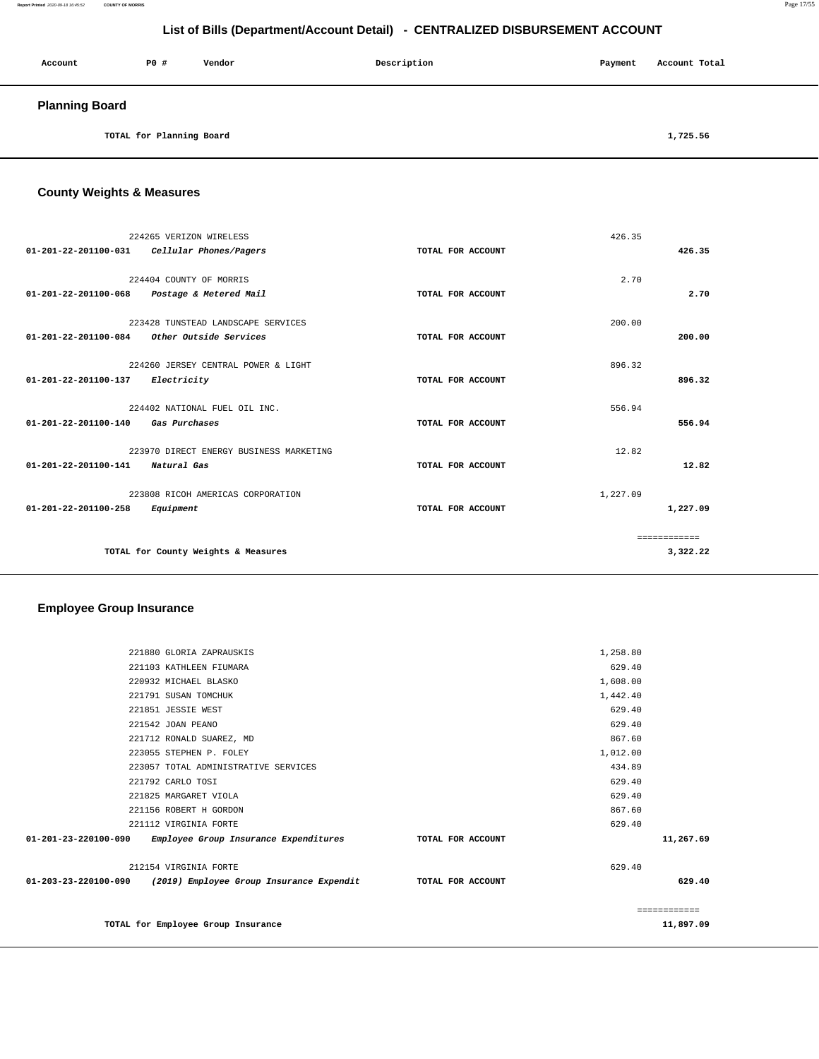# List of Bills (Department/Account Detail) - CENTRALIZED DISBURSEMENT ACCOUNT

| Account | PO # | Vendor | Description | Payment | Account Total |
|---|---|---|---|---|---|

## Planning Board

| | | | | | |
|---|---|---|---|---|---|
| TOTAL for Planning Board | | | | | 1,725.56 |

## County Weights & Measures

| Account | PO # | Vendor | Description | Payment | Account Total |
|---|---|---|---|---|---|
| | 224265 | VERIZON WIRELESS | | 426.35 | |
| 01-201-22-201100-031 | | *Cellular Phones/Pagers* | TOTAL FOR ACCOUNT | | 426.35 |
| | 224404 | COUNTY OF MORRIS | | 2.70 | |
| 01-201-22-201100-068 | | *Postage & Metered Mail* | TOTAL FOR ACCOUNT | | 2.70 |
| | 223428 | TUNSTEAD LANDSCAPE SERVICES | | 200.00 | |
| 01-201-22-201100-084 | | *Other Outside Services* | TOTAL FOR ACCOUNT | | 200.00 |
| | 224260 | JERSEY CENTRAL POWER & LIGHT | | 896.32 | |
| 01-201-22-201100-137 | | *Electricity* | TOTAL FOR ACCOUNT | | 896.32 |
| | 224402 | NATIONAL FUEL OIL INC. | | 556.94 | |
| 01-201-22-201100-140 | | *Gas Purchases* | TOTAL FOR ACCOUNT | | 556.94 |
| | 223970 | DIRECT ENERGY BUSINESS MARKETING | | 12.82 | |
| 01-201-22-201100-141 | | *Natural Gas* | TOTAL FOR ACCOUNT | | 12.82 |
| | 223808 | RICOH AMERICAS CORPORATION | | 1,227.09 | |
| 01-201-22-201100-258 | | *Equipment* | TOTAL FOR ACCOUNT | | 1,227.09 |
| | | | | | ============ |
| TOTAL for County Weights & Measures | | | | | 3,322.22 |

## Employee Group Insurance

| Account | PO # | Vendor | Description | Payment | Account Total |
|---|---|---|---|---|---|
| | 221880 | GLORIA ZAPRAUSKIS | | 1,258.80 | |
| | 221103 | KATHLEEN FIUMARA | | 629.40 | |
| | 220932 | MICHAEL BLASKO | | 1,608.00 | |
| | 221791 | SUSAN TOMCHUK | | 1,442.40 | |
| | 221851 | JESSIE WEST | | 629.40 | |
| | 221542 | JOAN PEANO | | 629.40 | |
| | 221712 | RONALD SUAREZ, MD | | 867.60 | |
| | 223055 | STEPHEN P. FOLEY | | 1,012.00 | |
| | 223057 | TOTAL ADMINISTRATIVE SERVICES | | 434.89 | |
| | 221792 | CARLO TOSI | | 629.40 | |
| | 221825 | MARGARET VIOLA | | 629.40 | |
| | 221156 | ROBERT H GORDON | | 867.60 | |
| | 221112 | VIRGINIA FORTE | | 629.40 | |
| 01-201-23-220100-090 | | *Employee Group Insurance Expenditures* | TOTAL FOR ACCOUNT | | 11,267.69 |
| | 212154 | VIRGINIA FORTE | | 629.40 | |
| 01-203-23-220100-090 | | *(2019) Employee Group Insurance Expendit* | TOTAL FOR ACCOUNT | | 629.40 |
| | | | | | ============ |
| TOTAL for Employee Group Insurance | | | | | 11,897.09 |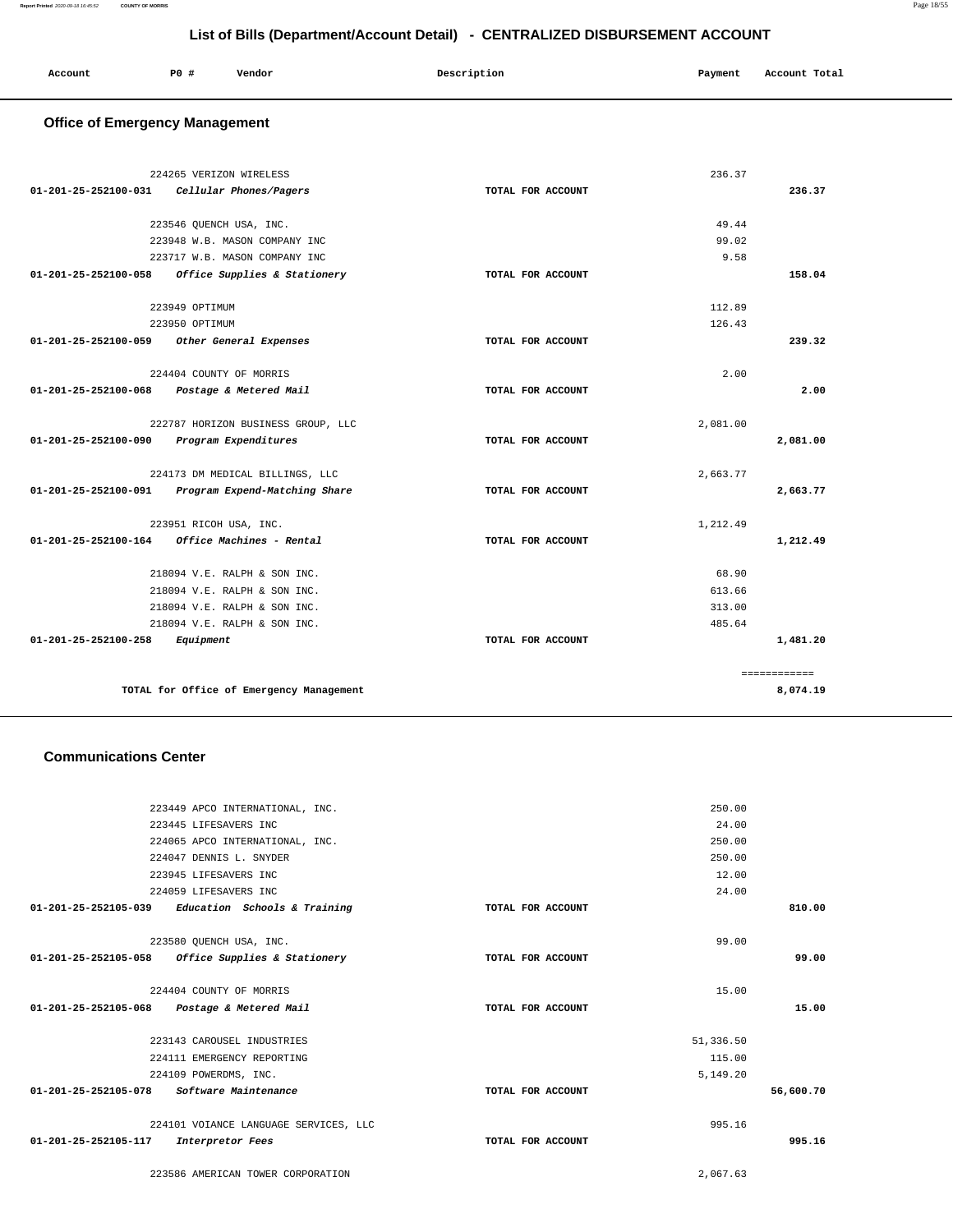## List of Bills (Department/Account Detail) - CENTRALIZED DISBURSEMENT ACCOUNT

| Account | PO # | Vendor | Description | Payment | Account Total |
|---|---|---|---|---|---|

### Office of Emergency Management

| Account | PO # | Vendor | Description | Payment | Account Total |
|---|---|---|---|---|---|
| | 224265 | VERIZON WIRELESS | | 236.37 | |
| 01-201-25-252100-031 | | *Cellular Phones/Pagers* | TOTAL FOR ACCOUNT | | 236.37 |
| | 223546 | QUENCH USA, INC. | | 49.44 | |
| | 223948 | W.B. MASON COMPANY INC | | 99.02 | |
| | 223717 | W.B. MASON COMPANY INC | | 9.58 | |
| 01-201-25-252100-058 | | *Office Supplies & Stationery* | TOTAL FOR ACCOUNT | | 158.04 |
| | 223949 | OPTIMUM | | 112.89 | |
| | 223950 | OPTIMUM | | 126.43 | |
| 01-201-25-252100-059 | | *Other General Expenses* | TOTAL FOR ACCOUNT | | 239.32 |
| | 224404 | COUNTY OF MORRIS | | 2.00 | |
| 01-201-25-252100-068 | | *Postage & Metered Mail* | TOTAL FOR ACCOUNT | | 2.00 |
| | 222787 | HORIZON BUSINESS GROUP, LLC | | 2,081.00 | |
| 01-201-25-252100-090 | | *Program Expenditures* | TOTAL FOR ACCOUNT | | 2,081.00 |
| | 224173 | DM MEDICAL BILLINGS, LLC | | 2,663.77 | |
| 01-201-25-252100-091 | | *Program Expend-Matching Share* | TOTAL FOR ACCOUNT | | 2,663.77 |
| | 223951 | RICOH USA, INC. | | 1,212.49 | |
| 01-201-25-252100-164 | | *Office Machines - Rental* | TOTAL FOR ACCOUNT | | 1,212.49 |
| | 218094 | V.E. RALPH & SON INC. | | 68.90 | |
| | 218094 | V.E. RALPH & SON INC. | | 613.66 | |
| | 218094 | V.E. RALPH & SON INC. | | 313.00 | |
| | 218094 | V.E. RALPH & SON INC. | | 485.64 | |
| 01-201-25-252100-258 | | *Equipment* | TOTAL FOR ACCOUNT | | 1,481.20 |
| | | | | | ============ |
| | | TOTAL for Office of Emergency Management | | | 8,074.19 |

### Communications Center

| Account | PO # | Vendor | Description | Payment | Account Total |
|---|---|---|---|---|---|
| | 223449 | APCO INTERNATIONAL, INC. | | 250.00 | |
| | 223445 | LIFESAVERS INC | | 24.00 | |
| | 224065 | APCO INTERNATIONAL, INC. | | 250.00 | |
| | 224047 | DENNIS L. SNYDER | | 250.00 | |
| | 223945 | LIFESAVERS INC | | 12.00 | |
| | 224059 | LIFESAVERS INC | | 24.00 | |
| 01-201-25-252105-039 | | *Education Schools & Training* | TOTAL FOR ACCOUNT | | 810.00 |
| | 223580 | QUENCH USA, INC. | | 99.00 | |
| 01-201-25-252105-058 | | *Office Supplies & Stationery* | TOTAL FOR ACCOUNT | | 99.00 |
| | 224404 | COUNTY OF MORRIS | | 15.00 | |
| 01-201-25-252105-068 | | *Postage & Metered Mail* | TOTAL FOR ACCOUNT | | 15.00 |
| | 223143 | CAROUSEL INDUSTRIES | | 51,336.50 | |
| | 224111 | EMERGENCY REPORTING | | 115.00 | |
| | 224109 | POWERDMS, INC. | | 5,149.20 | |
| 01-201-25-252105-078 | | *Software Maintenance* | TOTAL FOR ACCOUNT | | 56,600.70 |
| | 224101 | VOIANCE LANGUAGE SERVICES, LLC | | 995.16 | |
| 01-201-25-252105-117 | | *Interpretor Fees* | TOTAL FOR ACCOUNT | | 995.16 |
| | 223586 | AMERICAN TOWER CORPORATION | | 2,067.63 | |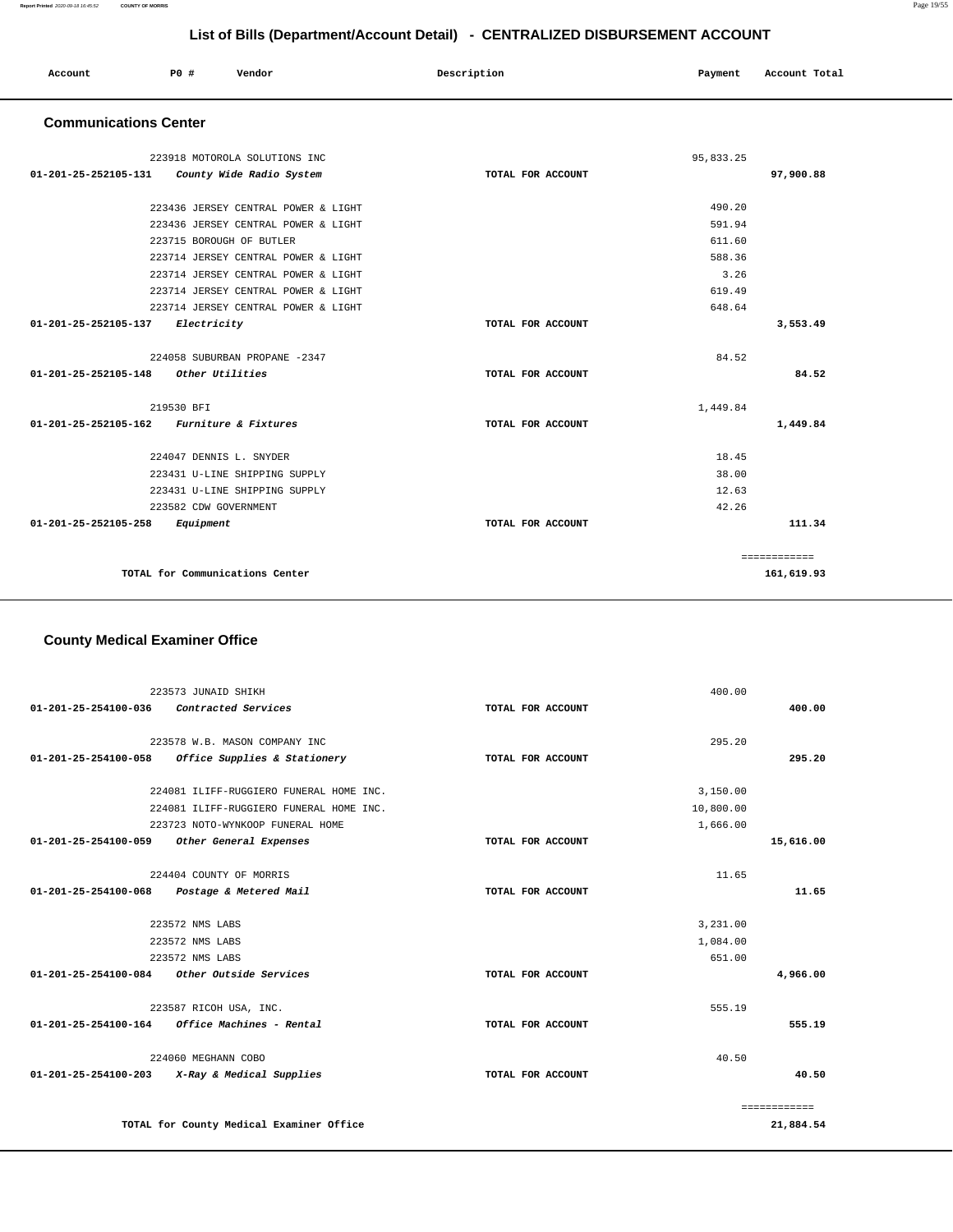# List of Bills (Department/Account Detail) - CENTRALIZED DISBURSEMENT ACCOUNT

| Account | PO # | Vendor | Description | Payment | Account Total |
|---|---|---|---|---|---|

## Communications Center

| Account | PO # | Vendor | Description | Payment | Account Total |
|---|---|---|---|---|---|
| | 223918 | MOTOROLA SOLUTIONS INC | | 95,833.25 | |
| 01-201-25-252105-131 | | *County Wide Radio System* | TOTAL FOR ACCOUNT | | 97,900.88 |
| | 223436 | JERSEY CENTRAL POWER & LIGHT | | 490.20 | |
| | 223436 | JERSEY CENTRAL POWER & LIGHT | | 591.94 | |
| | 223715 | BOROUGH OF BUTLER | | 611.60 | |
| | 223714 | JERSEY CENTRAL POWER & LIGHT | | 588.36 | |
| | 223714 | JERSEY CENTRAL POWER & LIGHT | | 3.26 | |
| | 223714 | JERSEY CENTRAL POWER & LIGHT | | 619.49 | |
| | 223714 | JERSEY CENTRAL POWER & LIGHT | | 648.64 | |
| 01-201-25-252105-137 | | *Electricity* | TOTAL FOR ACCOUNT | | 3,553.49 |
| | 224058 | SUBURBAN PROPANE -2347 | | 84.52 | |
| 01-201-25-252105-148 | | *Other Utilities* | TOTAL FOR ACCOUNT | | 84.52 |
| | 219530 | BFI | | 1,449.84 | |
| 01-201-25-252105-162 | | *Furniture & Fixtures* | TOTAL FOR ACCOUNT | | 1,449.84 |
| | 224047 | DENNIS L. SNYDER | | 18.45 | |
| | 223431 | U-LINE SHIPPING SUPPLY | | 38.00 | |
| | 223431 | U-LINE SHIPPING SUPPLY | | 12.63 | |
| | 223582 | CDW GOVERNMENT | | 42.26 | |
| 01-201-25-252105-258 | | *Equipment* | TOTAL FOR ACCOUNT | | 111.34 |
| | | | | | ============ |
| | | TOTAL for Communications Center | | | 161,619.93 |

## County Medical Examiner Office

| Account | PO # | Vendor | Description | Payment | Account Total |
|---|---|---|---|---|---|
| | 223573 | JUNAID SHIKH | | 400.00 | |
| 01-201-25-254100-036 | | *Contracted Services* | TOTAL FOR ACCOUNT | | 400.00 |
| | 223578 | W.B. MASON COMPANY INC | | 295.20 | |
| 01-201-25-254100-058 | | *Office Supplies & Stationery* | TOTAL FOR ACCOUNT | | 295.20 |
| | 224081 | ILIFF-RUGGIERO FUNERAL HOME INC. | | 3,150.00 | |
| | 224081 | ILIFF-RUGGIERO FUNERAL HOME INC. | | 10,800.00 | |
| | 223723 | NOTO-WYNKOOP FUNERAL HOME | | 1,666.00 | |
| 01-201-25-254100-059 | | *Other General Expenses* | TOTAL FOR ACCOUNT | | 15,616.00 |
| | 224404 | COUNTY OF MORRIS | | 11.65 | |
| 01-201-25-254100-068 | | *Postage & Metered Mail* | TOTAL FOR ACCOUNT | | 11.65 |
| | 223572 | NMS LABS | | 3,231.00 | |
| | 223572 | NMS LABS | | 1,084.00 | |
| | 223572 | NMS LABS | | 651.00 | |
| 01-201-25-254100-084 | | *Other Outside Services* | TOTAL FOR ACCOUNT | | 4,966.00 |
| | 223587 | RICOH USA, INC. | | 555.19 | |
| 01-201-25-254100-164 | | *Office Machines - Rental* | TOTAL FOR ACCOUNT | | 555.19 |
| | 224060 | MEGHANN COBO | | 40.50 | |
| 01-201-25-254100-203 | | *X-Ray & Medical Supplies* | TOTAL FOR ACCOUNT | | 40.50 |
| | | | | | ============ |
| | | TOTAL for County Medical Examiner Office | | | 21,884.54 |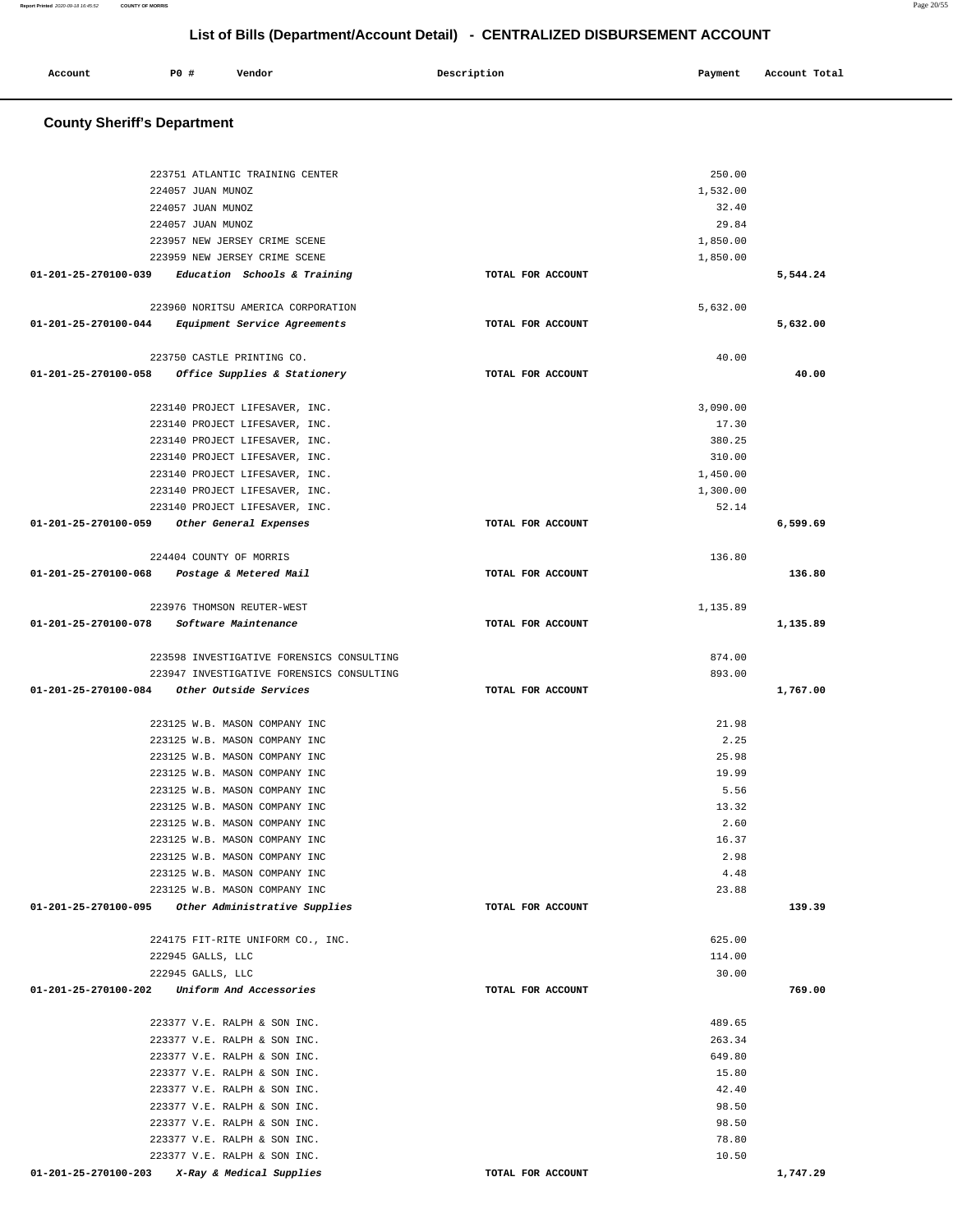## List of Bills (Department/Account Detail) - CENTRALIZED DISBURSEMENT ACCOUNT

| Account | PO # | Vendor | Description | Payment | Account Total |
|---|---|---|---|---|---|

### County Sheriff's Department

| Account | PO # | Vendor | Description | Payment | Account Total |
|---|---|---|---|---|---|
| | 223751 | ATLANTIC TRAINING CENTER | | 250.00 | |
| | 224057 | JUAN MUNOZ | | 1,532.00 | |
| | 224057 | JUAN MUNOZ | | 32.40 | |
| | 224057 | JUAN MUNOZ | | 29.84 | |
| | 223957 | NEW JERSEY CRIME SCENE | | 1,850.00 | |
| | 223959 | NEW JERSEY CRIME SCENE | | 1,850.00 | |
| 01-201-25-270100-039 | | *Education Schools & Training* | TOTAL FOR ACCOUNT | | 5,544.24 |
| | 223960 | NORITSU AMERICA CORPORATION | | 5,632.00 | |
| 01-201-25-270100-044 | | *Equipment Service Agreements* | TOTAL FOR ACCOUNT | | 5,632.00 |
| | 223750 | CASTLE PRINTING CO. | | 40.00 | |
| 01-201-25-270100-058 | | *Office Supplies & Stationery* | TOTAL FOR ACCOUNT | | 40.00 |
| | 223140 | PROJECT LIFESAVER, INC. | | 3,090.00 | |
| | 223140 | PROJECT LIFESAVER, INC. | | 17.30 | |
| | 223140 | PROJECT LIFESAVER, INC. | | 380.25 | |
| | 223140 | PROJECT LIFESAVER, INC. | | 310.00 | |
| | 223140 | PROJECT LIFESAVER, INC. | | 1,450.00 | |
| | 223140 | PROJECT LIFESAVER, INC. | | 1,300.00 | |
| | 223140 | PROJECT LIFESAVER, INC. | | 52.14 | |
| 01-201-25-270100-059 | | *Other General Expenses* | TOTAL FOR ACCOUNT | | 6,599.69 |
| | 224404 | COUNTY OF MORRIS | | 136.80 | |
| 01-201-25-270100-068 | | *Postage & Metered Mail* | TOTAL FOR ACCOUNT | | 136.80 |
| | 223976 | THOMSON REUTER-WEST | | 1,135.89 | |
| 01-201-25-270100-078 | | *Software Maintenance* | TOTAL FOR ACCOUNT | | 1,135.89 |
| | 223598 | INVESTIGATIVE FORENSICS CONSULTING | | 874.00 | |
| | 223947 | INVESTIGATIVE FORENSICS CONSULTING | | 893.00 | |
| 01-201-25-270100-084 | | *Other Outside Services* | TOTAL FOR ACCOUNT | | 1,767.00 |
| | 223125 | W.B. MASON COMPANY INC | | 21.98 | |
| | 223125 | W.B. MASON COMPANY INC | | 2.25 | |
| | 223125 | W.B. MASON COMPANY INC | | 25.98 | |
| | 223125 | W.B. MASON COMPANY INC | | 19.99 | |
| | 223125 | W.B. MASON COMPANY INC | | 5.56 | |
| | 223125 | W.B. MASON COMPANY INC | | 13.32 | |
| | 223125 | W.B. MASON COMPANY INC | | 2.60 | |
| | 223125 | W.B. MASON COMPANY INC | | 16.37 | |
| | 223125 | W.B. MASON COMPANY INC | | 2.98 | |
| | 223125 | W.B. MASON COMPANY INC | | 4.48 | |
| | 223125 | W.B. MASON COMPANY INC | | 23.88 | |
| 01-201-25-270100-095 | | *Other Administrative Supplies* | TOTAL FOR ACCOUNT | | 139.39 |
| | 224175 | FIT-RITE UNIFORM CO., INC. | | 625.00 | |
| | 222945 | GALLS, LLC | | 114.00 | |
| | 222945 | GALLS, LLC | | 30.00 | |
| 01-201-25-270100-202 | | *Uniform And Accessories* | TOTAL FOR ACCOUNT | | 769.00 |
| | 223377 | V.E. RALPH & SON INC. | | 489.65 | |
| | 223377 | V.E. RALPH & SON INC. | | 263.34 | |
| | 223377 | V.E. RALPH & SON INC. | | 649.80 | |
| | 223377 | V.E. RALPH & SON INC. | | 15.80 | |
| | 223377 | V.E. RALPH & SON INC. | | 42.40 | |
| | 223377 | V.E. RALPH & SON INC. | | 98.50 | |
| | 223377 | V.E. RALPH & SON INC. | | 98.50 | |
| | 223377 | V.E. RALPH & SON INC. | | 78.80 | |
| | 223377 | V.E. RALPH & SON INC. | | 10.50 | |
| 01-201-25-270100-203 | | *X-Ray & Medical Supplies* | TOTAL FOR ACCOUNT | | 1,747.29 |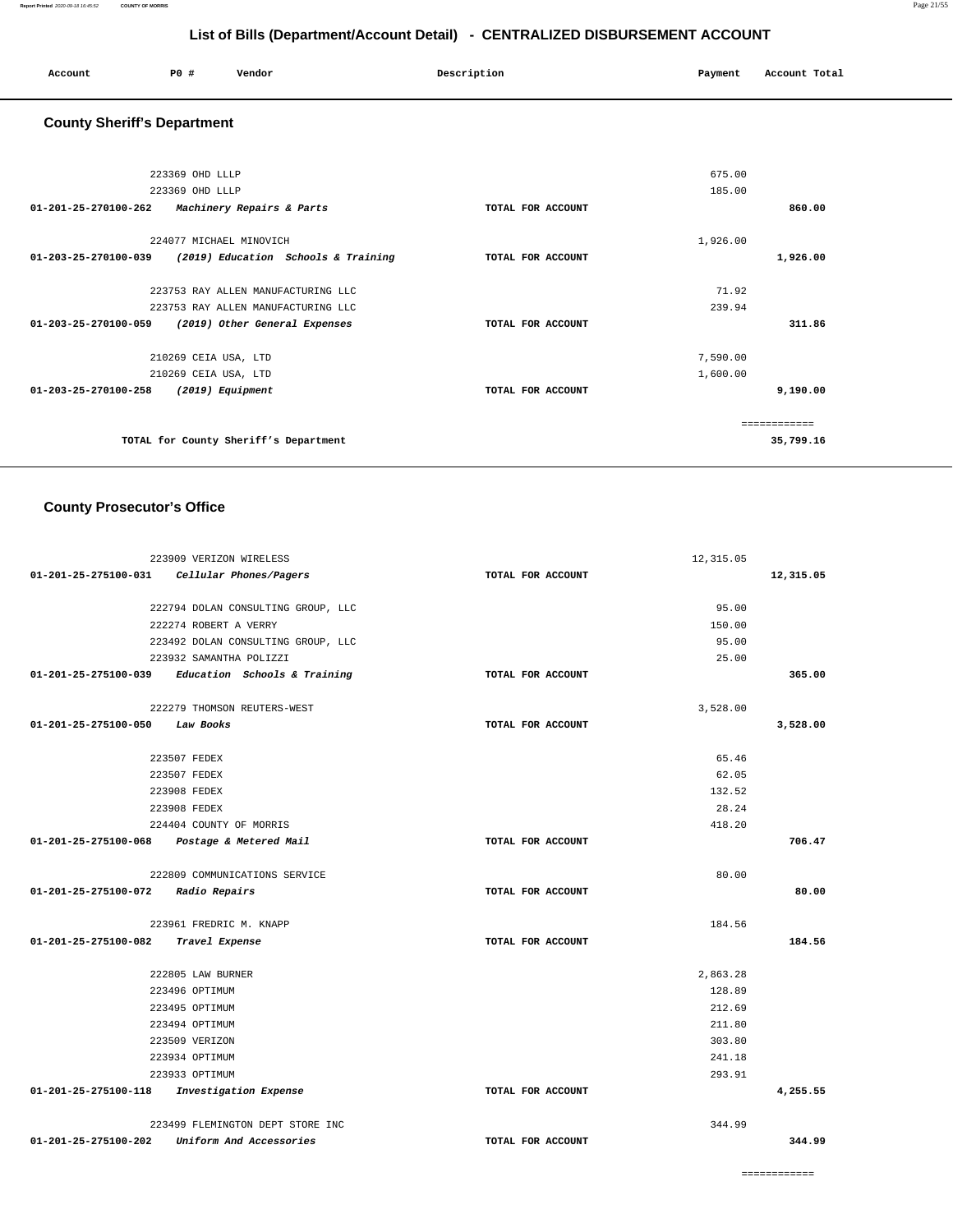# List of Bills (Department/Account Detail) - CENTRALIZED DISBURSEMENT ACCOUNT

| Account | PO # | Vendor | Description | Payment | Account Total |
|---|---|---|---|---|---|

## County Sheriff's Department

| Account | PO # | Vendor | Description | Payment | Account Total |
|---|---|---|---|---|---|
| | 223369 | OHD LLLP | | 675.00 | |
| | 223369 | OHD LLLP | | 185.00 | |
| 01-201-25-270100-262 | | *Machinery Repairs & Parts* | TOTAL FOR ACCOUNT | | 860.00 |
| | 224077 | MICHAEL MINOVICH | | 1,926.00 | |
| 01-203-25-270100-039 | | *(2019) Education Schools & Training* | TOTAL FOR ACCOUNT | | 1,926.00 |
| | 223753 | RAY ALLEN MANUFACTURING LLC | | 71.92 | |
| | 223753 | RAY ALLEN MANUFACTURING LLC | | 239.94 | |
| 01-203-25-270100-059 | | *(2019) Other General Expenses* | TOTAL FOR ACCOUNT | | 311.86 |
| | 210269 | CEIA USA, LTD | | 7,590.00 | |
| | 210269 | CEIA USA, LTD | | 1,600.00 | |
| 01-203-25-270100-258 | | *(2019) Equipment* | TOTAL FOR ACCOUNT | | 9,190.00 |
| | | | | | ============ |
| | | TOTAL for County Sheriff's Department | | | 35,799.16 |

## County Prosecutor's Office

| Account | PO # | Vendor | Description | Payment | Account Total |
|---|---|---|---|---|---|
| | 223909 | VERIZON WIRELESS | | 12,315.05 | |
| 01-201-25-275100-031 | | *Cellular Phones/Pagers* | TOTAL FOR ACCOUNT | | 12,315.05 |
| | 222794 | DOLAN CONSULTING GROUP, LLC | | 95.00 | |
| | 222274 | ROBERT A VERRY | | 150.00 | |
| | 223492 | DOLAN CONSULTING GROUP, LLC | | 95.00 | |
| | 223932 | SAMANTHA POLIZZI | | 25.00 | |
| 01-201-25-275100-039 | | *Education Schools & Training* | TOTAL FOR ACCOUNT | | 365.00 |
| | 222279 | THOMSON REUTERS-WEST | | 3,528.00 | |
| 01-201-25-275100-050 | | *Law Books* | TOTAL FOR ACCOUNT | | 3,528.00 |
| | 223507 | FEDEX | | 65.46 | |
| | 223507 | FEDEX | | 62.05 | |
| | 223908 | FEDEX | | 132.52 | |
| | 223908 | FEDEX | | 28.24 | |
| | 224404 | COUNTY OF MORRIS | | 418.20 | |
| 01-201-25-275100-068 | | *Postage & Metered Mail* | TOTAL FOR ACCOUNT | | 706.47 |
| | 222809 | COMMUNICATIONS SERVICE | | 80.00 | |
| 01-201-25-275100-072 | | *Radio Repairs* | TOTAL FOR ACCOUNT | | 80.00 |
| | 223961 | FREDRIC M. KNAPP | | 184.56 | |
| 01-201-25-275100-082 | | *Travel Expense* | TOTAL FOR ACCOUNT | | 184.56 |
| | 222805 | LAW BURNER | | 2,863.28 | |
| | 223496 | OPTIMUM | | 128.89 | |
| | 223495 | OPTIMUM | | 212.69 | |
| | 223494 | OPTIMUM | | 211.80 | |
| | 223509 | VERIZON | | 303.80 | |
| | 223934 | OPTIMUM | | 241.18 | |
| | 223933 | OPTIMUM | | 293.91 | |
| 01-201-25-275100-118 | | *Investigation Expense* | TOTAL FOR ACCOUNT | | 4,255.55 |
| | 223499 | FLEMINGTON DEPT STORE INC | | 344.99 | |
| 01-201-25-275100-202 | | *Uniform And Accessories* | TOTAL FOR ACCOUNT | | 344.99 |
| | | | | | ============ |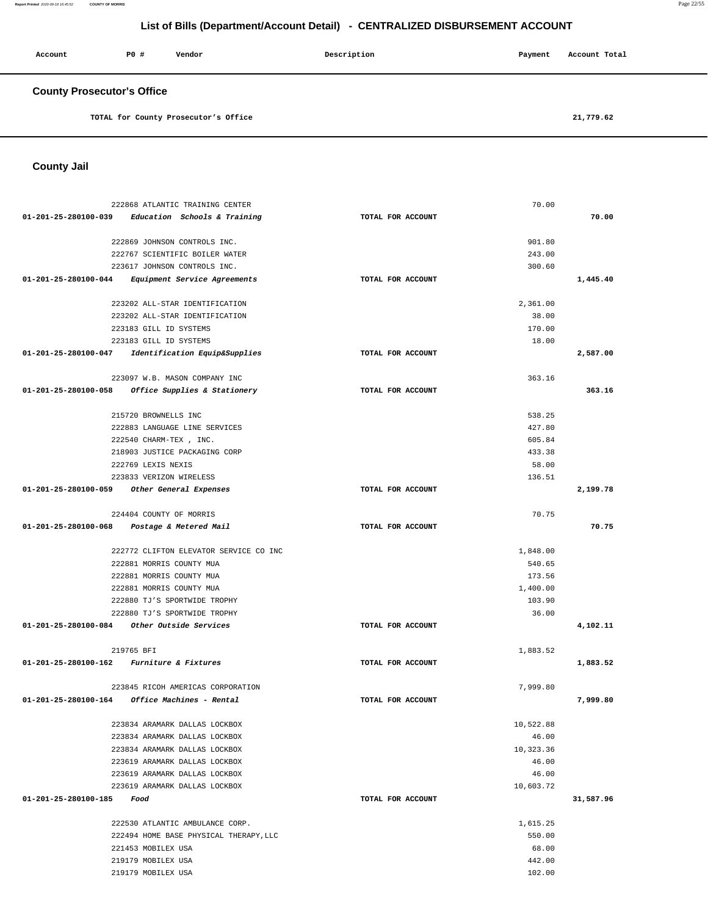# List of Bills (Department/Account Detail) - CENTRALIZED DISBURSEMENT ACCOUNT

| Account | PO # | Vendor | Description | Payment | Account Total |
|---|---|---|---|---|---|

## County Prosecutor's Office

| | | | | |
|---|---|---|---|---|
| TOTAL for County Prosecutor's Office | | | | 21,779.62 |

## County Jail

| Account | PO # / Vendor | Description | Payment | Account Total |
|---|---|---|---|---|
| | 222868 ATLANTIC TRAINING CENTER | | 70.00 | |
| 01-201-25-280100-039 *Education Schools & Training* | | TOTAL FOR ACCOUNT | | 70.00 |
| | 222869 JOHNSON CONTROLS INC. | | 901.80 | |
| | 222767 SCIENTIFIC BOILER WATER | | 243.00 | |
| | 223617 JOHNSON CONTROLS INC. | | 300.60 | |
| 01-201-25-280100-044 *Equipment Service Agreements* | | TOTAL FOR ACCOUNT | | 1,445.40 |
| | 223202 ALL-STAR IDENTIFICATION | | 2,361.00 | |
| | 223202 ALL-STAR IDENTIFICATION | | 38.00 | |
| | 223183 GILL ID SYSTEMS | | 170.00 | |
| | 223183 GILL ID SYSTEMS | | 18.00 | |
| 01-201-25-280100-047 *Identification Equip&Supplies* | | TOTAL FOR ACCOUNT | | 2,587.00 |
| | 223097 W.B. MASON COMPANY INC | | 363.16 | |
| 01-201-25-280100-058 *Office Supplies & Stationery* | | TOTAL FOR ACCOUNT | | 363.16 |
| | 215720 BROWNELLS INC | | 538.25 | |
| | 222883 LANGUAGE LINE SERVICES | | 427.80 | |
| | 222540 CHARM-TEX , INC. | | 605.84 | |
| | 218903 JUSTICE PACKAGING CORP | | 433.38 | |
| | 222769 LEXIS NEXIS | | 58.00 | |
| | 223833 VERIZON WIRELESS | | 136.51 | |
| 01-201-25-280100-059 *Other General Expenses* | | TOTAL FOR ACCOUNT | | 2,199.78 |
| | 224404 COUNTY OF MORRIS | | 70.75 | |
| 01-201-25-280100-068 *Postage & Metered Mail* | | TOTAL FOR ACCOUNT | | 70.75 |
| | 222772 CLIFTON ELEVATOR SERVICE CO INC | | 1,848.00 | |
| | 222881 MORRIS COUNTY MUA | | 540.65 | |
| | 222881 MORRIS COUNTY MUA | | 173.56 | |
| | 222881 MORRIS COUNTY MUA | | 1,400.00 | |
| | 222880 TJ'S SPORTWIDE TROPHY | | 103.90 | |
| | 222880 TJ'S SPORTWIDE TROPHY | | 36.00 | |
| 01-201-25-280100-084 *Other Outside Services* | | TOTAL FOR ACCOUNT | | 4,102.11 |
| | 219765 BFI | | 1,883.52 | |
| 01-201-25-280100-162 *Furniture & Fixtures* | | TOTAL FOR ACCOUNT | | 1,883.52 |
| | 223845 RICOH AMERICAS CORPORATION | | 7,999.80 | |
| 01-201-25-280100-164 *Office Machines - Rental* | | TOTAL FOR ACCOUNT | | 7,999.80 |
| | 223834 ARAMARK DALLAS LOCKBOX | | 10,522.88 | |
| | 223834 ARAMARK DALLAS LOCKBOX | | 46.00 | |
| | 223834 ARAMARK DALLAS LOCKBOX | | 10,323.36 | |
| | 223619 ARAMARK DALLAS LOCKBOX | | 46.00 | |
| | 223619 ARAMARK DALLAS LOCKBOX | | 46.00 | |
| | 223619 ARAMARK DALLAS LOCKBOX | | 10,603.72 | |
| 01-201-25-280100-185 *Food* | | TOTAL FOR ACCOUNT | | 31,587.96 |
| | 222530 ATLANTIC AMBULANCE CORP. | | 1,615.25 | |
| | 222494 HOME BASE PHYSICAL THERAPY,LLC | | 550.00 | |
| | 221453 MOBILEX USA | | 68.00 | |
| | 219179 MOBILEX USA | | 442.00 | |
| | 219179 MOBILEX USA | | 102.00 | |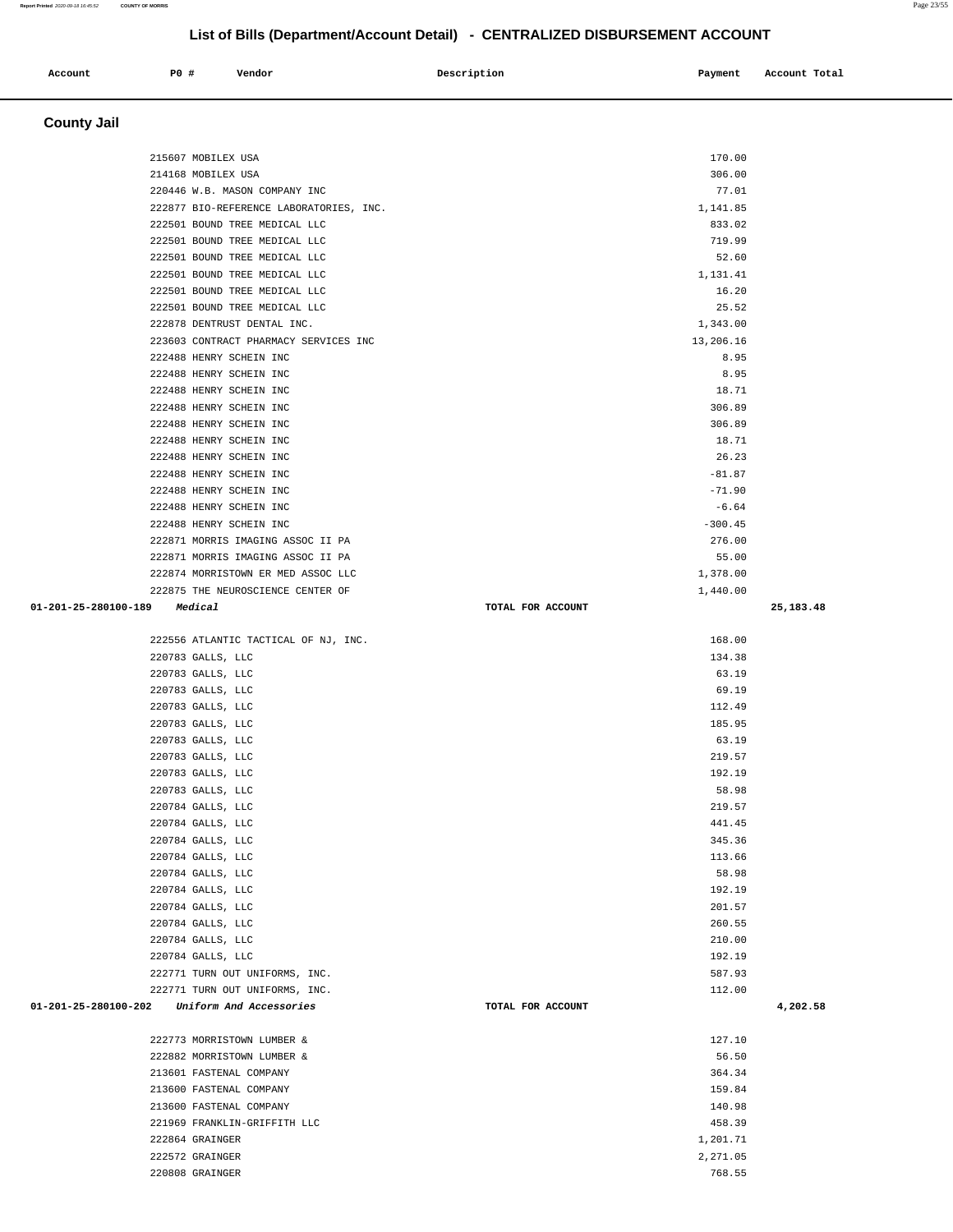## List of Bills (Department/Account Detail) - CENTRALIZED DISBURSEMENT ACCOUNT

| Account | PO # | Vendor | Description | Payment | Account Total |
|---|---|---|---|---|---|

### County Jail

| Account | PO # | Vendor | Description | Payment | Account Total |
|---|---|---|---|---|---|
| | 215607 | MOBILEX USA | | 170.00 | |
| | 214168 | MOBILEX USA | | 306.00 | |
| | 220446 | W.B. MASON COMPANY INC | | 77.01 | |
| | 222877 | BIO-REFERENCE LABORATORIES, INC. | | 1,141.85 | |
| | 222501 | BOUND TREE MEDICAL LLC | | 833.02 | |
| | 222501 | BOUND TREE MEDICAL LLC | | 719.99 | |
| | 222501 | BOUND TREE MEDICAL LLC | | 52.60 | |
| | 222501 | BOUND TREE MEDICAL LLC | | 1,131.41 | |
| | 222501 | BOUND TREE MEDICAL LLC | | 16.20 | |
| | 222501 | BOUND TREE MEDICAL LLC | | 25.52 | |
| | 222878 | DENTRUST DENTAL INC. | | 1,343.00 | |
| | 223603 | CONTRACT PHARMACY SERVICES INC | | 13,206.16 | |
| | 222488 | HENRY SCHEIN INC | | 8.95 | |
| | 222488 | HENRY SCHEIN INC | | 8.95 | |
| | 222488 | HENRY SCHEIN INC | | 18.71 | |
| | 222488 | HENRY SCHEIN INC | | 306.89 | |
| | 222488 | HENRY SCHEIN INC | | 306.89 | |
| | 222488 | HENRY SCHEIN INC | | 18.71 | |
| | 222488 | HENRY SCHEIN INC | | 26.23 | |
| | 222488 | HENRY SCHEIN INC | | -81.87 | |
| | 222488 | HENRY SCHEIN INC | | -71.90 | |
| | 222488 | HENRY SCHEIN INC | | -6.64 | |
| | 222488 | HENRY SCHEIN INC | | -300.45 | |
| | 222871 | MORRIS IMAGING ASSOC II PA | | 276.00 | |
| | 222871 | MORRIS IMAGING ASSOC II PA | | 55.00 | |
| | 222874 | MORRISTOWN ER MED ASSOC LLC | | 1,378.00 | |
| | 222875 | THE NEUROSCIENCE CENTER OF | | 1,440.00 | |
| **01-201-25-280100-189** | | ***Medical*** | **TOTAL FOR ACCOUNT** | | **25,183.48** |
| | 222556 | ATLANTIC TACTICAL OF NJ, INC. | | 168.00 | |
| | 220783 | GALLS, LLC | | 134.38 | |
| | 220783 | GALLS, LLC | | 63.19 | |
| | 220783 | GALLS, LLC | | 69.19 | |
| | 220783 | GALLS, LLC | | 112.49 | |
| | 220783 | GALLS, LLC | | 185.95 | |
| | 220783 | GALLS, LLC | | 63.19 | |
| | 220783 | GALLS, LLC | | 219.57 | |
| | 220783 | GALLS, LLC | | 192.19 | |
| | 220783 | GALLS, LLC | | 58.98 | |
| | 220784 | GALLS, LLC | | 219.57 | |
| | 220784 | GALLS, LLC | | 441.45 | |
| | 220784 | GALLS, LLC | | 345.36 | |
| | 220784 | GALLS, LLC | | 113.66 | |
| | 220784 | GALLS, LLC | | 58.98 | |
| | 220784 | GALLS, LLC | | 192.19 | |
| | 220784 | GALLS, LLC | | 201.57 | |
| | 220784 | GALLS, LLC | | 260.55 | |
| | 220784 | GALLS, LLC | | 210.00 | |
| | 220784 | GALLS, LLC | | 192.19 | |
| | 222771 | TURN OUT UNIFORMS, INC. | | 587.93 | |
| | 222771 | TURN OUT UNIFORMS, INC. | | 112.00 | |
| **01-201-25-280100-202** | | ***Uniform And Accessories*** | **TOTAL FOR ACCOUNT** | | **4,202.58** |
| | 222773 | MORRISTOWN LUMBER & | | 127.10 | |
| | 222882 | MORRISTOWN LUMBER & | | 56.50 | |
| | 213601 | FASTENAL COMPANY | | 364.34 | |
| | 213600 | FASTENAL COMPANY | | 159.84 | |
| | 213600 | FASTENAL COMPANY | | 140.98 | |
| | 221969 | FRANKLIN-GRIFFITH LLC | | 458.39 | |
| | 222864 | GRAINGER | | 1,201.71 | |
| | 222572 | GRAINGER | | 2,271.05 | |
| | 220808 | GRAINGER | | 768.55 | |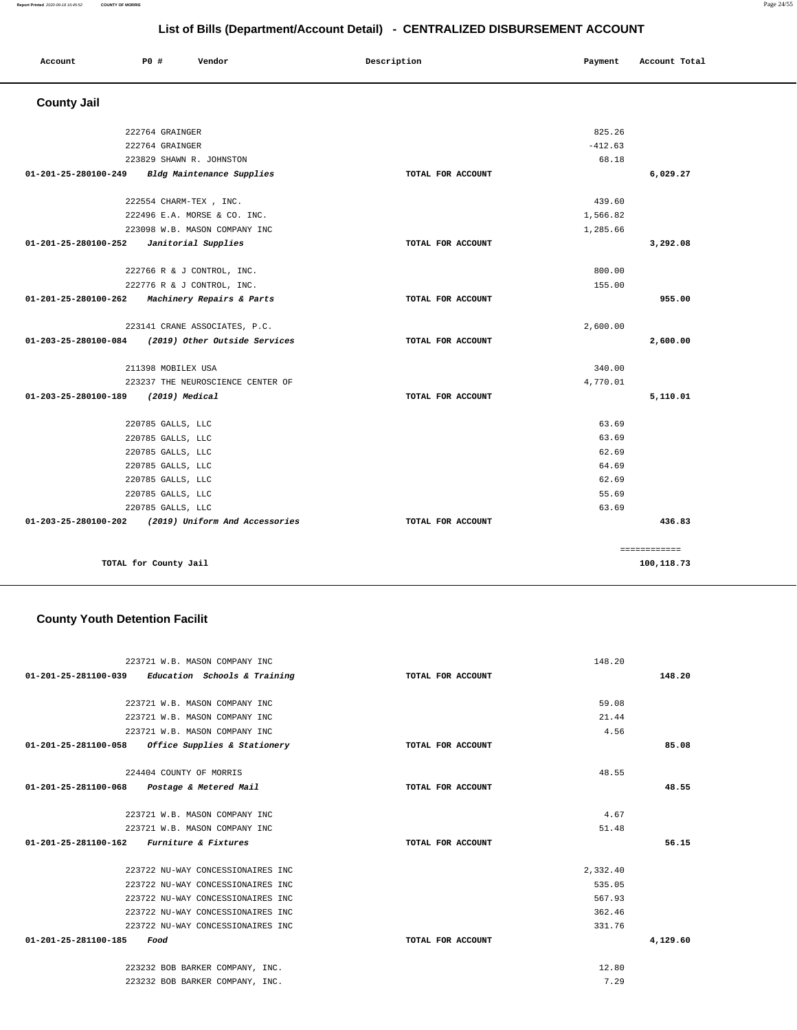## List of Bills (Department/Account Detail) - CENTRALIZED DISBURSEMENT ACCOUNT

| Account | PO # | Vendor | Description | Payment | Account Total |
|---|---|---|---|---|---|

### County Jail

| Account | PO # | Vendor | Description | Payment | Account Total |
|---|---|---|---|---|---|
| | 222764 | GRAINGER | | 825.26 | |
| | 222764 | GRAINGER | | -412.63 | |
| | 223829 | SHAWN R. JOHNSTON | | 68.18 | |
| 01-201-25-280100-249 | | *Bldg Maintenance Supplies* | TOTAL FOR ACCOUNT | | 6,029.27 |
| | 222554 | CHARM-TEX , INC. | | 439.60 | |
| | 222496 | E.A. MORSE & CO. INC. | | 1,566.82 | |
| | 223098 | W.B. MASON COMPANY INC | | 1,285.66 | |
| 01-201-25-280100-252 | | *Janitorial Supplies* | TOTAL FOR ACCOUNT | | 3,292.08 |
| | 222766 | R & J CONTROL, INC. | | 800.00 | |
| | 222776 | R & J CONTROL, INC. | | 155.00 | |
| 01-201-25-280100-262 | | *Machinery Repairs & Parts* | TOTAL FOR ACCOUNT | | 955.00 |
| | 223141 | CRANE ASSOCIATES, P.C. | | 2,600.00 | |
| 01-203-25-280100-084 | | *(2019) Other Outside Services* | TOTAL FOR ACCOUNT | | 2,600.00 |
| | 211398 | MOBILEX USA | | 340.00 | |
| | 223237 | THE NEUROSCIENCE CENTER OF | | 4,770.01 | |
| 01-203-25-280100-189 | | *(2019) Medical* | TOTAL FOR ACCOUNT | | 5,110.01 |
| | 220785 | GALLS, LLC | | 63.69 | |
| | 220785 | GALLS, LLC | | 63.69 | |
| | 220785 | GALLS, LLC | | 62.69 | |
| | 220785 | GALLS, LLC | | 64.69 | |
| | 220785 | GALLS, LLC | | 62.69 | |
| | 220785 | GALLS, LLC | | 55.69 | |
| | 220785 | GALLS, LLC | | 63.69 | |
| 01-203-25-280100-202 | | *(2019) Uniform And Accessories* | TOTAL FOR ACCOUNT | | 436.83 |
| | | | | | ============ |
| | TOTAL for County Jail | | | | 100,118.73 |

### County Youth Detention Facilit

| Account | PO # | Vendor | Description | Payment | Account Total |
|---|---|---|---|---|---|
| | 223721 | W.B. MASON COMPANY INC | | 148.20 | |
| 01-201-25-281100-039 | | *Education Schools & Training* | TOTAL FOR ACCOUNT | | 148.20 |
| | 223721 | W.B. MASON COMPANY INC | | 59.08 | |
| | 223721 | W.B. MASON COMPANY INC | | 21.44 | |
| | 223721 | W.B. MASON COMPANY INC | | 4.56 | |
| 01-201-25-281100-058 | | *Office Supplies & Stationery* | TOTAL FOR ACCOUNT | | 85.08 |
| | 224404 | COUNTY OF MORRIS | | 48.55 | |
| 01-201-25-281100-068 | | *Postage & Metered Mail* | TOTAL FOR ACCOUNT | | 48.55 |
| | 223721 | W.B. MASON COMPANY INC | | 4.67 | |
| | 223721 | W.B. MASON COMPANY INC | | 51.48 | |
| 01-201-25-281100-162 | | *Furniture & Fixtures* | TOTAL FOR ACCOUNT | | 56.15 |
| | 223722 | NU-WAY CONCESSIONAIRES INC | | 2,332.40 | |
| | 223722 | NU-WAY CONCESSIONAIRES INC | | 535.05 | |
| | 223722 | NU-WAY CONCESSIONAIRES INC | | 567.93 | |
| | 223722 | NU-WAY CONCESSIONAIRES INC | | 362.46 | |
| | 223722 | NU-WAY CONCESSIONAIRES INC | | 331.76 | |
| 01-201-25-281100-185 | | *Food* | TOTAL FOR ACCOUNT | | 4,129.60 |
| | 223232 | BOB BARKER COMPANY, INC. | | 12.80 | |
| | 223232 | BOB BARKER COMPANY, INC. | | 7.29 | |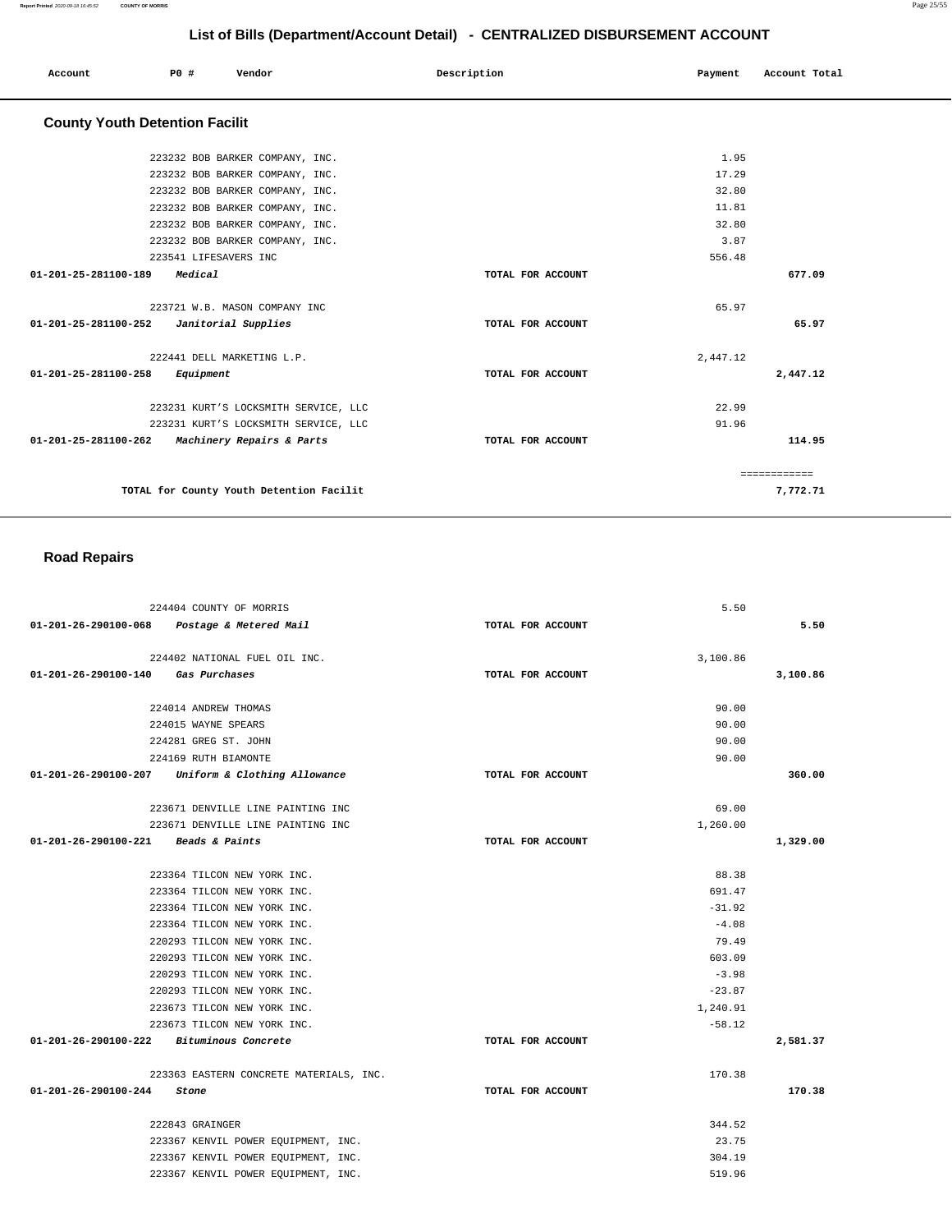## List of Bills (Department/Account Detail) - CENTRALIZED DISBURSEMENT ACCOUNT

| Account | PO # | Vendor | Description | Payment | Account Total |
|---|---|---|---|---|---|

### County Youth Detention Facilit

| Account | PO # | Vendor | Description | Payment | Account Total |
|---|---|---|---|---|---|
| | 223232 | BOB BARKER COMPANY, INC. | | 1.95 | |
| | 223232 | BOB BARKER COMPANY, INC. | | 17.29 | |
| | 223232 | BOB BARKER COMPANY, INC. | | 32.80 | |
| | 223232 | BOB BARKER COMPANY, INC. | | 11.81 | |
| | 223232 | BOB BARKER COMPANY, INC. | | 32.80 | |
| | 223232 | BOB BARKER COMPANY, INC. | | 3.87 | |
| | 223541 | LIFESAVERS INC | | 556.48 | |
| 01-201-25-281100-189 | | *Medical* | TOTAL FOR ACCOUNT | | 677.09 |
| | 223721 | W.B. MASON COMPANY INC | | 65.97 | |
| 01-201-25-281100-252 | | *Janitorial Supplies* | TOTAL FOR ACCOUNT | | 65.97 |
| | 222441 | DELL MARKETING L.P. | | 2,447.12 | |
| 01-201-25-281100-258 | | *Equipment* | TOTAL FOR ACCOUNT | | 2,447.12 |
| | 223231 | KURT'S LOCKSMITH SERVICE, LLC | | 22.99 | |
| | 223231 | KURT'S LOCKSMITH SERVICE, LLC | | 91.96 | |
| 01-201-25-281100-262 | | *Machinery Repairs & Parts* | TOTAL FOR ACCOUNT | | 114.95 |
| | | | | | ============ |
| | | TOTAL for County Youth Detention Facilit | | | 7,772.71 |

### Road Repairs

| Account | PO # | Vendor | Description | Payment | Account Total |
|---|---|---|---|---|---|
| | 224404 | COUNTY OF MORRIS | | 5.50 | |
| 01-201-26-290100-068 | | *Postage & Metered Mail* | TOTAL FOR ACCOUNT | | 5.50 |
| | 224402 | NATIONAL FUEL OIL INC. | | 3,100.86 | |
| 01-201-26-290100-140 | | *Gas Purchases* | TOTAL FOR ACCOUNT | | 3,100.86 |
| | 224014 | ANDREW THOMAS | | 90.00 | |
| | 224015 | WAYNE SPEARS | | 90.00 | |
| | 224281 | GREG ST. JOHN | | 90.00 | |
| | 224169 | RUTH BIAMONTE | | 90.00 | |
| 01-201-26-290100-207 | | *Uniform & Clothing Allowance* | TOTAL FOR ACCOUNT | | 360.00 |
| | 223671 | DENVILLE LINE PAINTING INC | | 69.00 | |
| | 223671 | DENVILLE LINE PAINTING INC | | 1,260.00 | |
| 01-201-26-290100-221 | | *Beads & Paints* | TOTAL FOR ACCOUNT | | 1,329.00 |
| | 223364 | TILCON NEW YORK INC. | | 88.38 | |
| | 223364 | TILCON NEW YORK INC. | | 691.47 | |
| | 223364 | TILCON NEW YORK INC. | | -31.92 | |
| | 223364 | TILCON NEW YORK INC. | | -4.08 | |
| | 220293 | TILCON NEW YORK INC. | | 79.49 | |
| | 220293 | TILCON NEW YORK INC. | | 603.09 | |
| | 220293 | TILCON NEW YORK INC. | | -3.98 | |
| | 220293 | TILCON NEW YORK INC. | | -23.87 | |
| | 223673 | TILCON NEW YORK INC. | | 1,240.91 | |
| | 223673 | TILCON NEW YORK INC. | | -58.12 | |
| 01-201-26-290100-222 | | *Bituminous Concrete* | TOTAL FOR ACCOUNT | | 2,581.37 |
| | 223363 | EASTERN CONCRETE MATERIALS, INC. | | 170.38 | |
| 01-201-26-290100-244 | | *Stone* | TOTAL FOR ACCOUNT | | 170.38 |
| | 222843 | GRAINGER | | 344.52 | |
| | 223367 | KENVIL POWER EQUIPMENT, INC. | | 23.75 | |
| | 223367 | KENVIL POWER EQUIPMENT, INC. | | 304.19 | |
| | 223367 | KENVIL POWER EQUIPMENT, INC. | | 519.96 | |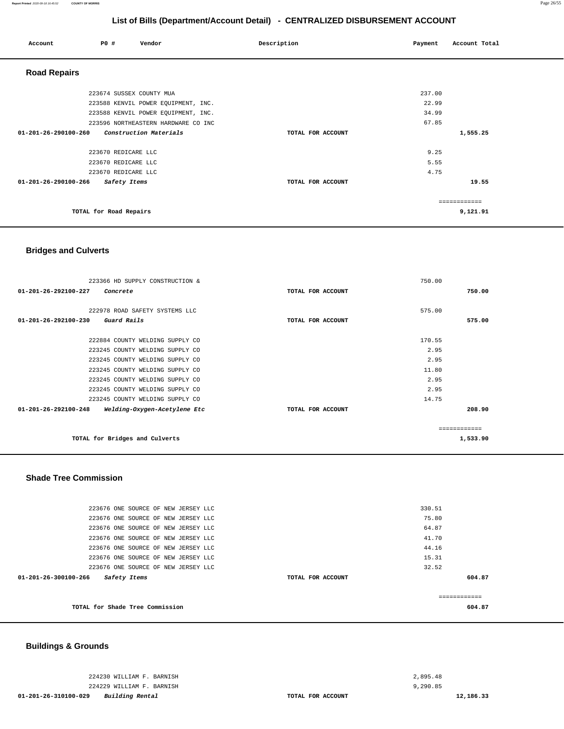## List of Bills (Department/Account Detail) - CENTRALIZED DISBURSEMENT ACCOUNT

| Account | PO # | Vendor | Description | Payment | Account Total |
|---|---|---|---|---|---|

### Road Repairs

| Account | PO # | Vendor | Description | Payment | Account Total |
|---|---|---|---|---|---|
| | 223674 | SUSSEX COUNTY MUA | | 237.00 | |
| | 223588 | KENVIL POWER EQUIPMENT, INC. | | 22.99 | |
| | 223588 | KENVIL POWER EQUIPMENT, INC. | | 34.99 | |
| | 223596 | NORTHEASTERN HARDWARE CO INC | | 67.85 | |
| 01-201-26-290100-260 | | *Construction Materials* | TOTAL FOR ACCOUNT | | 1,555.25 |
| | 223670 | REDICARE LLC | | 9.25 | |
| | 223670 | REDICARE LLC | | 5.55 | |
| | 223670 | REDICARE LLC | | 4.75 | |
| 01-201-26-290100-266 | | *Safety Items* | TOTAL FOR ACCOUNT | | 19.55 |
| | | | | | ============ |
| | | TOTAL for Road Repairs | | | 9,121.91 |

### Bridges and Culverts

| Account | PO # | Vendor | Description | Payment | Account Total |
|---|---|---|---|---|---|
| | 223366 | HD SUPPLY CONSTRUCTION & | | 750.00 | |
| 01-201-26-292100-227 | | *Concrete* | TOTAL FOR ACCOUNT | | 750.00 |
| | 222978 | ROAD SAFETY SYSTEMS LLC | | 575.00 | |
| 01-201-26-292100-230 | | *Guard Rails* | TOTAL FOR ACCOUNT | | 575.00 |
| | 222884 | COUNTY WELDING SUPPLY CO | | 170.55 | |
| | 223245 | COUNTY WELDING SUPPLY CO | | 2.95 | |
| | 223245 | COUNTY WELDING SUPPLY CO | | 2.95 | |
| | 223245 | COUNTY WELDING SUPPLY CO | | 11.80 | |
| | 223245 | COUNTY WELDING SUPPLY CO | | 2.95 | |
| | 223245 | COUNTY WELDING SUPPLY CO | | 2.95 | |
| | 223245 | COUNTY WELDING SUPPLY CO | | 14.75 | |
| 01-201-26-292100-248 | | *Welding-Oxygen-Acetylene Etc* | TOTAL FOR ACCOUNT | | 208.90 |
| | | | | | ============ |
| | | TOTAL for Bridges and Culverts | | | 1,533.90 |

### Shade Tree Commission

| Account | PO # | Vendor | Description | Payment | Account Total |
|---|---|---|---|---|---|
| | 223676 | ONE SOURCE OF NEW JERSEY LLC | | 330.51 | |
| | 223676 | ONE SOURCE OF NEW JERSEY LLC | | 75.80 | |
| | 223676 | ONE SOURCE OF NEW JERSEY LLC | | 64.87 | |
| | 223676 | ONE SOURCE OF NEW JERSEY LLC | | 41.70 | |
| | 223676 | ONE SOURCE OF NEW JERSEY LLC | | 44.16 | |
| | 223676 | ONE SOURCE OF NEW JERSEY LLC | | 15.31 | |
| | 223676 | ONE SOURCE OF NEW JERSEY LLC | | 32.52 | |
| 01-201-26-300100-266 | | *Safety Items* | TOTAL FOR ACCOUNT | | 604.87 |
| | | | | | ============ |
| | | TOTAL for Shade Tree Commission | | | 604.87 |

### Buildings & Grounds

| Account | PO # | Vendor | Description | Payment | Account Total |
|---|---|---|---|---|---|
| | 224230 | WILLIAM F. BARNISH | | 2,895.48 | |
| | 224229 | WILLIAM F. BARNISH | | 9,290.85 | |
| 01-201-26-310100-029 | | *Building Rental* | TOTAL FOR ACCOUNT | | 12,186.33 |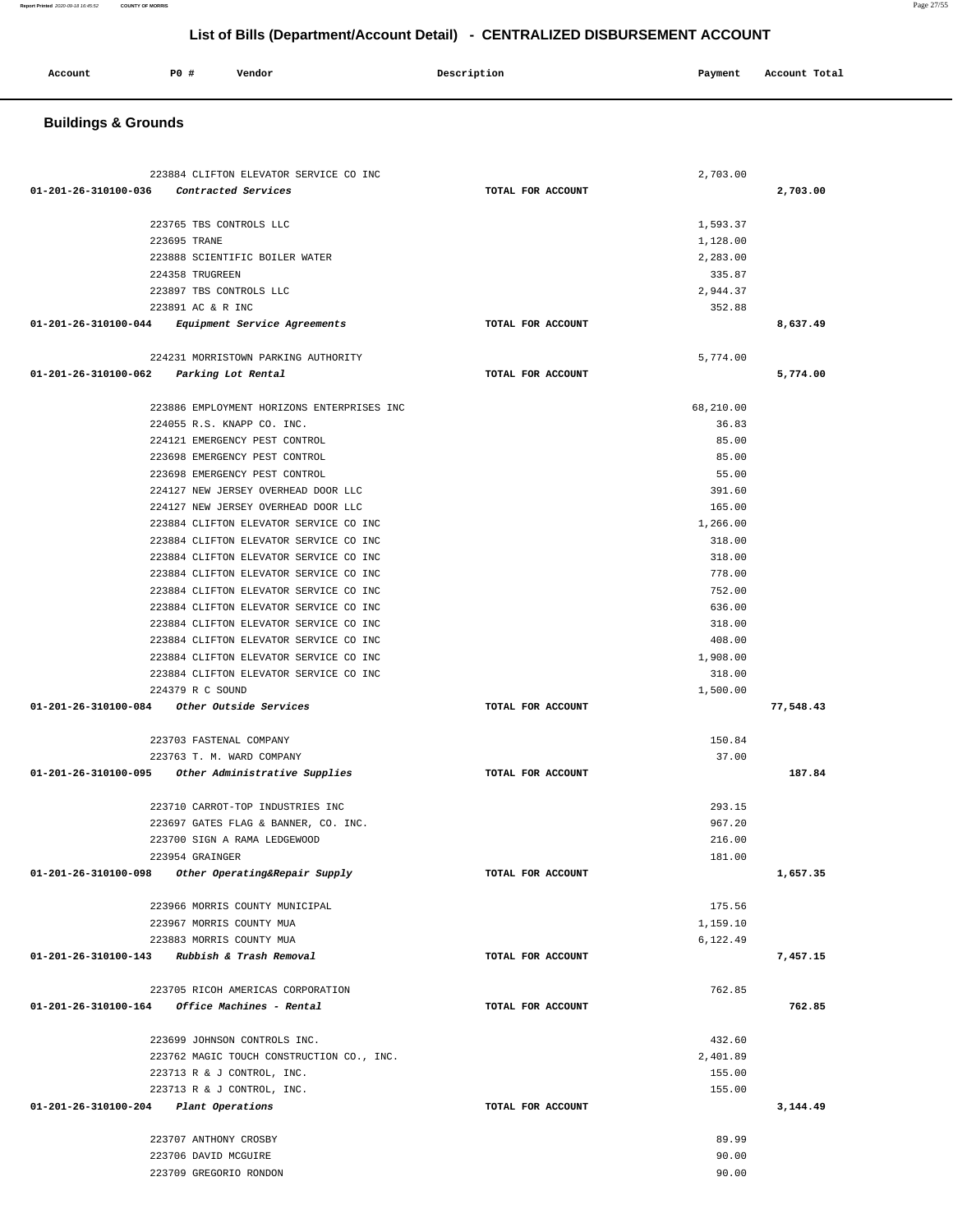## List of Bills (Department/Account Detail) - CENTRALIZED DISBURSEMENT ACCOUNT

| Account | PO # | Vendor | Description | Payment | Account Total |
|---|---|---|---|---|---|

### Buildings & Grounds

| Account | PO # | Vendor | Description | Payment | Account Total |
|---|---|---|---|---|---|
| | 223884 | CLIFTON ELEVATOR SERVICE CO INC | | 2,703.00 | |
| 01-201-26-310100-036 | | *Contracted Services* | TOTAL FOR ACCOUNT | | 2,703.00 |
| | 223765 | TBS CONTROLS LLC | | 1,593.37 | |
| | 223695 | TRANE | | 1,128.00 | |
| | 223888 | SCIENTIFIC BOILER WATER | | 2,283.00 | |
| | 224358 | TRUGREEN | | 335.87 | |
| | 223897 | TBS CONTROLS LLC | | 2,944.37 | |
| | 223891 | AC & R INC | | 352.88 | |
| 01-201-26-310100-044 | | *Equipment Service Agreements* | TOTAL FOR ACCOUNT | | 8,637.49 |
| | 224231 | MORRISTOWN PARKING AUTHORITY | | 5,774.00 | |
| 01-201-26-310100-062 | | *Parking Lot Rental* | TOTAL FOR ACCOUNT | | 5,774.00 |
| | 223886 | EMPLOYMENT HORIZONS ENTERPRISES INC | | 68,210.00 | |
| | 224055 | R.S. KNAPP CO. INC. | | 36.83 | |
| | 224121 | EMERGENCY PEST CONTROL | | 85.00 | |
| | 223698 | EMERGENCY PEST CONTROL | | 85.00 | |
| | 223698 | EMERGENCY PEST CONTROL | | 55.00 | |
| | 224127 | NEW JERSEY OVERHEAD DOOR LLC | | 391.60 | |
| | 224127 | NEW JERSEY OVERHEAD DOOR LLC | | 165.00 | |
| | 223884 | CLIFTON ELEVATOR SERVICE CO INC | | 1,266.00 | |
| | 223884 | CLIFTON ELEVATOR SERVICE CO INC | | 318.00 | |
| | 223884 | CLIFTON ELEVATOR SERVICE CO INC | | 318.00 | |
| | 223884 | CLIFTON ELEVATOR SERVICE CO INC | | 778.00 | |
| | 223884 | CLIFTON ELEVATOR SERVICE CO INC | | 752.00 | |
| | 223884 | CLIFTON ELEVATOR SERVICE CO INC | | 636.00 | |
| | 223884 | CLIFTON ELEVATOR SERVICE CO INC | | 318.00 | |
| | 223884 | CLIFTON ELEVATOR SERVICE CO INC | | 408.00 | |
| | 223884 | CLIFTON ELEVATOR SERVICE CO INC | | 1,908.00 | |
| | 223884 | CLIFTON ELEVATOR SERVICE CO INC | | 318.00 | |
| | 224379 | R C SOUND | | 1,500.00 | |
| 01-201-26-310100-084 | | *Other Outside Services* | TOTAL FOR ACCOUNT | | 77,548.43 |
| | 223703 | FASTENAL COMPANY | | 150.84 | |
| | 223763 | T. M. WARD COMPANY | | 37.00 | |
| 01-201-26-310100-095 | | *Other Administrative Supplies* | TOTAL FOR ACCOUNT | | 187.84 |
| | 223710 | CARROT-TOP INDUSTRIES INC | | 293.15 | |
| | 223697 | GATES FLAG & BANNER, CO. INC. | | 967.20 | |
| | 223700 | SIGN A RAMA LEDGEWOOD | | 216.00 | |
| | 223954 | GRAINGER | | 181.00 | |
| 01-201-26-310100-098 | | *Other Operating&Repair Supply* | TOTAL FOR ACCOUNT | | 1,657.35 |
| | 223966 | MORRIS COUNTY MUNICIPAL | | 175.56 | |
| | 223967 | MORRIS COUNTY MUA | | 1,159.10 | |
| | 223883 | MORRIS COUNTY MUA | | 6,122.49 | |
| 01-201-26-310100-143 | | *Rubbish & Trash Removal* | TOTAL FOR ACCOUNT | | 7,457.15 |
| | 223705 | RICOH AMERICAS CORPORATION | | 762.85 | |
| 01-201-26-310100-164 | | *Office Machines - Rental* | TOTAL FOR ACCOUNT | | 762.85 |
| | 223699 | JOHNSON CONTROLS INC. | | 432.60 | |
| | 223762 | MAGIC TOUCH CONSTRUCTION CO., INC. | | 2,401.89 | |
| | 223713 | R & J CONTROL, INC. | | 155.00 | |
| | 223713 | R & J CONTROL, INC. | | 155.00 | |
| 01-201-26-310100-204 | | *Plant Operations* | TOTAL FOR ACCOUNT | | 3,144.49 |
| | 223707 | ANTHONY CROSBY | | 89.99 | |
| | 223706 | DAVID MCGUIRE | | 90.00 | |
| | 223709 | GREGORIO RONDON | | 90.00 | |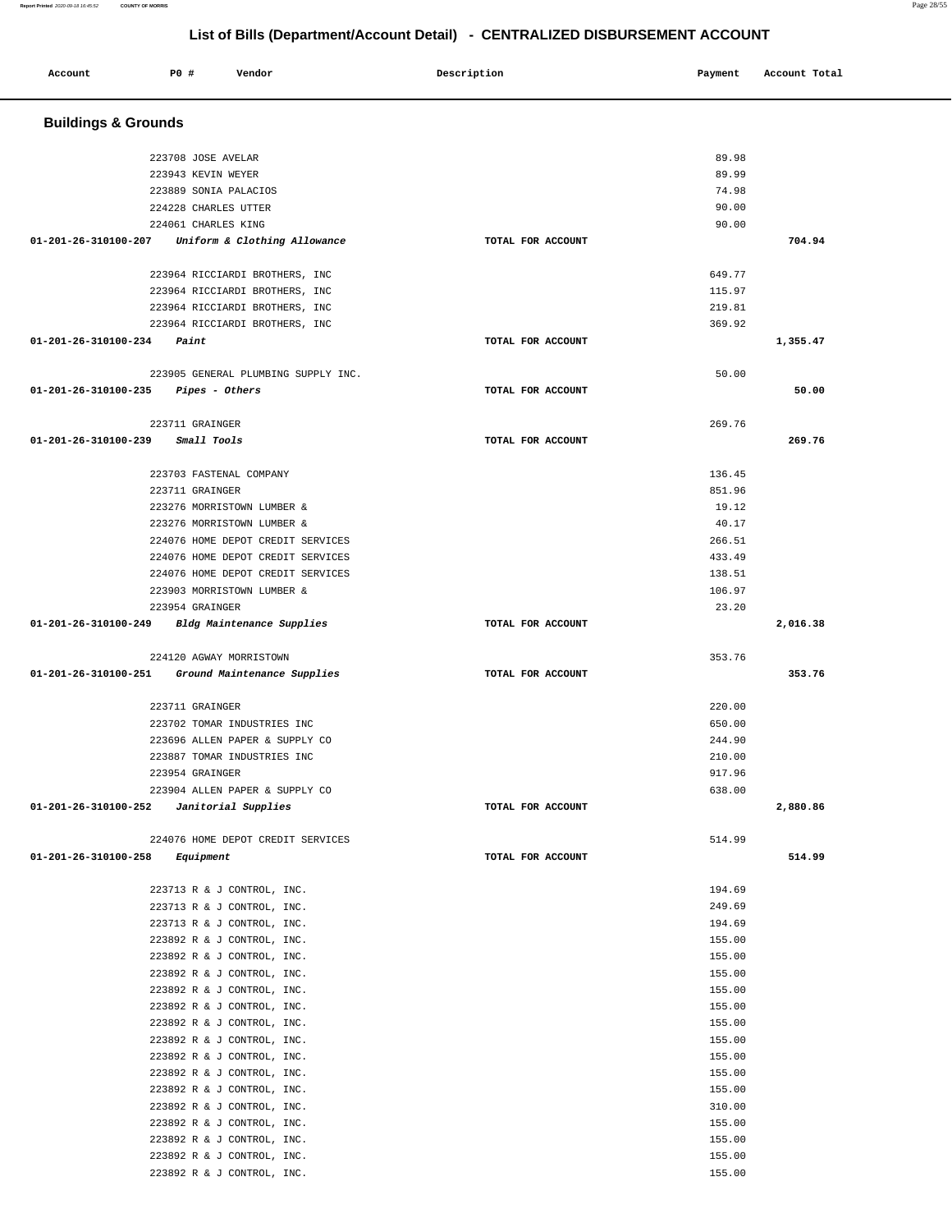# List of Bills (Department/Account Detail) - CENTRALIZED DISBURSEMENT ACCOUNT

| Account | PO # | Vendor | Description | Payment | Account Total |
|---|---|---|---|---|---|

## Buildings & Grounds

| Account | PO # | Vendor | Description | Payment | Account Total |
|---|---|---|---|---|---|
| | 223708 | JOSE AVELAR | | 89.98 | |
| | 223943 | KEVIN WEYER | | 89.99 | |
| | 223889 | SONIA PALACIOS | | 74.98 | |
| | 224228 | CHARLES UTTER | | 90.00 | |
| | 224061 | CHARLES KING | | 90.00 | |
| **01-201-26-310100-207** | | *Uniform & Clothing Allowance* | TOTAL FOR ACCOUNT | | **704.94** |
| | 223964 | RICCIARDI BROTHERS, INC | | 649.77 | |
| | 223964 | RICCIARDI BROTHERS, INC | | 115.97 | |
| | 223964 | RICCIARDI BROTHERS, INC | | 219.81 | |
| | 223964 | RICCIARDI BROTHERS, INC | | 369.92 | |
| **01-201-26-310100-234** | | *Paint* | TOTAL FOR ACCOUNT | | **1,355.47** |
| | 223905 | GENERAL PLUMBING SUPPLY INC. | | 50.00 | |
| **01-201-26-310100-235** | | *Pipes - Others* | TOTAL FOR ACCOUNT | | **50.00** |
| | 223711 | GRAINGER | | 269.76 | |
| **01-201-26-310100-239** | | *Small Tools* | TOTAL FOR ACCOUNT | | **269.76** |
| | 223703 | FASTENAL COMPANY | | 136.45 | |
| | 223711 | GRAINGER | | 851.96 | |
| | 223276 | MORRISTOWN LUMBER & | | 19.12 | |
| | 223276 | MORRISTOWN LUMBER & | | 40.17 | |
| | 224076 | HOME DEPOT CREDIT SERVICES | | 266.51 | |
| | 224076 | HOME DEPOT CREDIT SERVICES | | 433.49 | |
| | 224076 | HOME DEPOT CREDIT SERVICES | | 138.51 | |
| | 223903 | MORRISTOWN LUMBER & | | 106.97 | |
| | 223954 | GRAINGER | | 23.20 | |
| **01-201-26-310100-249** | | *Bldg Maintenance Supplies* | TOTAL FOR ACCOUNT | | **2,016.38** |
| | 224120 | AGWAY MORRISTOWN | | 353.76 | |
| **01-201-26-310100-251** | | *Ground Maintenance Supplies* | TOTAL FOR ACCOUNT | | **353.76** |
| | 223711 | GRAINGER | | 220.00 | |
| | 223702 | TOMAR INDUSTRIES INC | | 650.00 | |
| | 223696 | ALLEN PAPER & SUPPLY CO | | 244.90 | |
| | 223887 | TOMAR INDUSTRIES INC | | 210.00 | |
| | 223954 | GRAINGER | | 917.96 | |
| | 223904 | ALLEN PAPER & SUPPLY CO | | 638.00 | |
| **01-201-26-310100-252** | | *Janitorial Supplies* | TOTAL FOR ACCOUNT | | **2,880.86** |
| | 224076 | HOME DEPOT CREDIT SERVICES | | 514.99 | |
| **01-201-26-310100-258** | | *Equipment* | TOTAL FOR ACCOUNT | | **514.99** |
| | 223713 | R & J CONTROL, INC. | | 194.69 | |
| | 223713 | R & J CONTROL, INC. | | 249.69 | |
| | 223713 | R & J CONTROL, INC. | | 194.69 | |
| | 223892 | R & J CONTROL, INC. | | 155.00 | |
| | 223892 | R & J CONTROL, INC. | | 155.00 | |
| | 223892 | R & J CONTROL, INC. | | 155.00 | |
| | 223892 | R & J CONTROL, INC. | | 155.00 | |
| | 223892 | R & J CONTROL, INC. | | 155.00 | |
| | 223892 | R & J CONTROL, INC. | | 155.00 | |
| | 223892 | R & J CONTROL, INC. | | 155.00 | |
| | 223892 | R & J CONTROL, INC. | | 155.00 | |
| | 223892 | R & J CONTROL, INC. | | 155.00 | |
| | 223892 | R & J CONTROL, INC. | | 155.00 | |
| | 223892 | R & J CONTROL, INC. | | 310.00 | |
| | 223892 | R & J CONTROL, INC. | | 155.00 | |
| | 223892 | R & J CONTROL, INC. | | 155.00 | |
| | 223892 | R & J CONTROL, INC. | | 155.00 | |
| | 223892 | R & J CONTROL, INC. | | 155.00 | |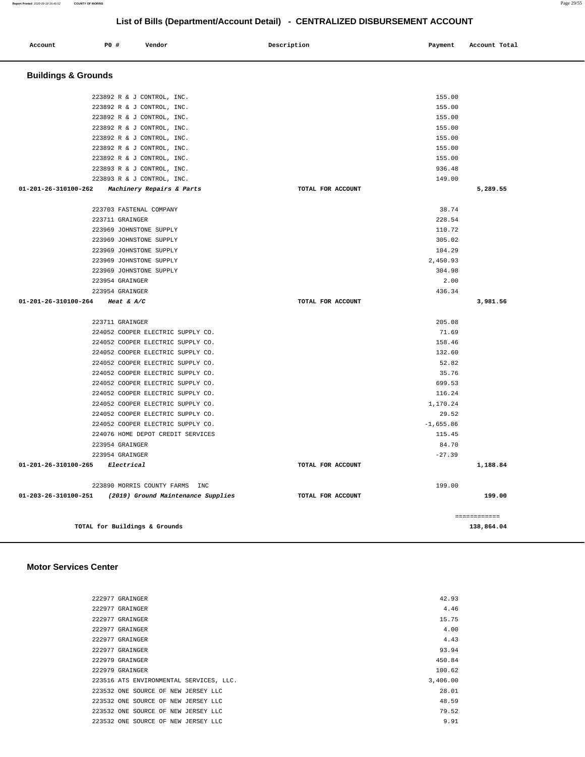# List of Bills (Department/Account Detail) - CENTRALIZED DISBURSEMENT ACCOUNT

| Account | P0 # | Vendor | Description | Payment | Account Total |
|---|---|---|---|---|---|

## Buildings & Grounds

| Account | P0 # | Vendor | Description | Payment | Account Total |
|---|---|---|---|---|---|
| | 223892 | R & J CONTROL, INC. | | 155.00 | |
| | 223892 | R & J CONTROL, INC. | | 155.00 | |
| | 223892 | R & J CONTROL, INC. | | 155.00 | |
| | 223892 | R & J CONTROL, INC. | | 155.00 | |
| | 223892 | R & J CONTROL, INC. | | 155.00 | |
| | 223892 | R & J CONTROL, INC. | | 155.00 | |
| | 223892 | R & J CONTROL, INC. | | 155.00 | |
| | 223893 | R & J CONTROL, INC. | | 936.48 | |
| | 223893 | R & J CONTROL, INC. | | 149.00 | |
| **01-201-26-310100-262** | | ***Machinery Repairs & Parts*** | **TOTAL FOR ACCOUNT** | | **5,289.55** |
| | 223703 | FASTENAL COMPANY | | 38.74 | |
| | 223711 | GRAINGER | | 228.54 | |
| | 223969 | JOHNSTONE SUPPLY | | 110.72 | |
| | 223969 | JOHNSTONE SUPPLY | | 305.02 | |
| | 223969 | JOHNSTONE SUPPLY | | 104.29 | |
| | 223969 | JOHNSTONE SUPPLY | | 2,450.93 | |
| | 223969 | JOHNSTONE SUPPLY | | 304.98 | |
| | 223954 | GRAINGER | | 2.00 | |
| | 223954 | GRAINGER | | 436.34 | |
| **01-201-26-310100-264** | | ***Heat & A/C*** | **TOTAL FOR ACCOUNT** | | **3,981.56** |
| | 223711 | GRAINGER | | 205.08 | |
| | 224052 | COOPER ELECTRIC SUPPLY CO. | | 71.69 | |
| | 224052 | COOPER ELECTRIC SUPPLY CO. | | 158.46 | |
| | 224052 | COOPER ELECTRIC SUPPLY CO. | | 132.60 | |
| | 224052 | COOPER ELECTRIC SUPPLY CO. | | 52.82 | |
| | 224052 | COOPER ELECTRIC SUPPLY CO. | | 35.76 | |
| | 224052 | COOPER ELECTRIC SUPPLY CO. | | 699.53 | |
| | 224052 | COOPER ELECTRIC SUPPLY CO. | | 116.24 | |
| | 224052 | COOPER ELECTRIC SUPPLY CO. | | 1,170.24 | |
| | 224052 | COOPER ELECTRIC SUPPLY CO. | | 29.52 | |
| | 224052 | COOPER ELECTRIC SUPPLY CO. | | -1,655.86 | |
| | 224076 | HOME DEPOT CREDIT SERVICES | | 115.45 | |
| | 223954 | GRAINGER | | 84.70 | |
| | 223954 | GRAINGER | | -27.39 | |
| **01-201-26-310100-265** | | ***Electrical*** | **TOTAL FOR ACCOUNT** | | **1,188.84** |
| | 223890 | MORRIS COUNTY FARMS INC | | 199.00 | |
| **01-203-26-310100-251** | | ***(2019) Ground Maintenance Supplies*** | **TOTAL FOR ACCOUNT** | | **199.00** |
| | | | | | ============ |
| | | **TOTAL for Buildings & Grounds** | | | **138,864.04** |

## Motor Services Center

| Account | P0 # | Vendor | Description | Payment | Account Total |
|---|---|---|---|---|---|
| | 222977 | GRAINGER | | 42.93 | |
| | 222977 | GRAINGER | | 4.46 | |
| | 222977 | GRAINGER | | 15.75 | |
| | 222977 | GRAINGER | | 4.00 | |
| | 222977 | GRAINGER | | 4.43 | |
| | 222977 | GRAINGER | | 93.94 | |
| | 222979 | GRAINGER | | 450.84 | |
| | 222979 | GRAINGER | | 100.62 | |
| | 223516 | ATS ENVIRONMENTAL SERVICES, LLC. | | 3,406.00 | |
| | 223532 | ONE SOURCE OF NEW JERSEY LLC | | 28.01 | |
| | 223532 | ONE SOURCE OF NEW JERSEY LLC | | 48.59 | |
| | 223532 | ONE SOURCE OF NEW JERSEY LLC | | 79.52 | |
| | 223532 | ONE SOURCE OF NEW JERSEY LLC | | 9.91 | |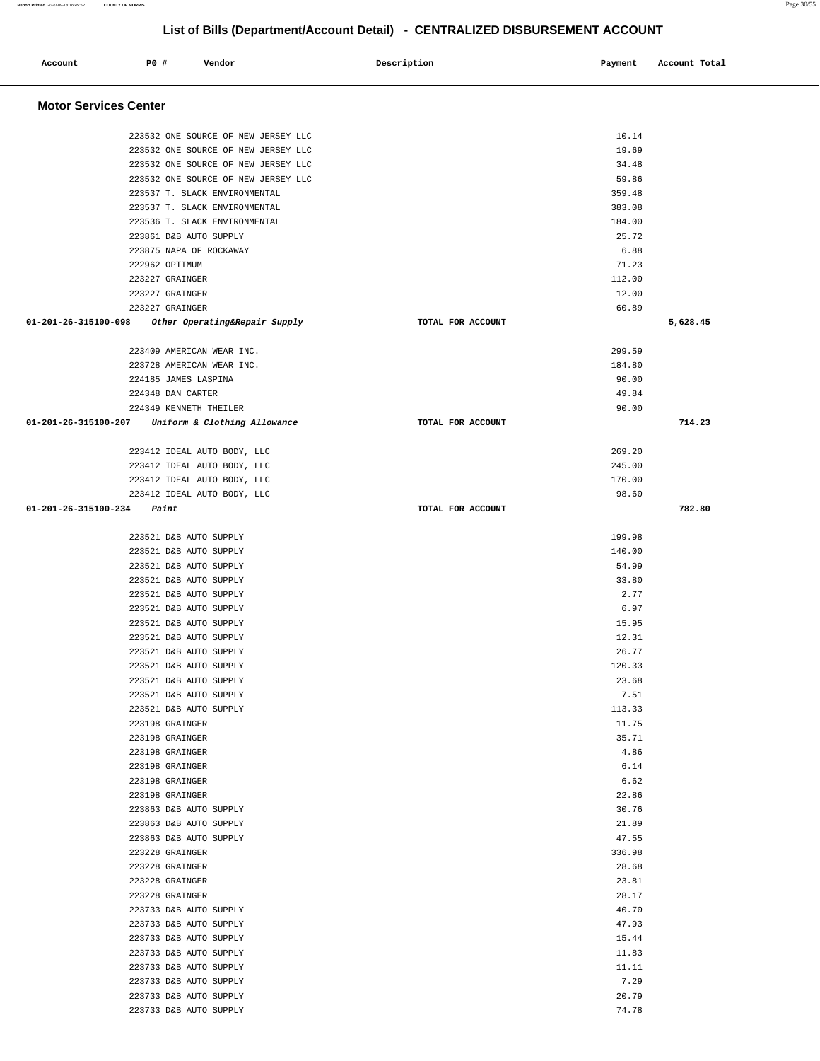## List of Bills (Department/Account Detail) - CENTRALIZED DISBURSEMENT ACCOUNT

| Account | PO # | Vendor | Description | Payment | Account Total |
|---|---|---|---|---|---|

### Motor Services Center

| Account | PO # | Vendor | Description | Payment | Account Total |
|---|---|---|---|---|---|
| | 223532 | ONE SOURCE OF NEW JERSEY LLC | | 10.14 | |
| | 223532 | ONE SOURCE OF NEW JERSEY LLC | | 19.69 | |
| | 223532 | ONE SOURCE OF NEW JERSEY LLC | | 34.48 | |
| | 223532 | ONE SOURCE OF NEW JERSEY LLC | | 59.86 | |
| | 223537 | T. SLACK ENVIRONMENTAL | | 359.48 | |
| | 223537 | T. SLACK ENVIRONMENTAL | | 383.08 | |
| | 223536 | T. SLACK ENVIRONMENTAL | | 184.00 | |
| | 223861 | D&B AUTO SUPPLY | | 25.72 | |
| | 223875 | NAPA OF ROCKAWAY | | 6.88 | |
| | 222962 | OPTIMUM | | 71.23 | |
| | 223227 | GRAINGER | | 112.00 | |
| | 223227 | GRAINGER | | 12.00 | |
| | 223227 | GRAINGER | | 60.89 | |
| 01-201-26-315100-098 | | *Other Operating&Repair Supply* | TOTAL FOR ACCOUNT | | 5,628.45 |
| | 223409 | AMERICAN WEAR INC. | | 299.59 | |
| | 223728 | AMERICAN WEAR INC. | | 184.80 | |
| | 224185 | JAMES LASPINA | | 90.00 | |
| | 224348 | DAN CARTER | | 49.84 | |
| | 224349 | KENNETH THEILER | | 90.00 | |
| 01-201-26-315100-207 | | *Uniform & Clothing Allowance* | TOTAL FOR ACCOUNT | | 714.23 |
| | 223412 | IDEAL AUTO BODY, LLC | | 269.20 | |
| | 223412 | IDEAL AUTO BODY, LLC | | 245.00 | |
| | 223412 | IDEAL AUTO BODY, LLC | | 170.00 | |
| | 223412 | IDEAL AUTO BODY, LLC | | 98.60 | |
| 01-201-26-315100-234 | | *Paint* | TOTAL FOR ACCOUNT | | 782.80 |
| | 223521 | D&B AUTO SUPPLY | | 199.98 | |
| | 223521 | D&B AUTO SUPPLY | | 140.00 | |
| | 223521 | D&B AUTO SUPPLY | | 54.99 | |
| | 223521 | D&B AUTO SUPPLY | | 33.80 | |
| | 223521 | D&B AUTO SUPPLY | | 2.77 | |
| | 223521 | D&B AUTO SUPPLY | | 6.97 | |
| | 223521 | D&B AUTO SUPPLY | | 15.95 | |
| | 223521 | D&B AUTO SUPPLY | | 12.31 | |
| | 223521 | D&B AUTO SUPPLY | | 26.77 | |
| | 223521 | D&B AUTO SUPPLY | | 120.33 | |
| | 223521 | D&B AUTO SUPPLY | | 23.68 | |
| | 223521 | D&B AUTO SUPPLY | | 7.51 | |
| | 223521 | D&B AUTO SUPPLY | | 113.33 | |
| | 223198 | GRAINGER | | 11.75 | |
| | 223198 | GRAINGER | | 35.71 | |
| | 223198 | GRAINGER | | 4.86 | |
| | 223198 | GRAINGER | | 6.14 | |
| | 223198 | GRAINGER | | 6.62 | |
| | 223198 | GRAINGER | | 22.86 | |
| | 223863 | D&B AUTO SUPPLY | | 30.76 | |
| | 223863 | D&B AUTO SUPPLY | | 21.89 | |
| | 223863 | D&B AUTO SUPPLY | | 47.55 | |
| | 223228 | GRAINGER | | 336.98 | |
| | 223228 | GRAINGER | | 28.68 | |
| | 223228 | GRAINGER | | 23.81 | |
| | 223228 | GRAINGER | | 28.17 | |
| | 223733 | D&B AUTO SUPPLY | | 40.70 | |
| | 223733 | D&B AUTO SUPPLY | | 47.93 | |
| | 223733 | D&B AUTO SUPPLY | | 15.44 | |
| | 223733 | D&B AUTO SUPPLY | | 11.83 | |
| | 223733 | D&B AUTO SUPPLY | | 11.11 | |
| | 223733 | D&B AUTO SUPPLY | | 7.29 | |
| | 223733 | D&B AUTO SUPPLY | | 20.79 | |
| | 223733 | D&B AUTO SUPPLY | | 74.78 | |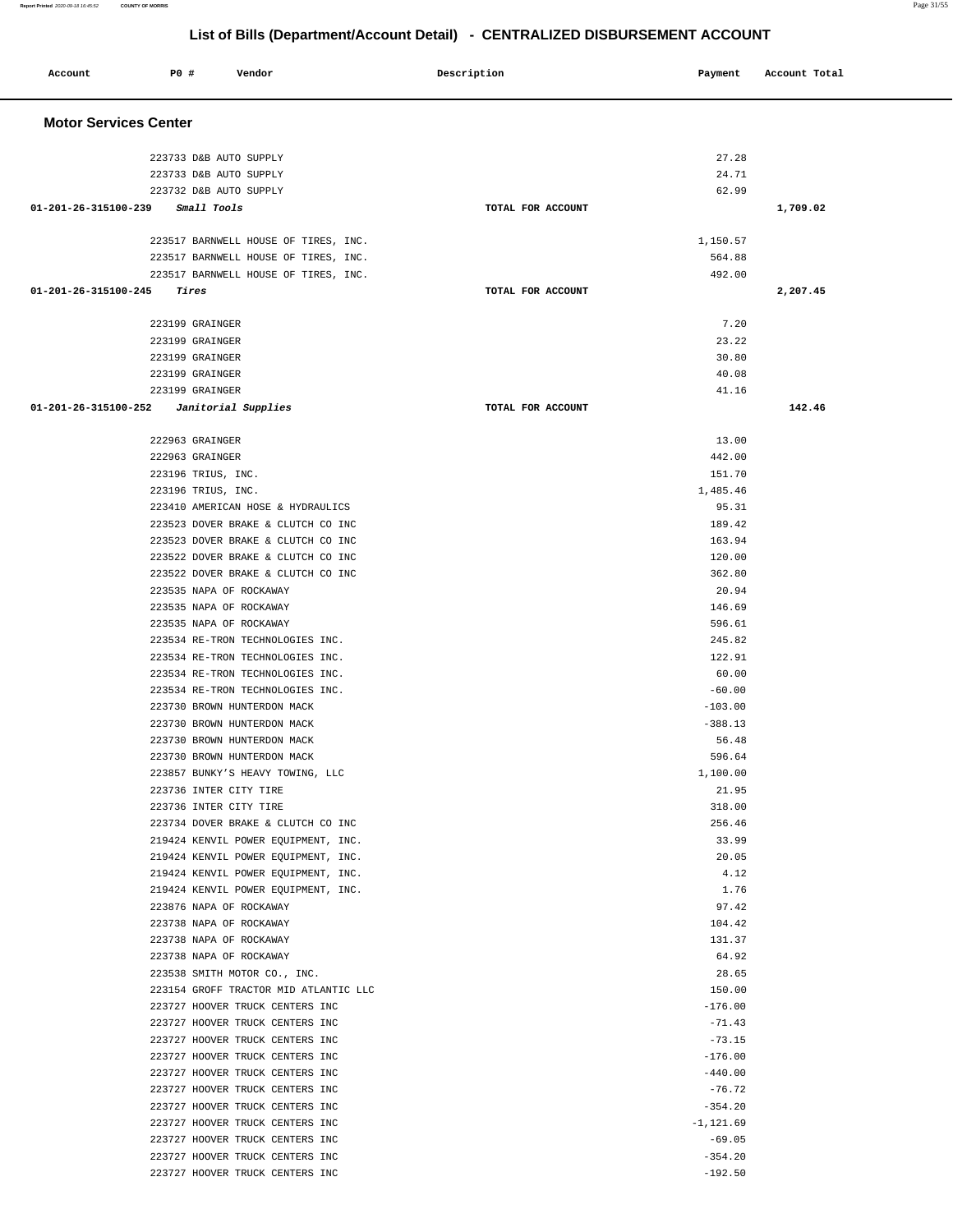# List of Bills (Department/Account Detail) - CENTRALIZED DISBURSEMENT ACCOUNT

| Account | PO # | Vendor | Description | Payment | Account Total |
|---|---|---|---|---|---|

## Motor Services Center

| Account | PO # | Vendor | Description | Payment | Account Total |
|---|---|---|---|---|---|
| | 223733 | D&B AUTO SUPPLY | | 27.28 | |
| | 223733 | D&B AUTO SUPPLY | | 24.71 | |
| | 223732 | D&B AUTO SUPPLY | | 62.99 | |
| 01-201-26-315100-239 | | *Small Tools* | TOTAL FOR ACCOUNT | | 1,709.02 |
| | 223517 | BARNWELL HOUSE OF TIRES, INC. | | 1,150.57 | |
| | 223517 | BARNWELL HOUSE OF TIRES, INC. | | 564.88 | |
| | 223517 | BARNWELL HOUSE OF TIRES, INC. | | 492.00 | |
| 01-201-26-315100-245 | | *Tires* | TOTAL FOR ACCOUNT | | 2,207.45 |
| | 223199 | GRAINGER | | 7.20 | |
| | 223199 | GRAINGER | | 23.22 | |
| | 223199 | GRAINGER | | 30.80 | |
| | 223199 | GRAINGER | | 40.08 | |
| | 223199 | GRAINGER | | 41.16 | |
| 01-201-26-315100-252 | | *Janitorial Supplies* | TOTAL FOR ACCOUNT | | 142.46 |
| | 222963 | GRAINGER | | 13.00 | |
| | 222963 | GRAINGER | | 442.00 | |
| | 223196 | TRIUS, INC. | | 151.70 | |
| | 223196 | TRIUS, INC. | | 1,485.46 | |
| | 223410 | AMERICAN HOSE & HYDRAULICS | | 95.31 | |
| | 223523 | DOVER BRAKE & CLUTCH CO INC | | 189.42 | |
| | 223523 | DOVER BRAKE & CLUTCH CO INC | | 163.94 | |
| | 223522 | DOVER BRAKE & CLUTCH CO INC | | 120.00 | |
| | 223522 | DOVER BRAKE & CLUTCH CO INC | | 362.80 | |
| | 223535 | NAPA OF ROCKAWAY | | 20.94 | |
| | 223535 | NAPA OF ROCKAWAY | | 146.69 | |
| | 223535 | NAPA OF ROCKAWAY | | 596.61 | |
| | 223534 | RE-TRON TECHNOLOGIES INC. | | 245.82 | |
| | 223534 | RE-TRON TECHNOLOGIES INC. | | 122.91 | |
| | 223534 | RE-TRON TECHNOLOGIES INC. | | 60.00 | |
| | 223534 | RE-TRON TECHNOLOGIES INC. | | -60.00 | |
| | 223730 | BROWN HUNTERDON MACK | | -103.00 | |
| | 223730 | BROWN HUNTERDON MACK | | -388.13 | |
| | 223730 | BROWN HUNTERDON MACK | | 56.48 | |
| | 223730 | BROWN HUNTERDON MACK | | 596.64 | |
| | 223857 | BUNKY'S HEAVY TOWING, LLC | | 1,100.00 | |
| | 223736 | INTER CITY TIRE | | 21.95 | |
| | 223736 | INTER CITY TIRE | | 318.00 | |
| | 223734 | DOVER BRAKE & CLUTCH CO INC | | 256.46 | |
| | 219424 | KENVIL POWER EQUIPMENT, INC. | | 33.99 | |
| | 219424 | KENVIL POWER EQUIPMENT, INC. | | 20.05 | |
| | 219424 | KENVIL POWER EQUIPMENT, INC. | | 4.12 | |
| | 219424 | KENVIL POWER EQUIPMENT, INC. | | 1.76 | |
| | 223876 | NAPA OF ROCKAWAY | | 97.42 | |
| | 223738 | NAPA OF ROCKAWAY | | 104.42 | |
| | 223738 | NAPA OF ROCKAWAY | | 131.37 | |
| | 223738 | NAPA OF ROCKAWAY | | 64.92 | |
| | 223538 | SMITH MOTOR CO., INC. | | 28.65 | |
| | 223154 | GROFF TRACTOR MID ATLANTIC LLC | | 150.00 | |
| | 223727 | HOOVER TRUCK CENTERS INC | | -176.00 | |
| | 223727 | HOOVER TRUCK CENTERS INC | | -71.43 | |
| | 223727 | HOOVER TRUCK CENTERS INC | | -73.15 | |
| | 223727 | HOOVER TRUCK CENTERS INC | | -176.00 | |
| | 223727 | HOOVER TRUCK CENTERS INC | | -440.00 | |
| | 223727 | HOOVER TRUCK CENTERS INC | | -76.72 | |
| | 223727 | HOOVER TRUCK CENTERS INC | | -354.20 | |
| | 223727 | HOOVER TRUCK CENTERS INC | | -1,121.69 | |
| | 223727 | HOOVER TRUCK CENTERS INC | | -69.05 | |
| | 223727 | HOOVER TRUCK CENTERS INC | | -354.20 | |
| | 223727 | HOOVER TRUCK CENTERS INC | | -192.50 | |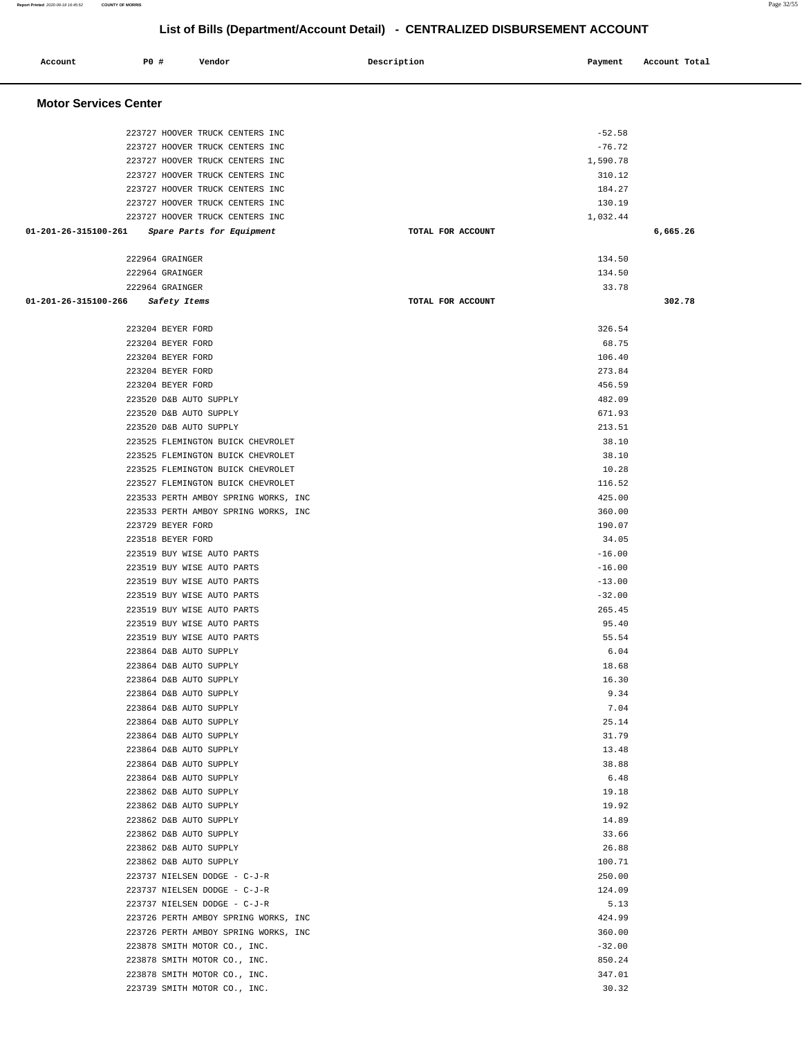# List of Bills (Department/Account Detail) - CENTRALIZED DISBURSEMENT ACCOUNT

| Account | PO # | Vendor | Description | Payment | Account Total |
|---|---|---|---|---|---|

## Motor Services Center

| Account | PO # | Vendor | Description | Payment | Account Total |
|---|---|---|---|---|---|
| | 223727 | HOOVER TRUCK CENTERS INC | | -52.58 | |
| | 223727 | HOOVER TRUCK CENTERS INC | | -76.72 | |
| | 223727 | HOOVER TRUCK CENTERS INC | | 1,590.78 | |
| | 223727 | HOOVER TRUCK CENTERS INC | | 310.12 | |
| | 223727 | HOOVER TRUCK CENTERS INC | | 184.27 | |
| | 223727 | HOOVER TRUCK CENTERS INC | | 130.19 | |
| | 223727 | HOOVER TRUCK CENTERS INC | | 1,032.44 | |
| **01-201-26-315100-261** | | *Spare Parts for Equipment* | TOTAL FOR ACCOUNT | | **6,665.26** |
| | 222964 | GRAINGER | | 134.50 | |
| | 222964 | GRAINGER | | 134.50 | |
| | 222964 | GRAINGER | | 33.78 | |
| **01-201-26-315100-266** | | *Safety Items* | TOTAL FOR ACCOUNT | | **302.78** |
| | 223204 | BEYER FORD | | 326.54 | |
| | 223204 | BEYER FORD | | 68.75 | |
| | 223204 | BEYER FORD | | 106.40 | |
| | 223204 | BEYER FORD | | 273.84 | |
| | 223204 | BEYER FORD | | 456.59 | |
| | 223520 | D&B AUTO SUPPLY | | 482.09 | |
| | 223520 | D&B AUTO SUPPLY | | 671.93 | |
| | 223520 | D&B AUTO SUPPLY | | 213.51 | |
| | 223525 | FLEMINGTON BUICK CHEVROLET | | 38.10 | |
| | 223525 | FLEMINGTON BUICK CHEVROLET | | 38.10 | |
| | 223525 | FLEMINGTON BUICK CHEVROLET | | 10.28 | |
| | 223527 | FLEMINGTON BUICK CHEVROLET | | 116.52 | |
| | 223533 | PERTH AMBOY SPRING WORKS, INC | | 425.00 | |
| | 223533 | PERTH AMBOY SPRING WORKS, INC | | 360.00 | |
| | 223729 | BEYER FORD | | 190.07 | |
| | 223518 | BEYER FORD | | 34.05 | |
| | 223519 | BUY WISE AUTO PARTS | | -16.00 | |
| | 223519 | BUY WISE AUTO PARTS | | -16.00 | |
| | 223519 | BUY WISE AUTO PARTS | | -13.00 | |
| | 223519 | BUY WISE AUTO PARTS | | -32.00 | |
| | 223519 | BUY WISE AUTO PARTS | | 265.45 | |
| | 223519 | BUY WISE AUTO PARTS | | 95.40 | |
| | 223519 | BUY WISE AUTO PARTS | | 55.54 | |
| | 223864 | D&B AUTO SUPPLY | | 6.04 | |
| | 223864 | D&B AUTO SUPPLY | | 18.68 | |
| | 223864 | D&B AUTO SUPPLY | | 16.30 | |
| | 223864 | D&B AUTO SUPPLY | | 9.34 | |
| | 223864 | D&B AUTO SUPPLY | | 7.04 | |
| | 223864 | D&B AUTO SUPPLY | | 25.14 | |
| | 223864 | D&B AUTO SUPPLY | | 31.79 | |
| | 223864 | D&B AUTO SUPPLY | | 13.48 | |
| | 223864 | D&B AUTO SUPPLY | | 38.88 | |
| | 223864 | D&B AUTO SUPPLY | | 6.48 | |
| | 223862 | D&B AUTO SUPPLY | | 19.18 | |
| | 223862 | D&B AUTO SUPPLY | | 19.92 | |
| | 223862 | D&B AUTO SUPPLY | | 14.89 | |
| | 223862 | D&B AUTO SUPPLY | | 33.66 | |
| | 223862 | D&B AUTO SUPPLY | | 26.88 | |
| | 223862 | D&B AUTO SUPPLY | | 100.71 | |
| | 223737 | NIELSEN DODGE - C-J-R | | 250.00 | |
| | 223737 | NIELSEN DODGE - C-J-R | | 124.09 | |
| | 223737 | NIELSEN DODGE - C-J-R | | 5.13 | |
| | 223726 | PERTH AMBOY SPRING WORKS, INC | | 424.99 | |
| | 223726 | PERTH AMBOY SPRING WORKS, INC | | 360.00 | |
| | 223878 | SMITH MOTOR CO., INC. | | -32.00 | |
| | 223878 | SMITH MOTOR CO., INC. | | 850.24 | |
| | 223878 | SMITH MOTOR CO., INC. | | 347.01 | |
| | 223739 | SMITH MOTOR CO., INC. | | 30.32 | |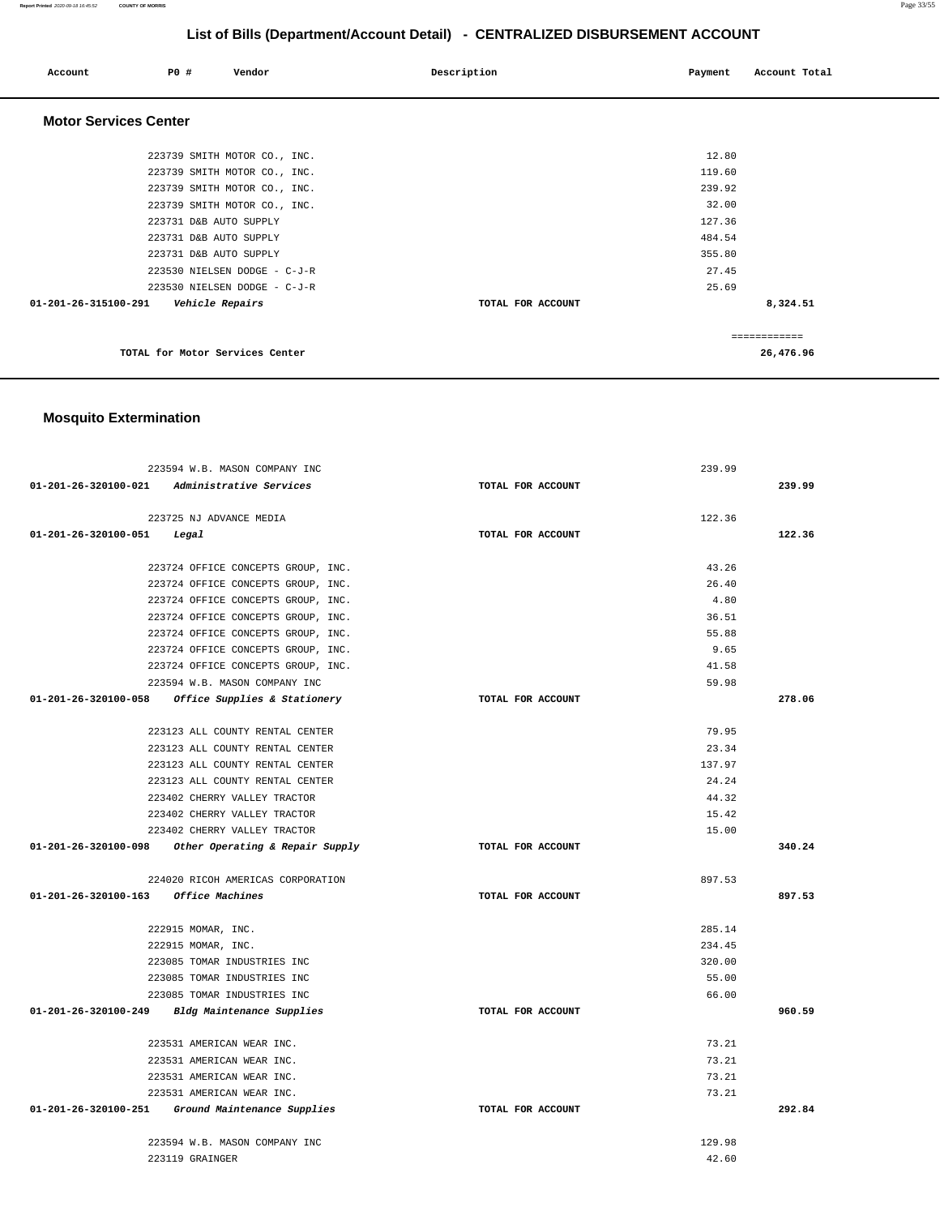# List of Bills (Department/Account Detail) - CENTRALIZED DISBURSEMENT ACCOUNT

| Account | PO # | Vendor | Description | Payment | Account Total |
|---|---|---|---|---|---|

## Motor Services Center

| Account | PO # | Vendor | Description | Payment | Account Total |
|---|---|---|---|---|---|
| | 223739 | SMITH MOTOR CO., INC. | | 12.80 | |
| | 223739 | SMITH MOTOR CO., INC. | | 119.60 | |
| | 223739 | SMITH MOTOR CO., INC. | | 239.92 | |
| | 223739 | SMITH MOTOR CO., INC. | | 32.00 | |
| | 223731 | D&B AUTO SUPPLY | | 127.36 | |
| | 223731 | D&B AUTO SUPPLY | | 484.54 | |
| | 223731 | D&B AUTO SUPPLY | | 355.80 | |
| | 223530 | NIELSEN DODGE - C-J-R | | 27.45 | |
| | 223530 | NIELSEN DODGE - C-J-R | | 25.69 | |
| **01-201-26-315100-291** | | *Vehicle Repairs* | TOTAL FOR ACCOUNT | | **8,324.51** |
| | | | | | ============ |
| | | TOTAL for Motor Services Center | | | **26,476.96** |

## Mosquito Extermination

| Account | PO # | Vendor | Description | Payment | Account Total |
|---|---|---|---|---|---|
| | 223594 | W.B. MASON COMPANY INC | | 239.99 | |
| **01-201-26-320100-021** | | *Administrative Services* | TOTAL FOR ACCOUNT | | **239.99** |
| | 223725 | NJ ADVANCE MEDIA | | 122.36 | |
| **01-201-26-320100-051** | | *Legal* | TOTAL FOR ACCOUNT | | **122.36** |
| | 223724 | OFFICE CONCEPTS GROUP, INC. | | 43.26 | |
| | 223724 | OFFICE CONCEPTS GROUP, INC. | | 26.40 | |
| | 223724 | OFFICE CONCEPTS GROUP, INC. | | 4.80 | |
| | 223724 | OFFICE CONCEPTS GROUP, INC. | | 36.51 | |
| | 223724 | OFFICE CONCEPTS GROUP, INC. | | 55.88 | |
| | 223724 | OFFICE CONCEPTS GROUP, INC. | | 9.65 | |
| | 223724 | OFFICE CONCEPTS GROUP, INC. | | 41.58 | |
| | 223594 | W.B. MASON COMPANY INC | | 59.98 | |
| **01-201-26-320100-058** | | *Office Supplies & Stationery* | TOTAL FOR ACCOUNT | | **278.06** |
| | 223123 | ALL COUNTY RENTAL CENTER | | 79.95 | |
| | 223123 | ALL COUNTY RENTAL CENTER | | 23.34 | |
| | 223123 | ALL COUNTY RENTAL CENTER | | 137.97 | |
| | 223123 | ALL COUNTY RENTAL CENTER | | 24.24 | |
| | 223402 | CHERRY VALLEY TRACTOR | | 44.32 | |
| | 223402 | CHERRY VALLEY TRACTOR | | 15.42 | |
| | 223402 | CHERRY VALLEY TRACTOR | | 15.00 | |
| **01-201-26-320100-098** | | *Other Operating & Repair Supply* | TOTAL FOR ACCOUNT | | **340.24** |
| | 224020 | RICOH AMERICAS CORPORATION | | 897.53 | |
| **01-201-26-320100-163** | | *Office Machines* | TOTAL FOR ACCOUNT | | **897.53** |
| | 222915 | MOMAR, INC. | | 285.14 | |
| | 222915 | MOMAR, INC. | | 234.45 | |
| | 223085 | TOMAR INDUSTRIES INC | | 320.00 | |
| | 223085 | TOMAR INDUSTRIES INC | | 55.00 | |
| | 223085 | TOMAR INDUSTRIES INC | | 66.00 | |
| **01-201-26-320100-249** | | *Bldg Maintenance Supplies* | TOTAL FOR ACCOUNT | | **960.59** |
| | 223531 | AMERICAN WEAR INC. | | 73.21 | |
| | 223531 | AMERICAN WEAR INC. | | 73.21 | |
| | 223531 | AMERICAN WEAR INC. | | 73.21 | |
| | 223531 | AMERICAN WEAR INC. | | 73.21 | |
| **01-201-26-320100-251** | | *Ground Maintenance Supplies* | TOTAL FOR ACCOUNT | | **292.84** |
| | 223594 | W.B. MASON COMPANY INC | | 129.98 | |
| | 223119 | GRAINGER | | 42.60 | |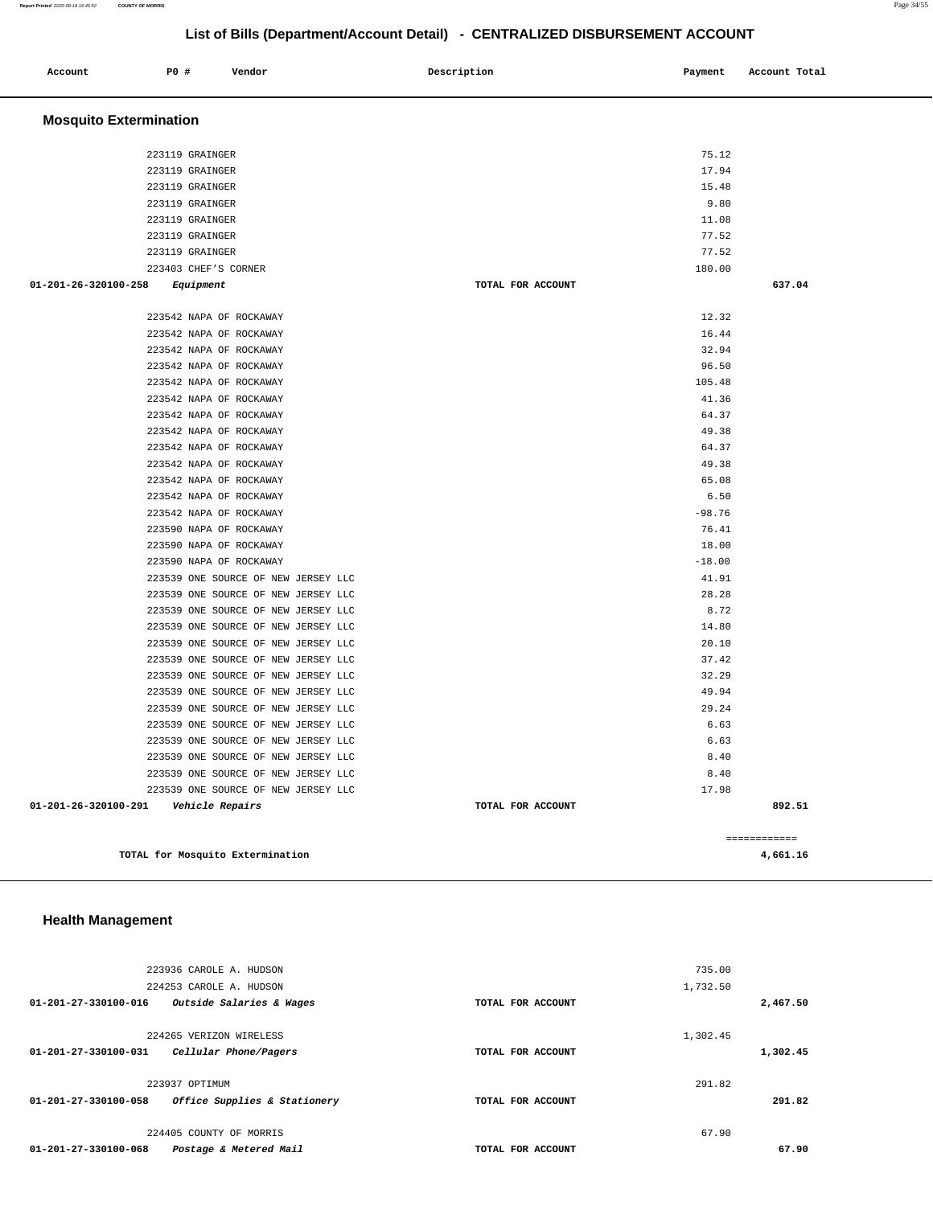# List of Bills (Department/Account Detail) - CENTRALIZED DISBURSEMENT ACCOUNT

| Account | PO # | Vendor | Description | Payment | Account Total |
|---|---|---|---|---|---|

## Mosquito Extermination

| Account | PO # | Vendor | Description | Payment | Account Total |
|---|---|---|---|---|---|
| | 223119 | GRAINGER | | 75.12 | |
| | 223119 | GRAINGER | | 17.94 | |
| | 223119 | GRAINGER | | 15.48 | |
| | 223119 | GRAINGER | | 9.80 | |
| | 223119 | GRAINGER | | 11.08 | |
| | 223119 | GRAINGER | | 77.52 | |
| | 223119 | GRAINGER | | 77.52 | |
| | 223403 | CHEF'S CORNER | | 180.00 | |
| 01-201-26-320100-258 | | *Equipment* | TOTAL FOR ACCOUNT | | 637.04 |
| | 223542 | NAPA OF ROCKAWAY | | 12.32 | |
| | 223542 | NAPA OF ROCKAWAY | | 16.44 | |
| | 223542 | NAPA OF ROCKAWAY | | 32.94 | |
| | 223542 | NAPA OF ROCKAWAY | | 96.50 | |
| | 223542 | NAPA OF ROCKAWAY | | 105.48 | |
| | 223542 | NAPA OF ROCKAWAY | | 41.36 | |
| | 223542 | NAPA OF ROCKAWAY | | 64.37 | |
| | 223542 | NAPA OF ROCKAWAY | | 49.38 | |
| | 223542 | NAPA OF ROCKAWAY | | 64.37 | |
| | 223542 | NAPA OF ROCKAWAY | | 49.38 | |
| | 223542 | NAPA OF ROCKAWAY | | 65.08 | |
| | 223542 | NAPA OF ROCKAWAY | | 6.50 | |
| | 223542 | NAPA OF ROCKAWAY | | -98.76 | |
| | 223590 | NAPA OF ROCKAWAY | | 76.41 | |
| | 223590 | NAPA OF ROCKAWAY | | 18.00 | |
| | 223590 | NAPA OF ROCKAWAY | | -18.00 | |
| | 223539 | ONE SOURCE OF NEW JERSEY LLC | | 41.91 | |
| | 223539 | ONE SOURCE OF NEW JERSEY LLC | | 28.28 | |
| | 223539 | ONE SOURCE OF NEW JERSEY LLC | | 8.72 | |
| | 223539 | ONE SOURCE OF NEW JERSEY LLC | | 14.80 | |
| | 223539 | ONE SOURCE OF NEW JERSEY LLC | | 20.10 | |
| | 223539 | ONE SOURCE OF NEW JERSEY LLC | | 37.42 | |
| | 223539 | ONE SOURCE OF NEW JERSEY LLC | | 32.29 | |
| | 223539 | ONE SOURCE OF NEW JERSEY LLC | | 49.94 | |
| | 223539 | ONE SOURCE OF NEW JERSEY LLC | | 29.24 | |
| | 223539 | ONE SOURCE OF NEW JERSEY LLC | | 6.63 | |
| | 223539 | ONE SOURCE OF NEW JERSEY LLC | | 6.63 | |
| | 223539 | ONE SOURCE OF NEW JERSEY LLC | | 8.40 | |
| | 223539 | ONE SOURCE OF NEW JERSEY LLC | | 8.40 | |
| | 223539 | ONE SOURCE OF NEW JERSEY LLC | | 17.98 | |
| 01-201-26-320100-291 | | *Vehicle Repairs* | TOTAL FOR ACCOUNT | | 892.51 |
| | | | | | ============ |
| | | TOTAL for Mosquito Extermination | | | 4,661.16 |

## Health Management

| Account | PO # | Vendor | Description | Payment | Account Total |
|---|---|---|---|---|---|
| | 223936 | CAROLE A. HUDSON | | 735.00 | |
| | 224253 | CAROLE A. HUDSON | | 1,732.50 | |
| 01-201-27-330100-016 | | *Outside Salaries & Wages* | TOTAL FOR ACCOUNT | | 2,467.50 |
| | 224265 | VERIZON WIRELESS | | 1,302.45 | |
| 01-201-27-330100-031 | | *Cellular Phone/Pagers* | TOTAL FOR ACCOUNT | | 1,302.45 |
| | 223937 | OPTIMUM | | 291.82 | |
| 01-201-27-330100-058 | | *Office Supplies & Stationery* | TOTAL FOR ACCOUNT | | 291.82 |
| | 224405 | COUNTY OF MORRIS | | 67.90 | |
| 01-201-27-330100-068 | | *Postage & Metered Mail* | TOTAL FOR ACCOUNT | | 67.90 |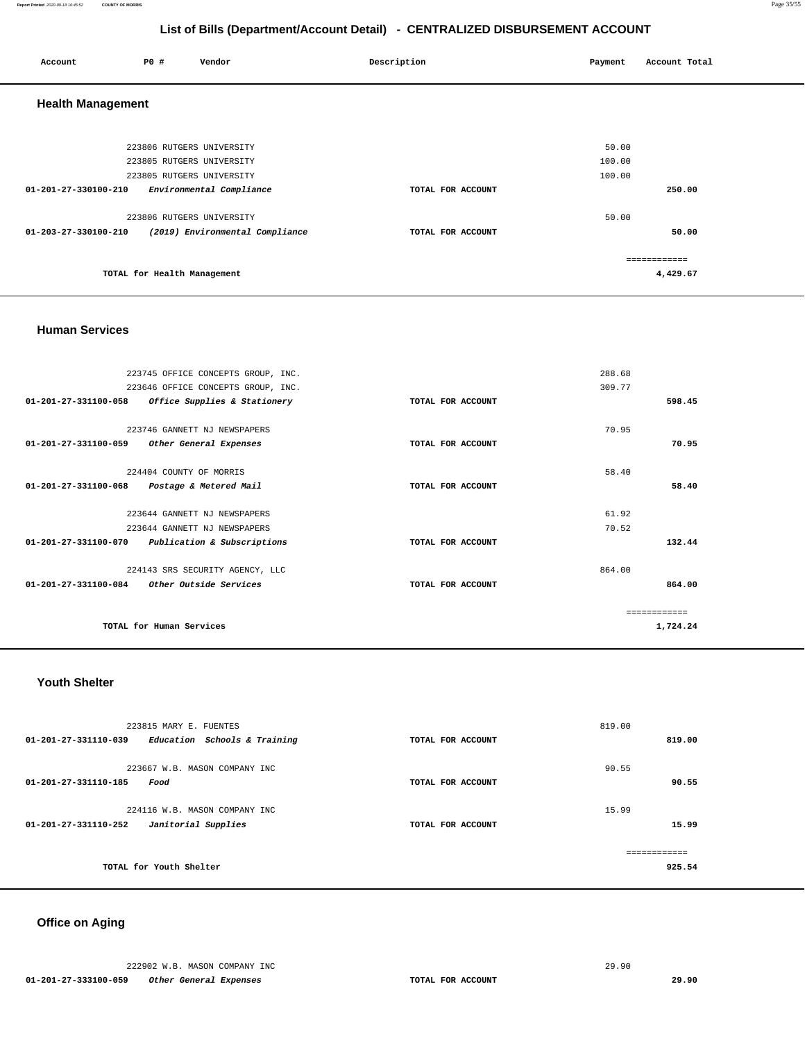## List of Bills (Department/Account Detail) - CENTRALIZED DISBURSEMENT ACCOUNT

| Account | PO # | Vendor | Description | Payment | Account Total |
|---|---|---|---|---|---|

### Health Management

| Account | PO # | Vendor | Description | Payment | Account Total |
|---|---|---|---|---|---|
| | 223806 | RUTGERS UNIVERSITY | | 50.00 | |
| | 223805 | RUTGERS UNIVERSITY | | 100.00 | |
| | 223805 | RUTGERS UNIVERSITY | | 100.00 | |
| 01-201-27-330100-210 | | *Environmental Compliance* | TOTAL FOR ACCOUNT | | 250.00 |
| | 223806 | RUTGERS UNIVERSITY | | 50.00 | |
| 01-203-27-330100-210 | | *(2019) Environmental Compliance* | TOTAL FOR ACCOUNT | | 50.00 |
| | | | | | ============ |
| | | TOTAL for Health Management | | | 4,429.67 |

### Human Services

| Account | PO # | Vendor | Description | Payment | Account Total |
|---|---|---|---|---|---|
| | 223745 | OFFICE CONCEPTS GROUP, INC. | | 288.68 | |
| | 223646 | OFFICE CONCEPTS GROUP, INC. | | 309.77 | |
| 01-201-27-331100-058 | | *Office Supplies & Stationery* | TOTAL FOR ACCOUNT | | 598.45 |
| | 223746 | GANNETT NJ NEWSPAPERS | | 70.95 | |
| 01-201-27-331100-059 | | *Other General Expenses* | TOTAL FOR ACCOUNT | | 70.95 |
| | 224404 | COUNTY OF MORRIS | | 58.40 | |
| 01-201-27-331100-068 | | *Postage & Metered Mail* | TOTAL FOR ACCOUNT | | 58.40 |
| | 223644 | GANNETT NJ NEWSPAPERS | | 61.92 | |
| | 223644 | GANNETT NJ NEWSPAPERS | | 70.52 | |
| 01-201-27-331100-070 | | *Publication & Subscriptions* | TOTAL FOR ACCOUNT | | 132.44 |
| | 224143 | SRS SECURITY AGENCY, LLC | | 864.00 | |
| 01-201-27-331100-084 | | *Other Outside Services* | TOTAL FOR ACCOUNT | | 864.00 |
| | | | | | ============ |
| | | TOTAL for Human Services | | | 1,724.24 |

### Youth Shelter

| Account | PO # | Vendor | Description | Payment | Account Total |
|---|---|---|---|---|---|
| | 223815 | MARY E. FUENTES | | 819.00 | |
| 01-201-27-331110-039 | | *Education Schools & Training* | TOTAL FOR ACCOUNT | | 819.00 |
| | 223667 | W.B. MASON COMPANY INC | | 90.55 | |
| 01-201-27-331110-185 | | *Food* | TOTAL FOR ACCOUNT | | 90.55 |
| | 224116 | W.B. MASON COMPANY INC | | 15.99 | |
| 01-201-27-331110-252 | | *Janitorial Supplies* | TOTAL FOR ACCOUNT | | 15.99 |
| | | | | | ============ |
| | | TOTAL for Youth Shelter | | | 925.54 |

### Office on Aging

| Account | PO # | Vendor | Description | Payment | Account Total |
|---|---|---|---|---|---|
| | 222902 | W.B. MASON COMPANY INC | | 29.90 | |
| 01-201-27-333100-059 | | *Other General Expenses* | TOTAL FOR ACCOUNT | | 29.90 |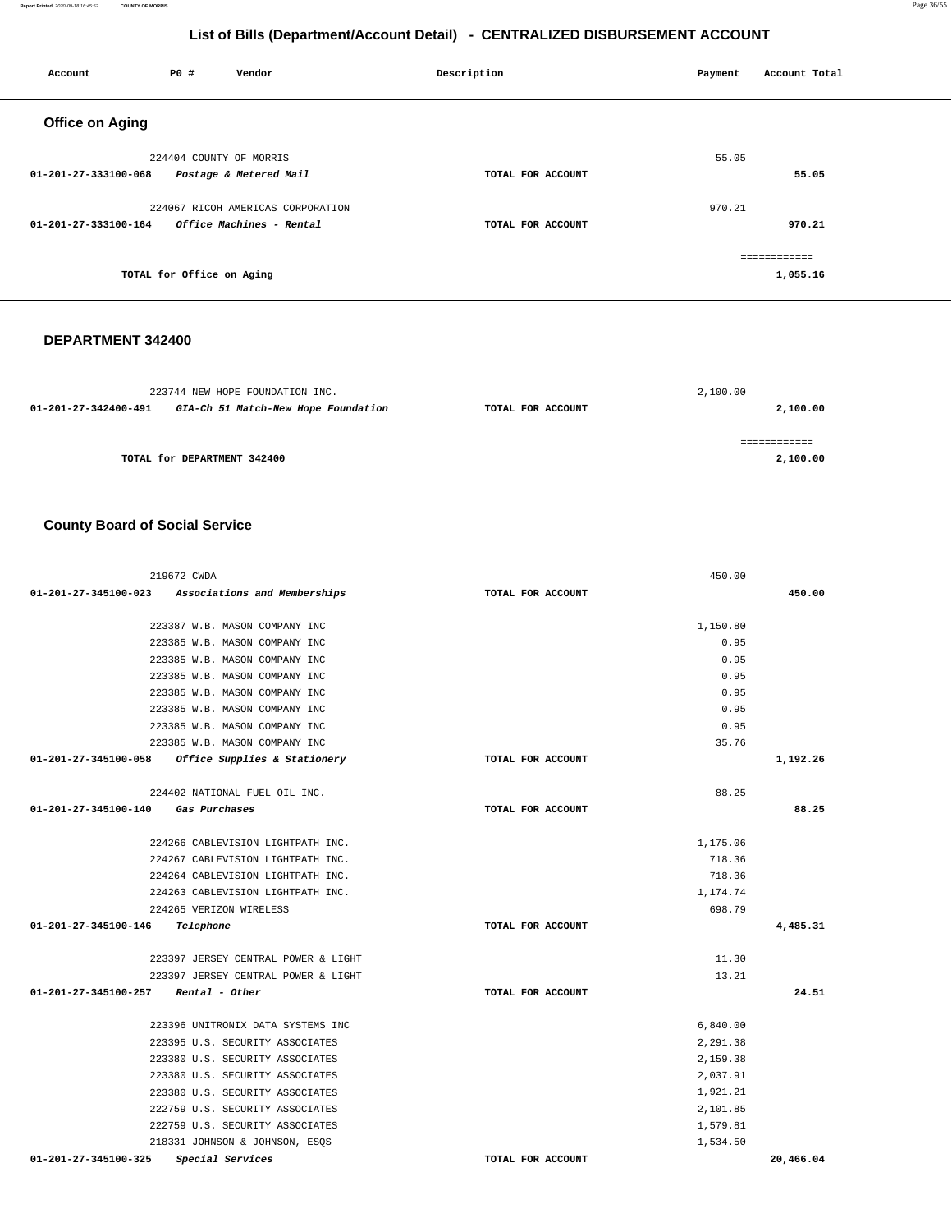# List of Bills (Department/Account Detail) - CENTRALIZED DISBURSEMENT ACCOUNT

| Account | PO # | Vendor | Description | Payment | Account Total |
|---|---|---|---|---|---|

## Office on Aging

| Account | PO # | Vendor | Description | Payment | Account Total |
|---|---|---|---|---|---|
| | 224404 | COUNTY OF MORRIS | | 55.05 | |
| 01-201-27-333100-068 | | *Postage & Metered Mail* | TOTAL FOR ACCOUNT | | 55.05 |
| | 224067 | RICOH AMERICAS CORPORATION | | 970.21 | |
| 01-201-27-333100-164 | | *Office Machines - Rental* | TOTAL FOR ACCOUNT | | 970.21 |
| | | | | | ============ |
| | | TOTAL for Office on Aging | | | 1,055.16 |

## DEPARTMENT 342400

| Account | PO # | Vendor | Description | Payment | Account Total |
|---|---|---|---|---|---|
| | 223744 | NEW HOPE FOUNDATION INC. | | 2,100.00 | |
| 01-201-27-342400-491 | | *GIA-Ch 51 Match-New Hope Foundation* | TOTAL FOR ACCOUNT | | 2,100.00 |
| | | | | | ============ |
| | | TOTAL for DEPARTMENT 342400 | | | 2,100.00 |

## County Board of Social Service

| Account | PO # | Vendor | Description | Payment | Account Total |
|---|---|---|---|---|---|
| | 219672 | CWDA | | 450.00 | |
| 01-201-27-345100-023 | | *Associations and Memberships* | TOTAL FOR ACCOUNT | | 450.00 |
| | 223387 | W.B. MASON COMPANY INC | | 1,150.80 | |
| | 223385 | W.B. MASON COMPANY INC | | 0.95 | |
| | 223385 | W.B. MASON COMPANY INC | | 0.95 | |
| | 223385 | W.B. MASON COMPANY INC | | 0.95 | |
| | 223385 | W.B. MASON COMPANY INC | | 0.95 | |
| | 223385 | W.B. MASON COMPANY INC | | 0.95 | |
| | 223385 | W.B. MASON COMPANY INC | | 0.95 | |
| | 223385 | W.B. MASON COMPANY INC | | 35.76 | |
| 01-201-27-345100-058 | | *Office Supplies & Stationery* | TOTAL FOR ACCOUNT | | 1,192.26 |
| | 224402 | NATIONAL FUEL OIL INC. | | 88.25 | |
| 01-201-27-345100-140 | | *Gas Purchases* | TOTAL FOR ACCOUNT | | 88.25 |
| | 224266 | CABLEVISION LIGHTPATH INC. | | 1,175.06 | |
| | 224267 | CABLEVISION LIGHTPATH INC. | | 718.36 | |
| | 224264 | CABLEVISION LIGHTPATH INC. | | 718.36 | |
| | 224263 | CABLEVISION LIGHTPATH INC. | | 1,174.74 | |
| | 224265 | VERIZON WIRELESS | | 698.79 | |
| 01-201-27-345100-146 | | *Telephone* | TOTAL FOR ACCOUNT | | 4,485.31 |
| | 223397 | JERSEY CENTRAL POWER & LIGHT | | 11.30 | |
| | 223397 | JERSEY CENTRAL POWER & LIGHT | | 13.21 | |
| 01-201-27-345100-257 | | *Rental - Other* | TOTAL FOR ACCOUNT | | 24.51 |
| | 223396 | UNITRONIX DATA SYSTEMS INC | | 6,840.00 | |
| | 223395 | U.S. SECURITY ASSOCIATES | | 2,291.38 | |
| | 223380 | U.S. SECURITY ASSOCIATES | | 2,159.38 | |
| | 223380 | U.S. SECURITY ASSOCIATES | | 2,037.91 | |
| | 223380 | U.S. SECURITY ASSOCIATES | | 1,921.21 | |
| | 222759 | U.S. SECURITY ASSOCIATES | | 2,101.85 | |
| | 222759 | U.S. SECURITY ASSOCIATES | | 1,579.81 | |
| | 218331 | JOHNSON & JOHNSON, ESQS | | 1,534.50 | |
| 01-201-27-345100-325 | | *Special Services* | TOTAL FOR ACCOUNT | | 20,466.04 |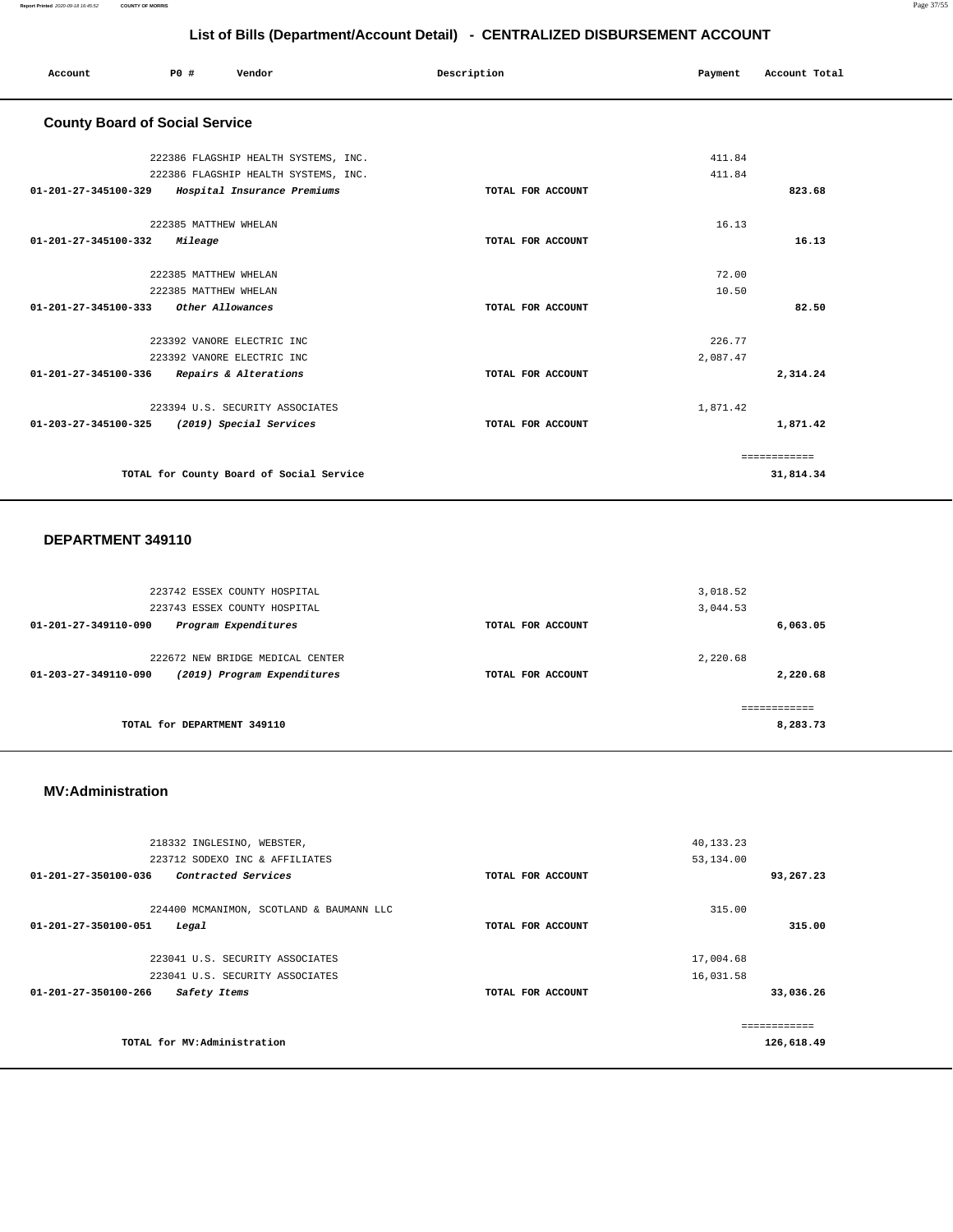# List of Bills (Department/Account Detail) - CENTRALIZED DISBURSEMENT ACCOUNT

| Account | PO # | Vendor | Description | Payment | Account Total |
|---|---|---|---|---|---|

## County Board of Social Service

| Account | PO # | Vendor | Description | Payment | Account Total |
|---|---|---|---|---|---|
| | 222386 | FLAGSHIP HEALTH SYSTEMS, INC. | | 411.84 | |
| | 222386 | FLAGSHIP HEALTH SYSTEMS, INC. | | 411.84 | |
| **01-201-27-345100-329** | | *Hospital Insurance Premiums* | TOTAL FOR ACCOUNT | | **823.68** |
| | 222385 | MATTHEW WHELAN | | 16.13 | |
| **01-201-27-345100-332** | | *Mileage* | TOTAL FOR ACCOUNT | | **16.13** |
| | 222385 | MATTHEW WHELAN | | 72.00 | |
| | 222385 | MATTHEW WHELAN | | 10.50 | |
| **01-201-27-345100-333** | | *Other Allowances* | TOTAL FOR ACCOUNT | | **82.50** |
| | 223392 | VANORE ELECTRIC INC | | 226.77 | |
| | 223392 | VANORE ELECTRIC INC | | 2,087.47 | |
| **01-201-27-345100-336** | | *Repairs & Alterations* | TOTAL FOR ACCOUNT | | **2,314.24** |
| | 223394 | U.S. SECURITY ASSOCIATES | | 1,871.42 | |
| **01-203-27-345100-325** | | *(2019) Special Services* | TOTAL FOR ACCOUNT | | **1,871.42** |
| | | | | | ============ |
| | | **TOTAL for County Board of Social Service** | | | **31,814.34** |

## DEPARTMENT 349110

| Account | PO # | Vendor | Description | Payment | Account Total |
|---|---|---|---|---|---|
| | 223742 | ESSEX COUNTY HOSPITAL | | 3,018.52 | |
| | 223743 | ESSEX COUNTY HOSPITAL | | 3,044.53 | |
| **01-201-27-349110-090** | | *Program Expenditures* | TOTAL FOR ACCOUNT | | **6,063.05** |
| | 222672 | NEW BRIDGE MEDICAL CENTER | | 2,220.68 | |
| **01-203-27-349110-090** | | *(2019) Program Expenditures* | TOTAL FOR ACCOUNT | | **2,220.68** |
| | | | | | ============ |
| | | **TOTAL for DEPARTMENT 349110** | | | **8,283.73** |

## MV:Administration

| Account | PO # | Vendor | Description | Payment | Account Total |
|---|---|---|---|---|---|
| | 218332 | INGLESINO, WEBSTER, | | 40,133.23 | |
| | 223712 | SODEXO INC & AFFILIATES | | 53,134.00 | |
| **01-201-27-350100-036** | | *Contracted Services* | TOTAL FOR ACCOUNT | | **93,267.23** |
| | 224400 | MCMANIMON, SCOTLAND & BAUMANN LLC | | 315.00 | |
| **01-201-27-350100-051** | | *Legal* | TOTAL FOR ACCOUNT | | **315.00** |
| | 223041 | U.S. SECURITY ASSOCIATES | | 17,004.68 | |
| | 223041 | U.S. SECURITY ASSOCIATES | | 16,031.58 | |
| **01-201-27-350100-266** | | *Safety Items* | TOTAL FOR ACCOUNT | | **33,036.26** |
| | | | | | ============ |
| | | **TOTAL for MV:Administration** | | | **126,618.49** |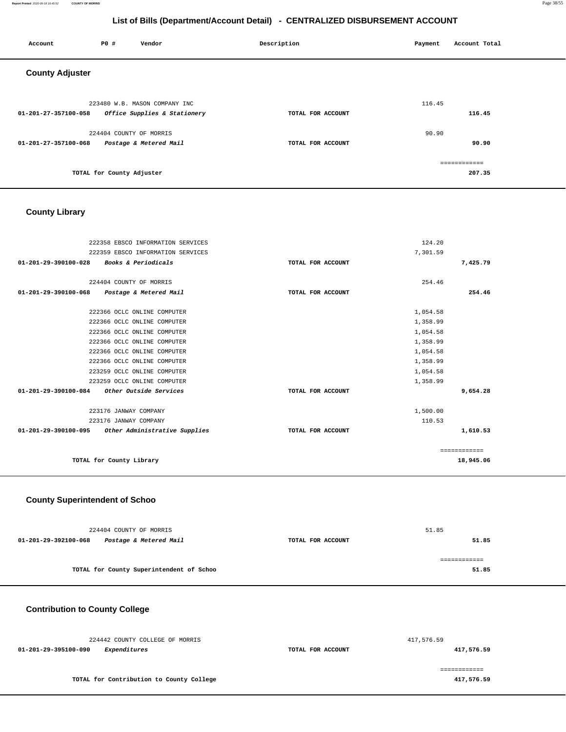## List of Bills (Department/Account Detail) - CENTRALIZED DISBURSEMENT ACCOUNT

| Account | PO # | Vendor | Description | Payment | Account Total |
|---|---|---|---|---|---|

### County Adjuster

| Account | PO # | Vendor | Description | Payment | Account Total |
|---|---|---|---|---|---|
| | 223480 | W.B. MASON COMPANY INC | | 116.45 | |
| 01-201-27-357100-058 | | *Office Supplies & Stationery* | TOTAL FOR ACCOUNT | | 116.45 |
| | 224404 | COUNTY OF MORRIS | | 90.90 | |
| 01-201-27-357100-068 | | *Postage & Metered Mail* | TOTAL FOR ACCOUNT | | 90.90 |
| | | | | | ============ |
| TOTAL for County Adjuster | | | | | 207.35 |

### County Library

| Account | PO # | Vendor | Description | Payment | Account Total |
|---|---|---|---|---|---|
| | 222358 | EBSCO INFORMATION SERVICES | | 124.20 | |
| | 222359 | EBSCO INFORMATION SERVICES | | 7,301.59 | |
| 01-201-29-390100-028 | | *Books & Periodicals* | TOTAL FOR ACCOUNT | | 7,425.79 |
| | 224404 | COUNTY OF MORRIS | | 254.46 | |
| 01-201-29-390100-068 | | *Postage & Metered Mail* | TOTAL FOR ACCOUNT | | 254.46 |
| | 222366 | OCLC ONLINE COMPUTER | | 1,054.58 | |
| | 222366 | OCLC ONLINE COMPUTER | | 1,358.99 | |
| | 222366 | OCLC ONLINE COMPUTER | | 1,054.58 | |
| | 222366 | OCLC ONLINE COMPUTER | | 1,358.99 | |
| | 222366 | OCLC ONLINE COMPUTER | | 1,054.58 | |
| | 222366 | OCLC ONLINE COMPUTER | | 1,358.99 | |
| | 223259 | OCLC ONLINE COMPUTER | | 1,054.58 | |
| | 223259 | OCLC ONLINE COMPUTER | | 1,358.99 | |
| 01-201-29-390100-084 | | *Other Outside Services* | TOTAL FOR ACCOUNT | | 9,654.28 |
| | 223176 | JANWAY COMPANY | | 1,500.00 | |
| | 223176 | JANWAY COMPANY | | 110.53 | |
| 01-201-29-390100-095 | | *Other Administrative Supplies* | TOTAL FOR ACCOUNT | | 1,610.53 |
| | | | | | ============ |
| TOTAL for County Library | | | | | 18,945.06 |

### County Superintendent of Schoo

| Account | PO # | Vendor | Description | Payment | Account Total |
|---|---|---|---|---|---|
| | 224404 | COUNTY OF MORRIS | | 51.85 | |
| 01-201-29-392100-068 | | *Postage & Metered Mail* | TOTAL FOR ACCOUNT | | 51.85 |
| | | | | | ============ |
| TOTAL for County Superintendent of Schoo | | | | | 51.85 |

### Contribution to County College

| Account | PO # | Vendor | Description | Payment | Account Total |
|---|---|---|---|---|---|
| | 224442 | COUNTY COLLEGE OF MORRIS | | 417,576.59 | |
| 01-201-29-395100-090 | | *Expenditures* | TOTAL FOR ACCOUNT | | 417,576.59 |
| | | | | | ============ |
| TOTAL for Contribution to County College | | | | | 417,576.59 |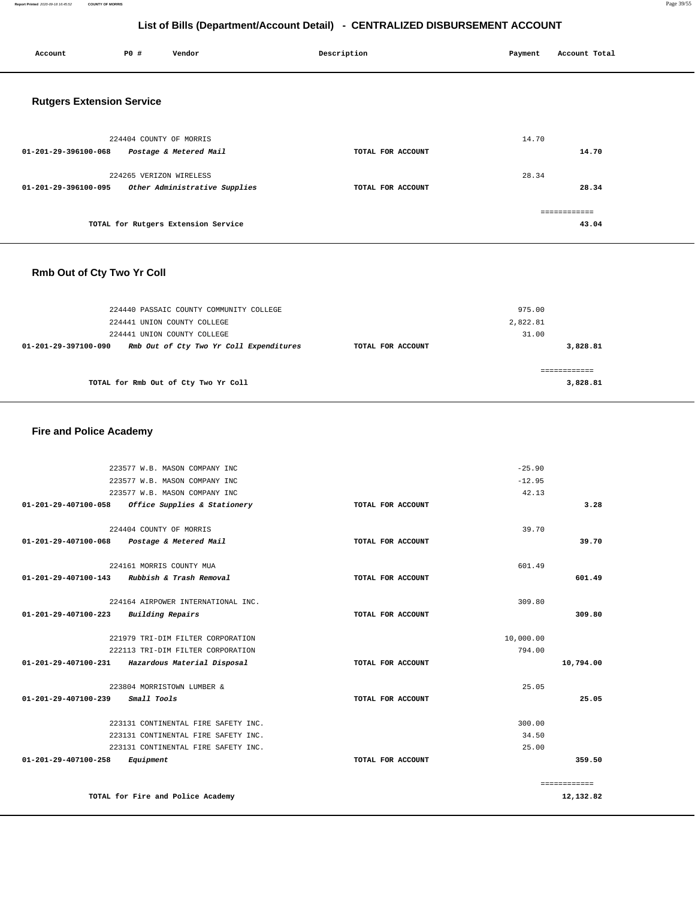# List of Bills (Department/Account Detail) - CENTRALIZED DISBURSEMENT ACCOUNT

| Account | PO # | Vendor | Description | Payment | Account Total |
|---|---|---|---|---|---|

## Rutgers Extension Service

| Account | PO # | Vendor | Description | Payment | Account Total |
|---|---|---|---|---|---|
| | 224404 | COUNTY OF MORRIS | | 14.70 | |
| 01-201-29-396100-068 | | *Postage & Metered Mail* | TOTAL FOR ACCOUNT | | 14.70 |
| | 224265 | VERIZON WIRELESS | | 28.34 | |
| 01-201-29-396100-095 | | *Other Administrative Supplies* | TOTAL FOR ACCOUNT | | 28.34 |
| | | TOTAL for Rutgers Extension Service | | | 43.04 |

## Rmb Out of Cty Two Yr Coll

| Account | PO # | Vendor | Description | Payment | Account Total |
|---|---|---|---|---|---|
| | 224440 | PASSAIC COUNTY COMMUNITY COLLEGE | | 975.00 | |
| | 224441 | UNION COUNTY COLLEGE | | 2,822.81 | |
| | 224441 | UNION COUNTY COLLEGE | | 31.00 | |
| 01-201-29-397100-090 | | *Rmb Out of Cty Two Yr Coll Expenditures* | TOTAL FOR ACCOUNT | | 3,828.81 |
| | | TOTAL for Rmb Out of Cty Two Yr Coll | | | 3,828.81 |

## Fire and Police Academy

| Account | PO # | Vendor | Description | Payment | Account Total |
|---|---|---|---|---|---|
| | 223577 | W.B. MASON COMPANY INC | | -25.90 | |
| | 223577 | W.B. MASON COMPANY INC | | -12.95 | |
| | 223577 | W.B. MASON COMPANY INC | | 42.13 | |
| 01-201-29-407100-058 | | *Office Supplies & Stationery* | TOTAL FOR ACCOUNT | | 3.28 |
| | 224404 | COUNTY OF MORRIS | | 39.70 | |
| 01-201-29-407100-068 | | *Postage & Metered Mail* | TOTAL FOR ACCOUNT | | 39.70 |
| | 224161 | MORRIS COUNTY MUA | | 601.49 | |
| 01-201-29-407100-143 | | *Rubbish & Trash Removal* | TOTAL FOR ACCOUNT | | 601.49 |
| | 224164 | AIRPOWER INTERNATIONAL INC. | | 309.80 | |
| 01-201-29-407100-223 | | *Building Repairs* | TOTAL FOR ACCOUNT | | 309.80 |
| | 221979 | TRI-DIM FILTER CORPORATION | | 10,000.00 | |
| | 222113 | TRI-DIM FILTER CORPORATION | | 794.00 | |
| 01-201-29-407100-231 | | *Hazardous Material Disposal* | TOTAL FOR ACCOUNT | | 10,794.00 |
| | 223804 | MORRISTOWN LUMBER & | | 25.05 | |
| 01-201-29-407100-239 | | *Small Tools* | TOTAL FOR ACCOUNT | | 25.05 |
| | 223131 | CONTINENTAL FIRE SAFETY INC. | | 300.00 | |
| | 223131 | CONTINENTAL FIRE SAFETY INC. | | 34.50 | |
| | 223131 | CONTINENTAL FIRE SAFETY INC. | | 25.00 | |
| 01-201-29-407100-258 | | *Equipment* | TOTAL FOR ACCOUNT | | 359.50 |
| | | TOTAL for Fire and Police Academy | | | 12,132.82 |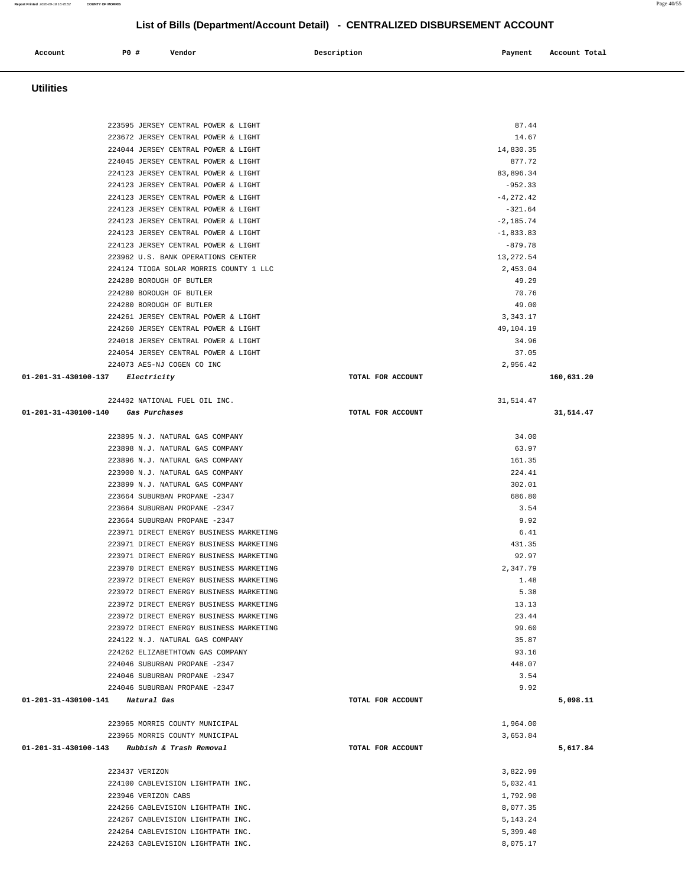## List of Bills (Department/Account Detail) - CENTRALIZED DISBURSEMENT ACCOUNT

| Account | PO # | Vendor | Description | Payment | Account Total |
|---|---|---|---|---|---|

### Utilities

| Account | PO # | Vendor | Description | Payment | Account Total |
|---|---|---|---|---|---|
| | 223595 | JERSEY CENTRAL POWER & LIGHT | | 87.44 | |
| | 223672 | JERSEY CENTRAL POWER & LIGHT | | 14.67 | |
| | 224044 | JERSEY CENTRAL POWER & LIGHT | | 14,830.35 | |
| | 224045 | JERSEY CENTRAL POWER & LIGHT | | 877.72 | |
| | 224123 | JERSEY CENTRAL POWER & LIGHT | | 83,896.34 | |
| | 224123 | JERSEY CENTRAL POWER & LIGHT | | -952.33 | |
| | 224123 | JERSEY CENTRAL POWER & LIGHT | | -4,272.42 | |
| | 224123 | JERSEY CENTRAL POWER & LIGHT | | -321.64 | |
| | 224123 | JERSEY CENTRAL POWER & LIGHT | | -2,185.74 | |
| | 224123 | JERSEY CENTRAL POWER & LIGHT | | -1,833.83 | |
| | 224123 | JERSEY CENTRAL POWER & LIGHT | | -879.78 | |
| | 223962 | U.S. BANK OPERATIONS CENTER | | 13,272.54 | |
| | 224124 | TIOGA SOLAR MORRIS COUNTY 1 LLC | | 2,453.04 | |
| | 224280 | BOROUGH OF BUTLER | | 49.29 | |
| | 224280 | BOROUGH OF BUTLER | | 70.76 | |
| | 224280 | BOROUGH OF BUTLER | | 49.00 | |
| | 224261 | JERSEY CENTRAL POWER & LIGHT | | 3,343.17 | |
| | 224260 | JERSEY CENTRAL POWER & LIGHT | | 49,104.19 | |
| | 224018 | JERSEY CENTRAL POWER & LIGHT | | 34.96 | |
| | 224054 | JERSEY CENTRAL POWER & LIGHT | | 37.05 | |
| | 224073 | AES-NJ COGEN CO INC | | 2,956.42 | |
| 01-201-31-430100-137 | | *Electricity* | TOTAL FOR ACCOUNT | | 160,631.20 |
| | 224402 | NATIONAL FUEL OIL INC. | | 31,514.47 | |
| 01-201-31-430100-140 | | *Gas Purchases* | TOTAL FOR ACCOUNT | | 31,514.47 |
| | 223895 | N.J. NATURAL GAS COMPANY | | 34.00 | |
| | 223898 | N.J. NATURAL GAS COMPANY | | 63.97 | |
| | 223896 | N.J. NATURAL GAS COMPANY | | 161.35 | |
| | 223900 | N.J. NATURAL GAS COMPANY | | 224.41 | |
| | 223899 | N.J. NATURAL GAS COMPANY | | 302.01 | |
| | 223664 | SUBURBAN PROPANE -2347 | | 686.80 | |
| | 223664 | SUBURBAN PROPANE -2347 | | 3.54 | |
| | 223664 | SUBURBAN PROPANE -2347 | | 9.92 | |
| | 223971 | DIRECT ENERGY BUSINESS MARKETING | | 6.41 | |
| | 223971 | DIRECT ENERGY BUSINESS MARKETING | | 431.35 | |
| | 223971 | DIRECT ENERGY BUSINESS MARKETING | | 92.97 | |
| | 223970 | DIRECT ENERGY BUSINESS MARKETING | | 2,347.79 | |
| | 223972 | DIRECT ENERGY BUSINESS MARKETING | | 1.48 | |
| | 223972 | DIRECT ENERGY BUSINESS MARKETING | | 5.38 | |
| | 223972 | DIRECT ENERGY BUSINESS MARKETING | | 13.13 | |
| | 223972 | DIRECT ENERGY BUSINESS MARKETING | | 23.44 | |
| | 223972 | DIRECT ENERGY BUSINESS MARKETING | | 99.60 | |
| | 224122 | N.J. NATURAL GAS COMPANY | | 35.87 | |
| | 224262 | ELIZABETHTOWN GAS COMPANY | | 93.16 | |
| | 224046 | SUBURBAN PROPANE -2347 | | 448.07 | |
| | 224046 | SUBURBAN PROPANE -2347 | | 3.54 | |
| | 224046 | SUBURBAN PROPANE -2347 | | 9.92 | |
| 01-201-31-430100-141 | | *Natural Gas* | TOTAL FOR ACCOUNT | | 5,098.11 |
| | 223965 | MORRIS COUNTY MUNICIPAL | | 1,964.00 | |
| | 223965 | MORRIS COUNTY MUNICIPAL | | 3,653.84 | |
| 01-201-31-430100-143 | | *Rubbish & Trash Removal* | TOTAL FOR ACCOUNT | | 5,617.84 |
| | 223437 | VERIZON | | 3,822.99 | |
| | 224100 | CABLEVISION LIGHTPATH INC. | | 5,032.41 | |
| | 223946 | VERIZON CABS | | 1,792.90 | |
| | 224266 | CABLEVISION LIGHTPATH INC. | | 8,077.35 | |
| | 224267 | CABLEVISION LIGHTPATH INC. | | 5,143.24 | |
| | 224264 | CABLEVISION LIGHTPATH INC. | | 5,399.40 | |
| | 224263 | CABLEVISION LIGHTPATH INC. | | 8,075.17 | |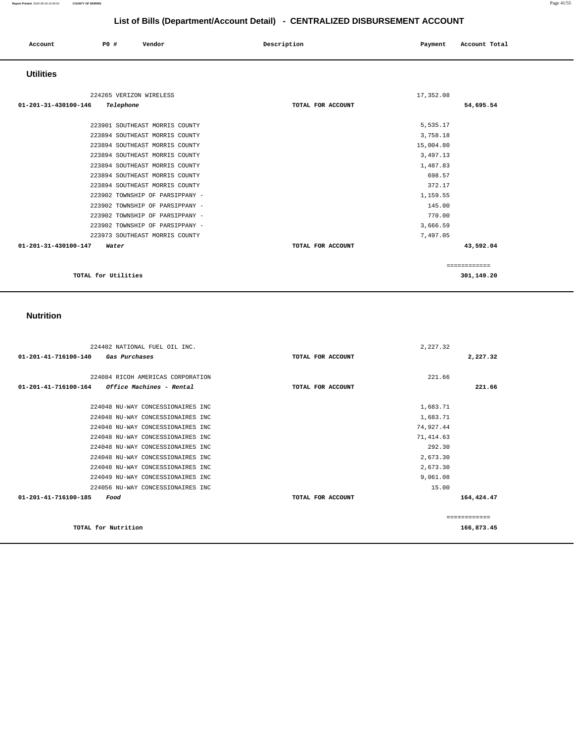## List of Bills (Department/Account Detail) - CENTRALIZED DISBURSEMENT ACCOUNT

| Account | PO # | Vendor | Description | Payment | Account Total |
|---|---|---|---|---|---|

### Utilities

| Account | PO # | Vendor | Description | Payment | Account Total |
|---|---|---|---|---|---|
| | 224265 | VERIZON WIRELESS | | 17,352.08 | |
| **01-201-31-430100-146** | | ***Telephone*** | **TOTAL FOR ACCOUNT** | | **54,695.54** |
| | 223901 | SOUTHEAST MORRIS COUNTY | | 5,535.17 | |
| | 223894 | SOUTHEAST MORRIS COUNTY | | 3,758.18 | |
| | 223894 | SOUTHEAST MORRIS COUNTY | | 15,004.80 | |
| | 223894 | SOUTHEAST MORRIS COUNTY | | 3,497.13 | |
| | 223894 | SOUTHEAST MORRIS COUNTY | | 1,487.83 | |
| | 223894 | SOUTHEAST MORRIS COUNTY | | 698.57 | |
| | 223894 | SOUTHEAST MORRIS COUNTY | | 372.17 | |
| | 223902 | TOWNSHIP OF PARSIPPANY - | | 1,159.55 | |
| | 223902 | TOWNSHIP OF PARSIPPANY - | | 145.00 | |
| | 223902 | TOWNSHIP OF PARSIPPANY - | | 770.00 | |
| | 223902 | TOWNSHIP OF PARSIPPANY - | | 3,666.59 | |
| | 223973 | SOUTHEAST MORRIS COUNTY | | 7,497.05 | |
| **01-201-31-430100-147** | | ***Water*** | **TOTAL FOR ACCOUNT** | | **43,592.04** |
| | | | | | ============ |
| | | **TOTAL for Utilities** | | | **301,149.20** |

### Nutrition

| Account | PO # | Vendor | Description | Payment | Account Total |
|---|---|---|---|---|---|
| | 224402 | NATIONAL FUEL OIL INC. | | 2,227.32 | |
| **01-201-41-716100-140** | | ***Gas Purchases*** | **TOTAL FOR ACCOUNT** | | **2,227.32** |
| | 224084 | RICOH AMERICAS CORPORATION | | 221.66 | |
| **01-201-41-716100-164** | | ***Office Machines - Rental*** | **TOTAL FOR ACCOUNT** | | **221.66** |
| | 224048 | NU-WAY CONCESSIONAIRES INC | | 1,683.71 | |
| | 224048 | NU-WAY CONCESSIONAIRES INC | | 1,683.71 | |
| | 224048 | NU-WAY CONCESSIONAIRES INC | | 74,927.44 | |
| | 224048 | NU-WAY CONCESSIONAIRES INC | | 71,414.63 | |
| | 224048 | NU-WAY CONCESSIONAIRES INC | | 292.30 | |
| | 224048 | NU-WAY CONCESSIONAIRES INC | | 2,673.30 | |
| | 224048 | NU-WAY CONCESSIONAIRES INC | | 2,673.30 | |
| | 224049 | NU-WAY CONCESSIONAIRES INC | | 9,061.08 | |
| | 224056 | NU-WAY CONCESSIONAIRES INC | | 15.00 | |
| **01-201-41-716100-185** | | ***Food*** | **TOTAL FOR ACCOUNT** | | **164,424.47** |
| | | | | | ============ |
| | | **TOTAL for Nutrition** | | | **166,873.45** |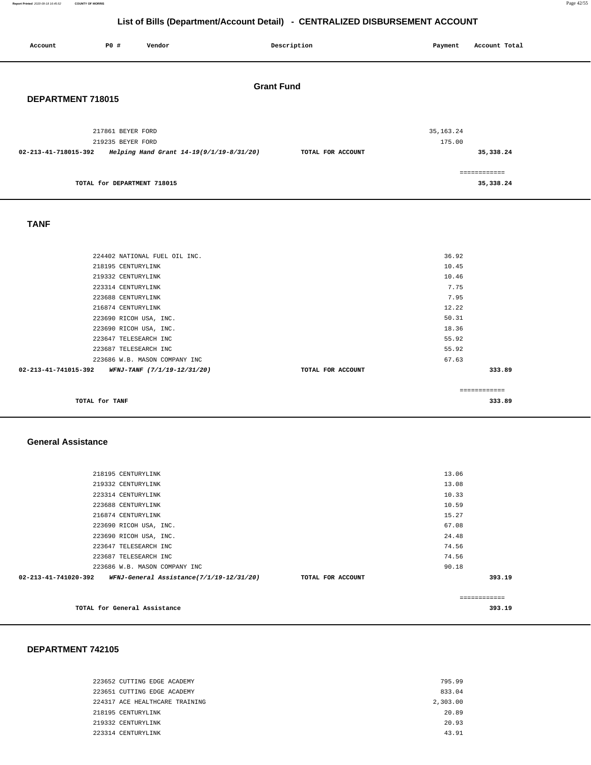## List of Bills (Department/Account Detail) - CENTRALIZED DISBURSEMENT ACCOUNT

| Account | PO # | Vendor | Description | Payment | Account Total |
|---|---|---|---|---|---|

### Grant Fund

#### DEPARTMENT 718015

| Account | PO # | Vendor | Description | Payment | Account Total |
|---|---|---|---|---|---|
| | 217861 | BEYER FORD | | 35,163.24 | |
| | 219235 | BEYER FORD | | 175.00 | |
| **02-213-41-718015-392** | | ***Helping Hand Grant 14-19(9/1/19-8/31/20)*** | **TOTAL FOR ACCOUNT** | | **35,338.24** |
| | | | | | ============ |
| **TOTAL for DEPARTMENT 718015** | | | | | **35,338.24** |

#### TANF

| Account | PO # | Vendor | Description | Payment | Account Total |
|---|---|---|---|---|---|
| | 224402 | NATIONAL FUEL OIL INC. | | 36.92 | |
| | 218195 | CENTURYLINK | | 10.45 | |
| | 219332 | CENTURYLINK | | 10.46 | |
| | 223314 | CENTURYLINK | | 7.75 | |
| | 223688 | CENTURYLINK | | 7.95 | |
| | 216874 | CENTURYLINK | | 12.22 | |
| | 223690 | RICOH USA, INC. | | 50.31 | |
| | 223690 | RICOH USA, INC. | | 18.36 | |
| | 223647 | TELESEARCH INC | | 55.92 | |
| | 223687 | TELESEARCH INC | | 55.92 | |
| | 223686 | W.B. MASON COMPANY INC | | 67.63 | |
| **02-213-41-741015-392** | | ***WFNJ-TANF (7/1/19-12/31/20)*** | **TOTAL FOR ACCOUNT** | | **333.89** |
| | | | | | ============ |
| **TOTAL for TANF** | | | | | **333.89** |

#### General Assistance

| Account | PO # | Vendor | Description | Payment | Account Total |
|---|---|---|---|---|---|
| | 218195 | CENTURYLINK | | 13.06 | |
| | 219332 | CENTURYLINK | | 13.08 | |
| | 223314 | CENTURYLINK | | 10.33 | |
| | 223688 | CENTURYLINK | | 10.59 | |
| | 216874 | CENTURYLINK | | 15.27 | |
| | 223690 | RICOH USA, INC. | | 67.08 | |
| | 223690 | RICOH USA, INC. | | 24.48 | |
| | 223647 | TELESEARCH INC | | 74.56 | |
| | 223687 | TELESEARCH INC | | 74.56 | |
| | 223686 | W.B. MASON COMPANY INC | | 90.18 | |
| **02-213-41-741020-392** | | ***WFNJ-General Assistance(7/1/19-12/31/20)*** | **TOTAL FOR ACCOUNT** | | **393.19** |
| | | | | | ============ |
| **TOTAL for General Assistance** | | | | | **393.19** |

#### DEPARTMENT 742105

| Account | PO # | Vendor | Description | Payment | Account Total |
|---|---|---|---|---|---|
| | 223652 | CUTTING EDGE ACADEMY | | 795.99 | |
| | 223651 | CUTTING EDGE ACADEMY | | 833.04 | |
| | 224317 | ACE HEALTHCARE TRAINING | | 2,303.00 | |
| | 218195 | CENTURYLINK | | 20.89 | |
| | 219332 | CENTURYLINK | | 20.93 | |
| | 223314 | CENTURYLINK | | 43.91 | |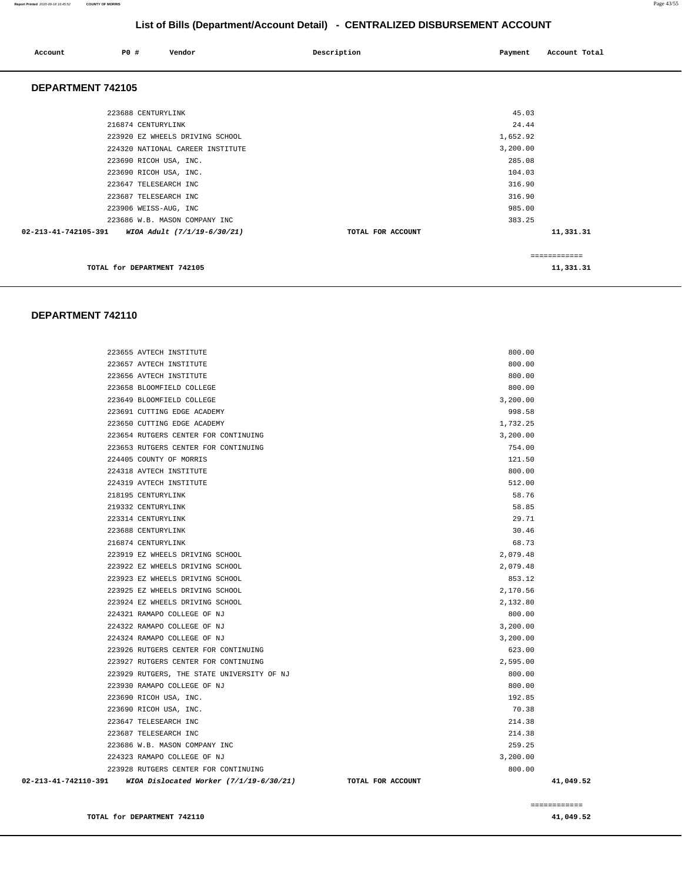# List of Bills (Department/Account Detail) - CENTRALIZED DISBURSEMENT ACCOUNT

| Account | PO # | Vendor | Description | Payment | Account Total |
|---|---|---|---|---|---|

## DEPARTMENT 742105

| Account | PO # | Vendor | Description | Payment | Account Total |
|---|---|---|---|---|---|
| | 223688 | CENTURYLINK | | 45.03 | |
| | 216874 | CENTURYLINK | | 24.44 | |
| | 223920 | EZ WHEELS DRIVING SCHOOL | | 1,652.92 | |
| | 224320 | NATIONAL CAREER INSTITUTE | | 3,200.00 | |
| | 223690 | RICOH USA, INC. | | 285.08 | |
| | 223690 | RICOH USA, INC. | | 104.03 | |
| | 223647 | TELESEARCH INC | | 316.90 | |
| | 223687 | TELESEARCH INC | | 316.90 | |
| | 223906 | WEISS-AUG, INC | | 985.00 | |
| | 223686 | W.B. MASON COMPANY INC | | 383.25 | |
| 02-213-41-742105-391 | | *WIOA Adult (7/1/19-6/30/21)* | TOTAL FOR ACCOUNT | | 11,331.31 |

**TOTAL for DEPARTMENT 742105** 11,331.31

## DEPARTMENT 742110

| Account | PO # | Vendor | Description | Payment | Account Total |
|---|---|---|---|---|---|
| | 223655 | AVTECH INSTITUTE | | 800.00 | |
| | 223657 | AVTECH INSTITUTE | | 800.00 | |
| | 223656 | AVTECH INSTITUTE | | 800.00 | |
| | 223658 | BLOOMFIELD COLLEGE | | 800.00 | |
| | 223649 | BLOOMFIELD COLLEGE | | 3,200.00 | |
| | 223691 | CUTTING EDGE ACADEMY | | 998.58 | |
| | 223650 | CUTTING EDGE ACADEMY | | 1,732.25 | |
| | 223654 | RUTGERS CENTER FOR CONTINUING | | 3,200.00 | |
| | 223653 | RUTGERS CENTER FOR CONTINUING | | 754.00 | |
| | 224405 | COUNTY OF MORRIS | | 121.50 | |
| | 224318 | AVTECH INSTITUTE | | 800.00 | |
| | 224319 | AVTECH INSTITUTE | | 512.00 | |
| | 218195 | CENTURYLINK | | 58.76 | |
| | 219332 | CENTURYLINK | | 58.85 | |
| | 223314 | CENTURYLINK | | 29.71 | |
| | 223688 | CENTURYLINK | | 30.46 | |
| | 216874 | CENTURYLINK | | 68.73 | |
| | 223919 | EZ WHEELS DRIVING SCHOOL | | 2,079.48 | |
| | 223922 | EZ WHEELS DRIVING SCHOOL | | 2,079.48 | |
| | 223923 | EZ WHEELS DRIVING SCHOOL | | 853.12 | |
| | 223925 | EZ WHEELS DRIVING SCHOOL | | 2,170.56 | |
| | 223924 | EZ WHEELS DRIVING SCHOOL | | 2,132.80 | |
| | 224321 | RAMAPO COLLEGE OF NJ | | 800.00 | |
| | 224322 | RAMAPO COLLEGE OF NJ | | 3,200.00 | |
| | 224324 | RAMAPO COLLEGE OF NJ | | 3,200.00 | |
| | 223926 | RUTGERS CENTER FOR CONTINUING | | 623.00 | |
| | 223927 | RUTGERS CENTER FOR CONTINUING | | 2,595.00 | |
| | 223929 | RUTGERS, THE STATE UNIVERSITY OF NJ | | 800.00 | |
| | 223930 | RAMAPO COLLEGE OF NJ | | 800.00 | |
| | 223690 | RICOH USA, INC. | | 192.85 | |
| | 223690 | RICOH USA, INC. | | 70.38 | |
| | 223647 | TELESEARCH INC | | 214.38 | |
| | 223687 | TELESEARCH INC | | 214.38 | |
| | 223686 | W.B. MASON COMPANY INC | | 259.25 | |
| | 224323 | RAMAPO COLLEGE OF NJ | | 3,200.00 | |
| | 223928 | RUTGERS CENTER FOR CONTINUING | | 800.00 | |
| 02-213-41-742110-391 | | *WIOA Dislocated Worker (7/1/19-6/30/21)* | TOTAL FOR ACCOUNT | | 41,049.52 |

**TOTAL for DEPARTMENT 742110** 41,049.52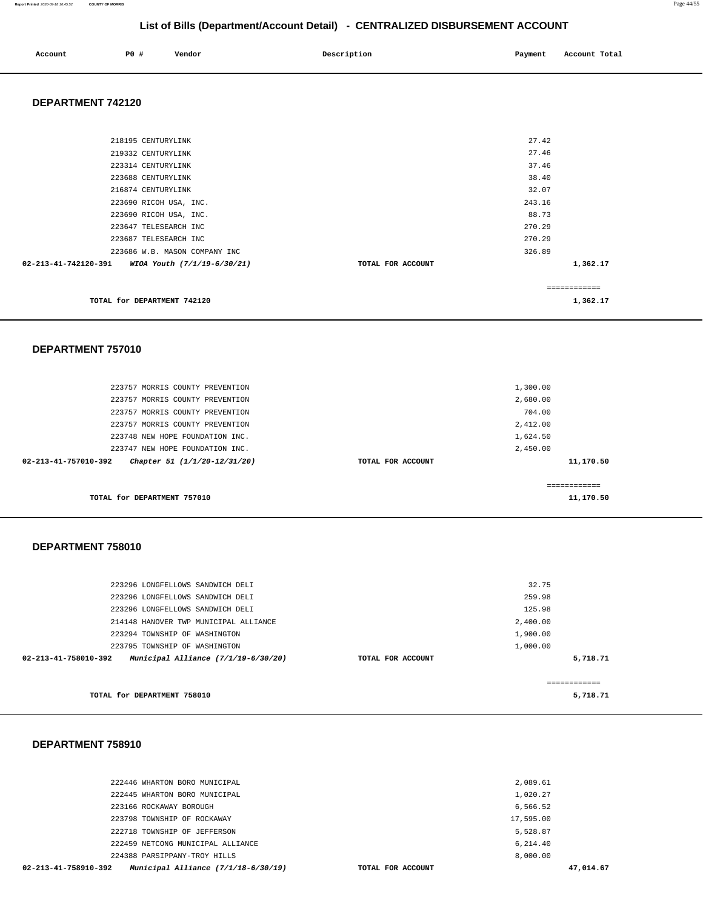## List of Bills (Department/Account Detail) - CENTRALIZED DISBURSEMENT ACCOUNT

| Account | PO # | Vendor | Description | Payment | Account Total |
|---|---|---|---|---|---|

### DEPARTMENT 742120

| Account | PO # | Vendor | Description | Payment | Account Total |
|---|---|---|---|---|---|
| | 218195 | CENTURYLINK | | 27.42 | |
| | 219332 | CENTURYLINK | | 27.46 | |
| | 223314 | CENTURYLINK | | 37.46 | |
| | 223688 | CENTURYLINK | | 38.40 | |
| | 216874 | CENTURYLINK | | 32.07 | |
| | 223690 | RICOH USA, INC. | | 243.16 | |
| | 223690 | RICOH USA, INC. | | 88.73 | |
| | 223647 | TELESEARCH INC | | 270.29 | |
| | 223687 | TELESEARCH INC | | 270.29 | |
| | 223686 | W.B. MASON COMPANY INC | | 326.89 | |
| 02-213-41-742120-391 | | *WIOA Youth (7/1/19-6/30/21)* | TOTAL FOR ACCOUNT | | 1,362.17 |

TOTAL for DEPARTMENT 742120: 1,362.17

### DEPARTMENT 757010

| Account | PO # | Vendor | Description | Payment | Account Total |
|---|---|---|---|---|---|
| | 223757 | MORRIS COUNTY PREVENTION | | 1,300.00 | |
| | 223757 | MORRIS COUNTY PREVENTION | | 2,680.00 | |
| | 223757 | MORRIS COUNTY PREVENTION | | 704.00 | |
| | 223757 | MORRIS COUNTY PREVENTION | | 2,412.00 | |
| | 223748 | NEW HOPE FOUNDATION INC. | | 1,624.50 | |
| | 223747 | NEW HOPE FOUNDATION INC. | | 2,450.00 | |
| 02-213-41-757010-392 | | *Chapter 51 (1/1/20-12/31/20)* | TOTAL FOR ACCOUNT | | 11,170.50 |

TOTAL for DEPARTMENT 757010: 11,170.50

### DEPARTMENT 758010

| Account | PO # | Vendor | Description | Payment | Account Total |
|---|---|---|---|---|---|
| | 223296 | LONGFELLOWS SANDWICH DELI | | 32.75 | |
| | 223296 | LONGFELLOWS SANDWICH DELI | | 259.98 | |
| | 223296 | LONGFELLOWS SANDWICH DELI | | 125.98 | |
| | 214148 | HANOVER TWP MUNICIPAL ALLIANCE | | 2,400.00 | |
| | 223294 | TOWNSHIP OF WASHINGTON | | 1,900.00 | |
| | 223795 | TOWNSHIP OF WASHINGTON | | 1,000.00 | |
| 02-213-41-758010-392 | | *Municipal Alliance (7/1/19-6/30/20)* | TOTAL FOR ACCOUNT | | 5,718.71 |

TOTAL for DEPARTMENT 758010: 5,718.71

### DEPARTMENT 758910

| Account | PO # | Vendor | Description | Payment | Account Total |
|---|---|---|---|---|---|
| | 222446 | WHARTON BORO MUNICIPAL | | 2,089.61 | |
| | 222445 | WHARTON BORO MUNICIPAL | | 1,020.27 | |
| | 223166 | ROCKAWAY BOROUGH | | 6,566.52 | |
| | 223798 | TOWNSHIP OF ROCKAWAY | | 17,595.00 | |
| | 222718 | TOWNSHIP OF JEFFERSON | | 5,528.87 | |
| | 222459 | NETCONG MUNICIPAL ALLIANCE | | 6,214.40 | |
| | 224388 | PARSIPPANY-TROY HILLS | | 8,000.00 | |
| 02-213-41-758910-392 | | *Municipal Alliance (7/1/18-6/30/19)* | TOTAL FOR ACCOUNT | | 47,014.67 |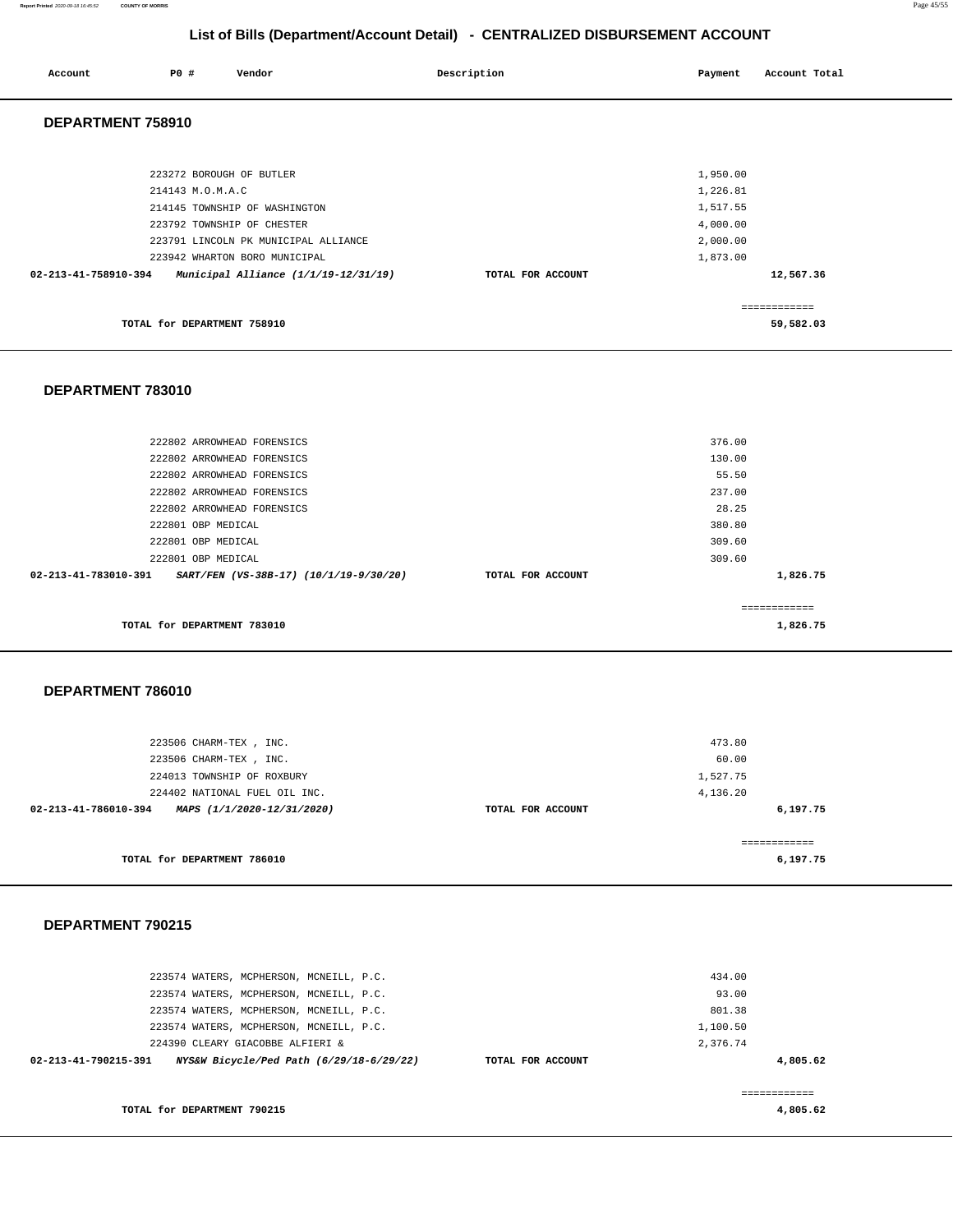## List of Bills (Department/Account Detail) - CENTRALIZED DISBURSEMENT ACCOUNT

| Account | PO # | Vendor | Description | Payment | Account Total |
|---|---|---|---|---|---|

### DEPARTMENT 758910

| Account | PO # | Vendor | Description | Payment | Account Total |
|---|---|---|---|---|---|
| | 223272 | BOROUGH OF BUTLER | | 1,950.00 | |
| | 214143 | M.O.M.A.C | | 1,226.81 | |
| | 214145 | TOWNSHIP OF WASHINGTON | | 1,517.55 | |
| | 223792 | TOWNSHIP OF CHESTER | | 4,000.00 | |
| | 223791 | LINCOLN PK MUNICIPAL ALLIANCE | | 2,000.00 | |
| | 223942 | WHARTON BORO MUNICIPAL | | 1,873.00 | |
| 02-213-41-758910-394 | | *Municipal Alliance (1/1/19-12/31/19)* | TOTAL FOR ACCOUNT | | 12,567.36 |
| | | | | | ============ |
| | TOTAL for DEPARTMENT 758910 | | | | 59,582.03 |

### DEPARTMENT 783010

| Account | PO # | Vendor | Description | Payment | Account Total |
|---|---|---|---|---|---|
| | 222802 | ARROWHEAD FORENSICS | | 376.00 | |
| | 222802 | ARROWHEAD FORENSICS | | 130.00 | |
| | 222802 | ARROWHEAD FORENSICS | | 55.50 | |
| | 222802 | ARROWHEAD FORENSICS | | 237.00 | |
| | 222802 | ARROWHEAD FORENSICS | | 28.25 | |
| | 222801 | OBP MEDICAL | | 380.80 | |
| | 222801 | OBP MEDICAL | | 309.60 | |
| | 222801 | OBP MEDICAL | | 309.60 | |
| 02-213-41-783010-391 | | *SART/FEN (VS-38B-17) (10/1/19-9/30/20)* | TOTAL FOR ACCOUNT | | 1,826.75 |
| | | | | | ============ |
| | TOTAL for DEPARTMENT 783010 | | | | 1,826.75 |

### DEPARTMENT 786010

| Account | PO # | Vendor | Description | Payment | Account Total |
|---|---|---|---|---|---|
| | 223506 | CHARM-TEX , INC. | | 473.80 | |
| | 223506 | CHARM-TEX , INC. | | 60.00 | |
| | 224013 | TOWNSHIP OF ROXBURY | | 1,527.75 | |
| | 224402 | NATIONAL FUEL OIL INC. | | 4,136.20 | |
| 02-213-41-786010-394 | | *MAPS (1/1/2020-12/31/2020)* | TOTAL FOR ACCOUNT | | 6,197.75 |
| | | | | | ============ |
| | TOTAL for DEPARTMENT 786010 | | | | 6,197.75 |

### DEPARTMENT 790215

| Account | PO # | Vendor | Description | Payment | Account Total |
|---|---|---|---|---|---|
| | 223574 | WATERS, MCPHERSON, MCNEILL, P.C. | | 434.00 | |
| | 223574 | WATERS, MCPHERSON, MCNEILL, P.C. | | 93.00 | |
| | 223574 | WATERS, MCPHERSON, MCNEILL, P.C. | | 801.38 | |
| | 223574 | WATERS, MCPHERSON, MCNEILL, P.C. | | 1,100.50 | |
| | 224390 | CLEARY GIACOBBE ALFIERI & | | 2,376.74 | |
| 02-213-41-790215-391 | | *NYS&W Bicycle/Ped Path (6/29/18-6/29/22)* | TOTAL FOR ACCOUNT | | 4,805.62 |
| | | | | | ============ |
| | TOTAL for DEPARTMENT 790215 | | | | 4,805.62 |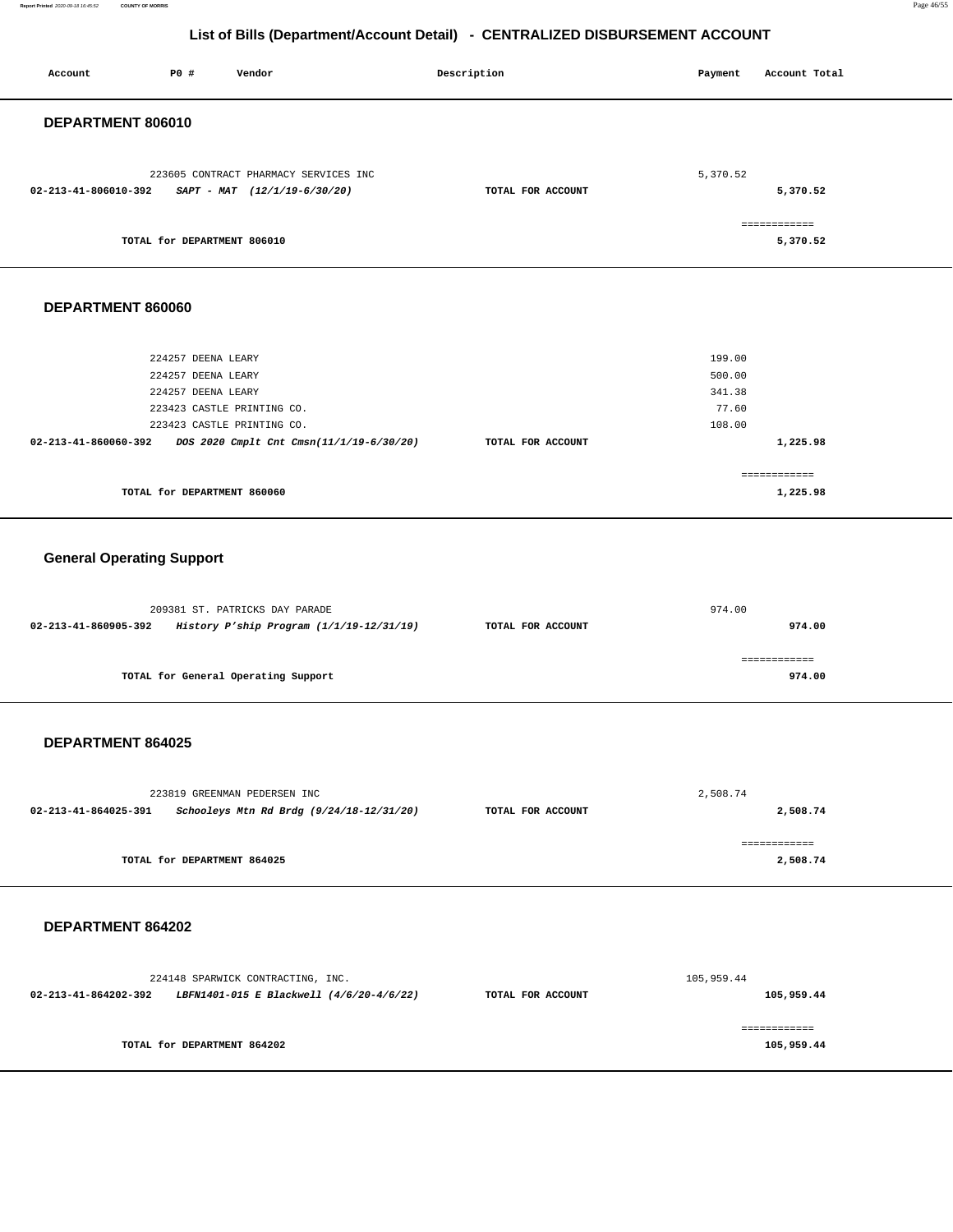# List of Bills (Department/Account Detail) - CENTRALIZED DISBURSEMENT ACCOUNT

| Account | PO # | Vendor | Description | Payment | Account Total |
|---|---|---|---|---|---|

## DEPARTMENT 806010

| Account | PO # | Vendor | Description | Payment | Account Total |
|---|---|---|---|---|---|
| | 223605 | CONTRACT PHARMACY SERVICES INC | | 5,370.52 | |
| **02-213-41-806010-392** | | ***SAPT - MAT (12/1/19-6/30/20)*** | **TOTAL FOR ACCOUNT** | | **5,370.52** |
| | | | | | ============ |
| | | **TOTAL for DEPARTMENT 806010** | | | **5,370.52** |

## DEPARTMENT 860060

| Account | PO # | Vendor | Description | Payment | Account Total |
|---|---|---|---|---|---|
| | 224257 | DEENA LEARY | | 199.00 | |
| | 224257 | DEENA LEARY | | 500.00 | |
| | 224257 | DEENA LEARY | | 341.38 | |
| | 223423 | CASTLE PRINTING CO. | | 77.60 | |
| | 223423 | CASTLE PRINTING CO. | | 108.00 | |
| **02-213-41-860060-392** | | ***DOS 2020 Cmplt Cnt Cmsn(11/1/19-6/30/20)*** | **TOTAL FOR ACCOUNT** | | **1,225.98** |
| | | | | | ============ |
| | | **TOTAL for DEPARTMENT 860060** | | | **1,225.98** |

## General Operating Support

| Account | PO # | Vendor | Description | Payment | Account Total |
|---|---|---|---|---|---|
| | 209381 | ST. PATRICKS DAY PARADE | | 974.00 | |
| **02-213-41-860905-392** | | ***History P'ship Program (1/1/19-12/31/19)*** | **TOTAL FOR ACCOUNT** | | **974.00** |
| | | | | | ============ |
| | | **TOTAL for General Operating Support** | | | **974.00** |

## DEPARTMENT 864025

| Account | PO # | Vendor | Description | Payment | Account Total |
|---|---|---|---|---|---|
| | 223819 | GREENMAN PEDERSEN INC | | 2,508.74 | |
| **02-213-41-864025-391** | | ***Schooleys Mtn Rd Brdg (9/24/18-12/31/20)*** | **TOTAL FOR ACCOUNT** | | **2,508.74** |
| | | | | | ============ |
| | | **TOTAL for DEPARTMENT 864025** | | | **2,508.74** |

## DEPARTMENT 864202

| Account | PO # | Vendor | Description | Payment | Account Total |
|---|---|---|---|---|---|
| | 224148 | SPARWICK CONTRACTING, INC. | | 105,959.44 | |
| **02-213-41-864202-392** | | ***LBFN1401-015 E Blackwell (4/6/20-4/6/22)*** | **TOTAL FOR ACCOUNT** | | **105,959.44** |
| | | | | | ============ |
| | | **TOTAL for DEPARTMENT 864202** | | | **105,959.44** |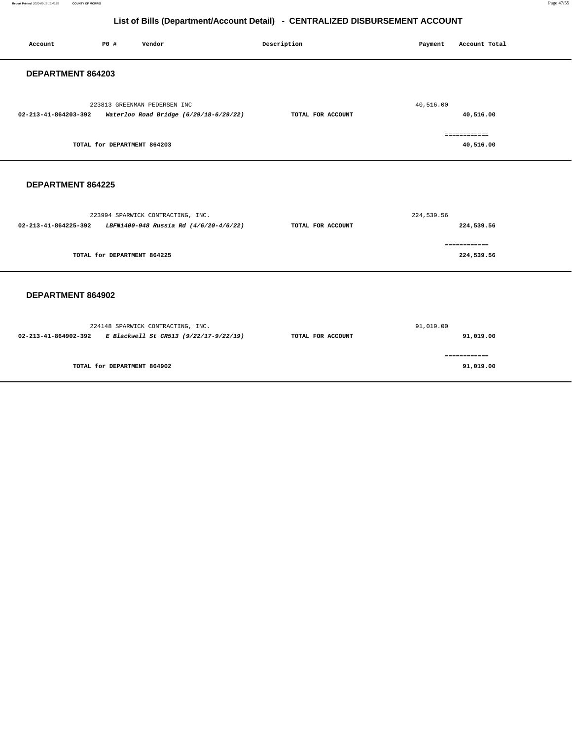# List of Bills (Department/Account Detail) - CENTRALIZED DISBURSEMENT ACCOUNT

| Account | PO # | Vendor | Description | Payment | Account Total |
|---|---|---|---|---|---|

## DEPARTMENT 864203

| Account | PO # | Vendor | Description | Payment | Account Total |
|---|---|---|---|---|---|
| | 223813 | GREENMAN PEDERSEN INC | | 40,516.00 | |
| **02-213-41-864203-392** | | ***Waterloo Road Bridge (6/29/18-6/29/22)*** | **TOTAL FOR ACCOUNT** | | **40,516.00** |
| | | | | | ============ |
| | | **TOTAL for DEPARTMENT 864203** | | | **40,516.00** |

## DEPARTMENT 864225

| Account | PO # | Vendor | Description | Payment | Account Total |
|---|---|---|---|---|---|
| | 223994 | SPARWICK CONTRACTING, INC. | | 224,539.56 | |
| **02-213-41-864225-392** | | ***LBFN1400-948 Russia Rd (4/6/20-4/6/22)*** | **TOTAL FOR ACCOUNT** | | **224,539.56** |
| | | | | | ============ |
| | | **TOTAL for DEPARTMENT 864225** | | | **224,539.56** |

## DEPARTMENT 864902

| Account | PO # | Vendor | Description | Payment | Account Total |
|---|---|---|---|---|---|
| | 224148 | SPARWICK CONTRACTING, INC. | | 91,019.00 | |
| **02-213-41-864902-392** | | ***E Blackwell St CR513 (9/22/17-9/22/19)*** | **TOTAL FOR ACCOUNT** | | **91,019.00** |
| | | | | | ============ |
| | | **TOTAL for DEPARTMENT 864902** | | | **91,019.00** |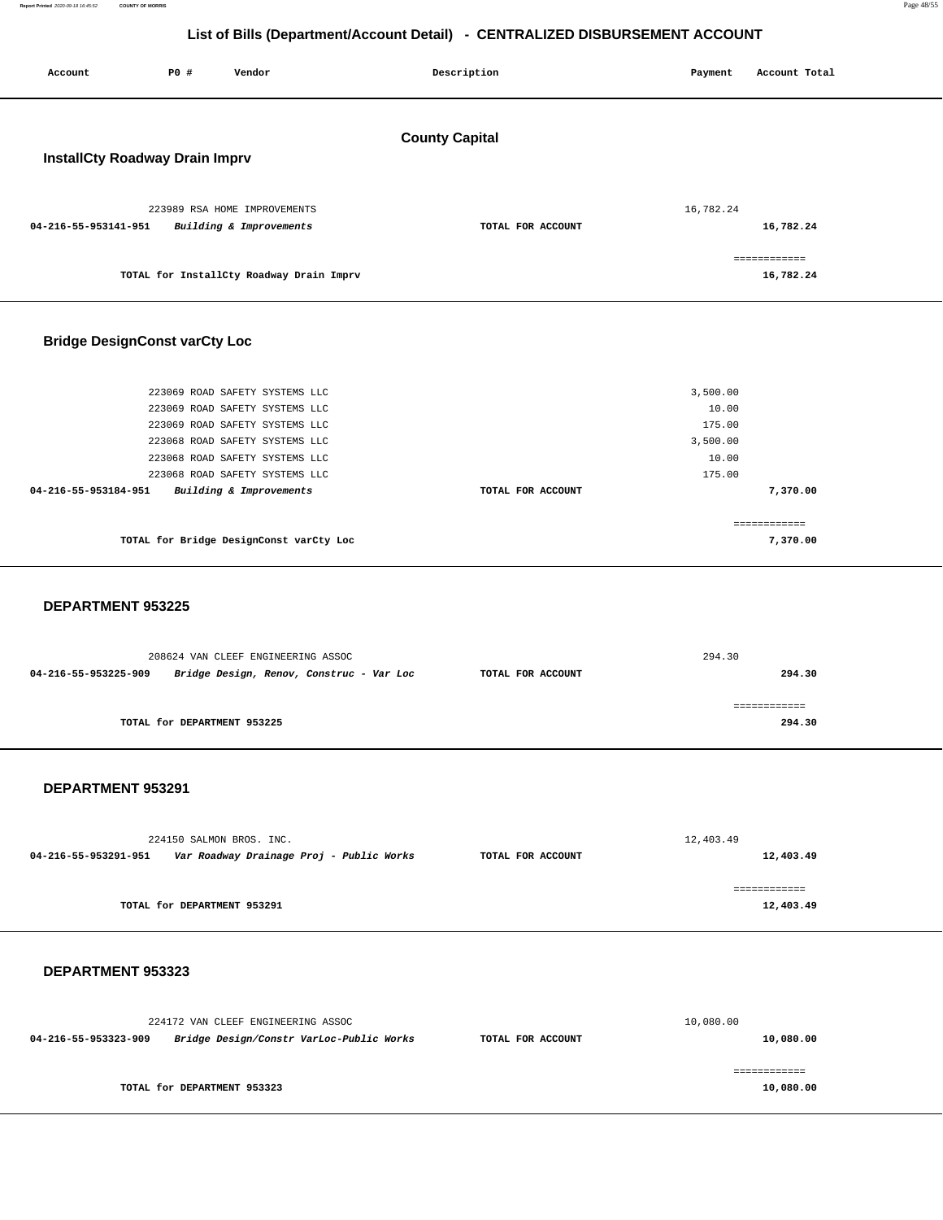# List of Bills (Department/Account Detail) - CENTRALIZED DISBURSEMENT ACCOUNT

| Account | PO # | Vendor | Description | Payment | Account Total |
|---|---|---|---|---|---|

## County Capital

### InstallCty Roadway Drain Imprv

| Account | PO # | Vendor | Description | Payment | Account Total |
|---|---|---|---|---|---|
| | 223989 | RSA HOME IMPROVEMENTS | | 16,782.24 | |
| 04-216-55-953141-951 | | *Building & Improvements* | TOTAL FOR ACCOUNT | | 16,782.24 |

TOTAL for InstallCty Roadway Drain Imprv ============ **16,782.24**

### Bridge DesignConst varCty Loc

| Account | PO # | Vendor | Description | Payment | Account Total |
|---|---|---|---|---|---|
| | 223069 | ROAD SAFETY SYSTEMS LLC | | 3,500.00 | |
| | 223069 | ROAD SAFETY SYSTEMS LLC | | 10.00 | |
| | 223069 | ROAD SAFETY SYSTEMS LLC | | 175.00 | |
| | 223068 | ROAD SAFETY SYSTEMS LLC | | 3,500.00 | |
| | 223068 | ROAD SAFETY SYSTEMS LLC | | 10.00 | |
| | 223068 | ROAD SAFETY SYSTEMS LLC | | 175.00 | |
| 04-216-55-953184-951 | | *Building & Improvements* | TOTAL FOR ACCOUNT | | 7,370.00 |

TOTAL for Bridge DesignConst varCty Loc ============ **7,370.00**

### DEPARTMENT 953225

| Account | PO # | Vendor | Description | Payment | Account Total |
|---|---|---|---|---|---|
| | 208624 | VAN CLEEF ENGINEERING ASSOC | | 294.30 | |
| 04-216-55-953225-909 | | *Bridge Design, Renov, Construc - Var Loc* | TOTAL FOR ACCOUNT | | 294.30 |

TOTAL for DEPARTMENT 953225 ============ **294.30**

### DEPARTMENT 953291

| Account | PO # | Vendor | Description | Payment | Account Total |
|---|---|---|---|---|---|
| | 224150 | SALMON BROS. INC. | | 12,403.49 | |
| 04-216-55-953291-951 | | *Var Roadway Drainage Proj - Public Works* | TOTAL FOR ACCOUNT | | 12,403.49 |

TOTAL for DEPARTMENT 953291 ============ **12,403.49**

### DEPARTMENT 953323

| Account | PO # | Vendor | Description | Payment | Account Total |
|---|---|---|---|---|---|
| | 224172 | VAN CLEEF ENGINEERING ASSOC | | 10,080.00 | |
| 04-216-55-953323-909 | | *Bridge Design/Constr VarLoc-Public Works* | TOTAL FOR ACCOUNT | | 10,080.00 |

TOTAL for DEPARTMENT 953323 ============ **10,080.00**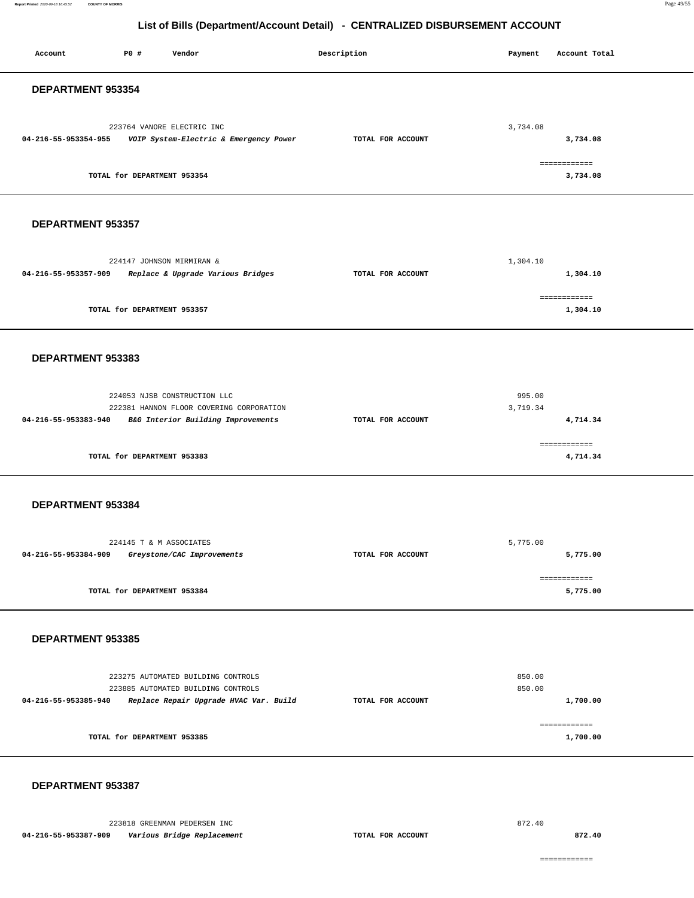## List of Bills (Department/Account Detail) - CENTRALIZED DISBURSEMENT ACCOUNT

| Account | PO # | Vendor | Description | Payment | Account Total |
|---|---|---|---|---|---|

### DEPARTMENT 953354

| Account | PO # | Vendor | Description | Payment | Account Total |
|---|---|---|---|---|---|
| | 223764 | VANORE ELECTRIC INC | | 3,734.08 | |
| 04-216-55-953354-955 | | *VOIP System-Electric & Emergency Power* | TOTAL FOR ACCOUNT | | 3,734.08 |
| | | | | | ============ |
| | TOTAL for DEPARTMENT 953354 | | | | 3,734.08 |

### DEPARTMENT 953357

| Account | PO # | Vendor | Description | Payment | Account Total |
|---|---|---|---|---|---|
| | 224147 | JOHNSON MIRMIRAN & | | 1,304.10 | |
| 04-216-55-953357-909 | | *Replace & Upgrade Various Bridges* | TOTAL FOR ACCOUNT | | 1,304.10 |
| | | | | | ============ |
| | TOTAL for DEPARTMENT 953357 | | | | 1,304.10 |

### DEPARTMENT 953383

| Account | PO # | Vendor | Description | Payment | Account Total |
|---|---|---|---|---|---|
| | 224053 | NJSB CONSTRUCTION LLC | | 995.00 | |
| | 222381 | HANNON FLOOR COVERING CORPORATION | | 3,719.34 | |
| 04-216-55-953383-940 | | *B&G Interior Building Improvements* | TOTAL FOR ACCOUNT | | 4,714.34 |
| | | | | | ============ |
| | TOTAL for DEPARTMENT 953383 | | | | 4,714.34 |

### DEPARTMENT 953384

| Account | PO # | Vendor | Description | Payment | Account Total |
|---|---|---|---|---|---|
| | 224145 | T & M ASSOCIATES | | 5,775.00 | |
| 04-216-55-953384-909 | | *Greystone/CAC Improvements* | TOTAL FOR ACCOUNT | | 5,775.00 |
| | | | | | ============ |
| | TOTAL for DEPARTMENT 953384 | | | | 5,775.00 |

### DEPARTMENT 953385

| Account | PO # | Vendor | Description | Payment | Account Total |
|---|---|---|---|---|---|
| | 223275 | AUTOMATED BUILDING CONTROLS | | 850.00 | |
| | 223885 | AUTOMATED BUILDING CONTROLS | | 850.00 | |
| 04-216-55-953385-940 | | *Replace Repair Upgrade HVAC Var. Build* | TOTAL FOR ACCOUNT | | 1,700.00 |
| | | | | | ============ |
| | TOTAL for DEPARTMENT 953385 | | | | 1,700.00 |

### DEPARTMENT 953387

| Account | PO # | Vendor | Description | Payment | Account Total |
|---|---|---|---|---|---|
| | 223818 | GREENMAN PEDERSEN INC | | 872.40 | |
| 04-216-55-953387-909 | | *Various Bridge Replacement* | TOTAL FOR ACCOUNT | | 872.40 |
| | | | | | ============ |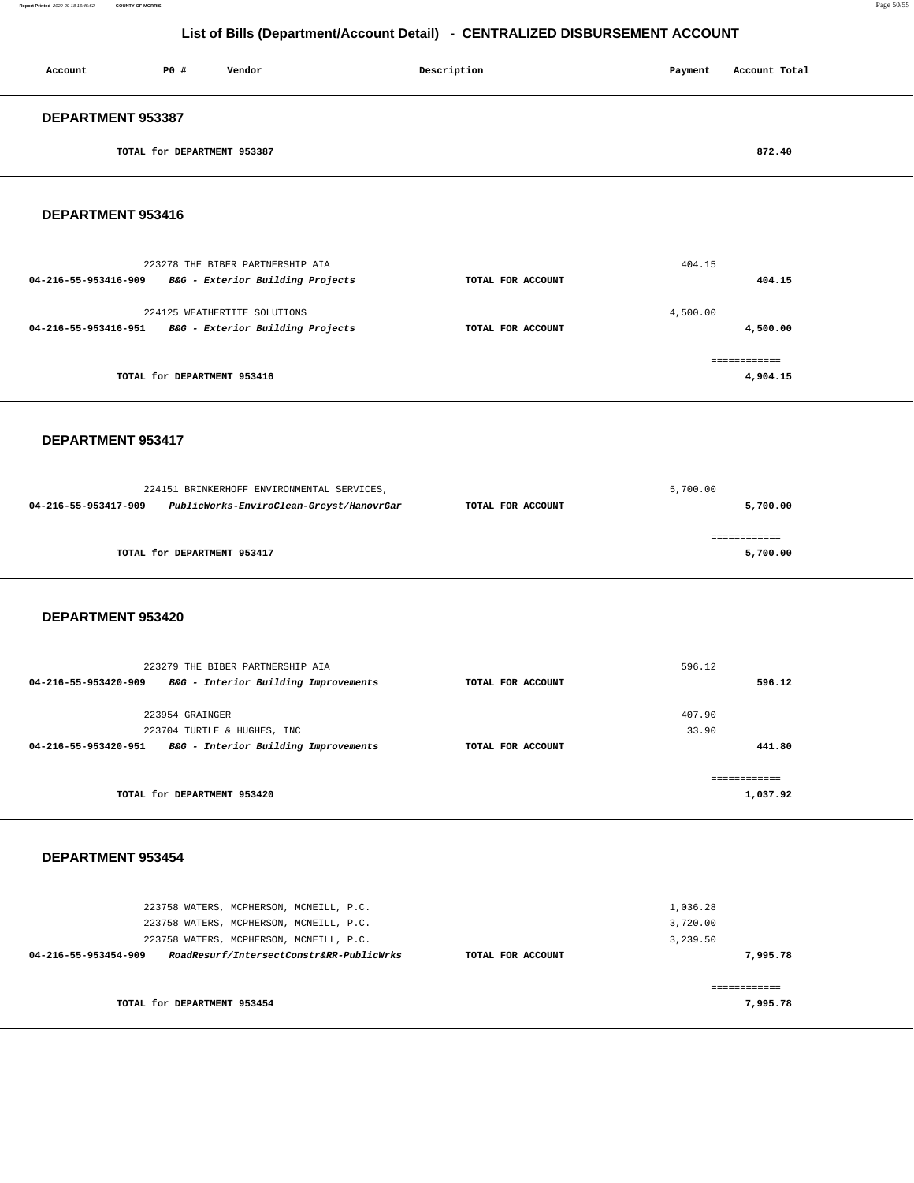## List of Bills (Department/Account Detail) - CENTRALIZED DISBURSEMENT ACCOUNT

| Account | PO # | Vendor | Description | Payment | Account Total |
|---|---|---|---|---|---|

### DEPARTMENT 953387

| | | | | | |
|---|---|---|---|---|---|
| | TOTAL for DEPARTMENT 953387 | | | | 872.40 |

### DEPARTMENT 953416

| Account | PO # | Vendor | Description | Payment | Account Total |
|---|---|---|---|---|---|
| | 223278 | THE BIBER PARTNERSHIP AIA | | 404.15 | |
| 04-216-55-953416-909 | | *B&G - Exterior Building Projects* | TOTAL FOR ACCOUNT | | 404.15 |
| | 224125 | WEATHERTITE SOLUTIONS | | 4,500.00 | |
| 04-216-55-953416-951 | | *B&G - Exterior Building Projects* | TOTAL FOR ACCOUNT | | 4,500.00 |
| | TOTAL for DEPARTMENT 953416 | | | | 4,904.15 |

### DEPARTMENT 953417

| Account | PO # | Vendor | Description | Payment | Account Total |
|---|---|---|---|---|---|
| | 224151 | BRINKERHOFF ENVIRONMENTAL SERVICES, | | 5,700.00 | |
| 04-216-55-953417-909 | | *PublicWorks-EnviroClean-Greyst/HanovrGar* | TOTAL FOR ACCOUNT | | 5,700.00 |
| | TOTAL for DEPARTMENT 953417 | | | | 5,700.00 |

### DEPARTMENT 953420

| Account | PO # | Vendor | Description | Payment | Account Total |
|---|---|---|---|---|---|
| | 223279 | THE BIBER PARTNERSHIP AIA | | 596.12 | |
| 04-216-55-953420-909 | | *B&G - Interior Building Improvements* | TOTAL FOR ACCOUNT | | 596.12 |
| | 223954 | GRAINGER | | 407.90 | |
| | 223704 | TURTLE & HUGHES, INC | | 33.90 | |
| 04-216-55-953420-951 | | *B&G - Interior Building Improvements* | TOTAL FOR ACCOUNT | | 441.80 |
| | TOTAL for DEPARTMENT 953420 | | | | 1,037.92 |

### DEPARTMENT 953454

| Account | PO # | Vendor | Description | Payment | Account Total |
|---|---|---|---|---|---|
| | 223758 | WATERS, MCPHERSON, MCNEILL, P.C. | | 1,036.28 | |
| | 223758 | WATERS, MCPHERSON, MCNEILL, P.C. | | 3,720.00 | |
| | 223758 | WATERS, MCPHERSON, MCNEILL, P.C. | | 3,239.50 | |
| 04-216-55-953454-909 | | *RoadResurf/IntersectConstr&RR-PublicWrks* | TOTAL FOR ACCOUNT | | 7,995.78 |
| | TOTAL for DEPARTMENT 953454 | | | | 7,995.78 |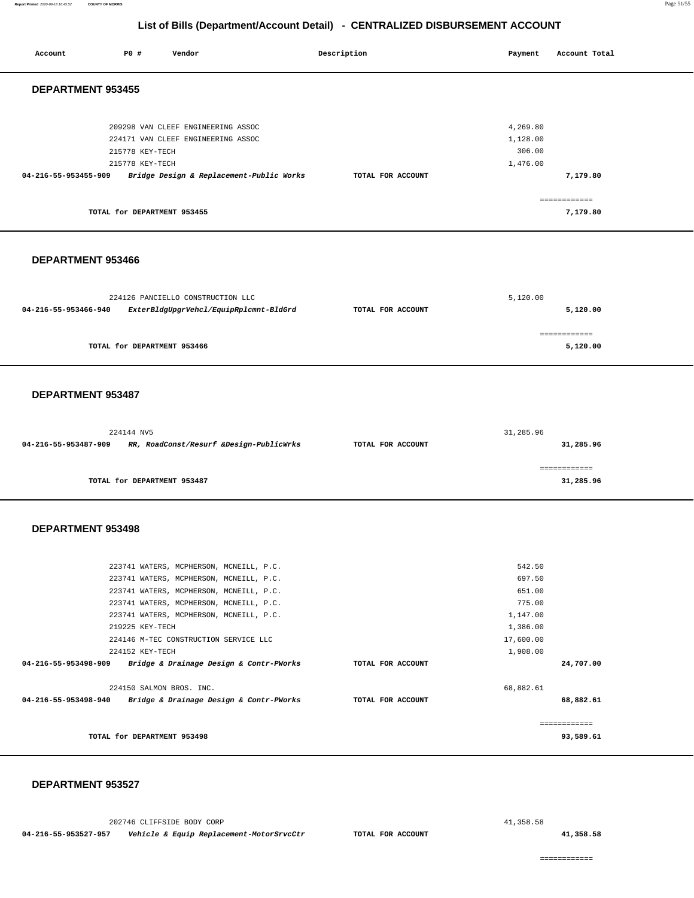# List of Bills (Department/Account Detail) - CENTRALIZED DISBURSEMENT ACCOUNT

| Account | PO # | Vendor | Description | Payment | Account Total |
|---|---|---|---|---|---|

## DEPARTMENT 953455

| Account | PO # | Vendor | Description | Payment | Account Total |
|---|---|---|---|---|---|
| | 209298 | VAN CLEEF ENGINEERING ASSOC | | 4,269.80 | |
| | 224171 | VAN CLEEF ENGINEERING ASSOC | | 1,128.00 | |
| | 215778 | KEY-TECH | | 306.00 | |
| | 215778 | KEY-TECH | | 1,476.00 | |
| **04-216-55-953455-909** | | ***Bridge Design & Replacement-Public Works*** | **TOTAL FOR ACCOUNT** | | **7,179.80** |
| | | | | | ============ |
| | | **TOTAL for DEPARTMENT 953455** | | | **7,179.80** |

## DEPARTMENT 953466

| Account | PO # | Vendor | Description | Payment | Account Total |
|---|---|---|---|---|---|
| | 224126 | PANCIELLO CONSTRUCTION LLC | | 5,120.00 | |
| **04-216-55-953466-940** | | ***ExterBldgUpgrVehcl/EquipRplcmnt-BldGrd*** | **TOTAL FOR ACCOUNT** | | **5,120.00** |
| | | | | | ============ |
| | | **TOTAL for DEPARTMENT 953466** | | | **5,120.00** |

## DEPARTMENT 953487

| Account | PO # | Vendor | Description | Payment | Account Total |
|---|---|---|---|---|---|
| | 224144 | NV5 | | 31,285.96 | |
| **04-216-55-953487-909** | | ***RR, RoadConst/Resurf &Design-PublicWrks*** | **TOTAL FOR ACCOUNT** | | **31,285.96** |
| | | | | | ============ |
| | | **TOTAL for DEPARTMENT 953487** | | | **31,285.96** |

## DEPARTMENT 953498

| Account | PO # | Vendor | Description | Payment | Account Total |
|---|---|---|---|---|---|
| | 223741 | WATERS, MCPHERSON, MCNEILL, P.C. | | 542.50 | |
| | 223741 | WATERS, MCPHERSON, MCNEILL, P.C. | | 697.50 | |
| | 223741 | WATERS, MCPHERSON, MCNEILL, P.C. | | 651.00 | |
| | 223741 | WATERS, MCPHERSON, MCNEILL, P.C. | | 775.00 | |
| | 223741 | WATERS, MCPHERSON, MCNEILL, P.C. | | 1,147.00 | |
| | 219225 | KEY-TECH | | 1,386.00 | |
| | 224146 | M-TEC CONSTRUCTION SERVICE LLC | | 17,600.00 | |
| | 224152 | KEY-TECH | | 1,908.00 | |
| **04-216-55-953498-909** | | ***Bridge & Drainage Design & Contr-PWorks*** | **TOTAL FOR ACCOUNT** | | **24,707.00** |
| | 224150 | SALMON BROS. INC. | | 68,882.61 | |
| **04-216-55-953498-940** | | ***Bridge & Drainage Design & Contr-PWorks*** | **TOTAL FOR ACCOUNT** | | **68,882.61** |
| | | | | | ============ |
| | | **TOTAL for DEPARTMENT 953498** | | | **93,589.61** |

## DEPARTMENT 953527

| Account | PO # | Vendor | Description | Payment | Account Total |
|---|---|---|---|---|---|
| | 202746 | CLIFFSIDE BODY CORP | | 41,358.58 | |
| **04-216-55-953527-957** | | ***Vehicle & Equip Replacement-MotorSrvcCtr*** | **TOTAL FOR ACCOUNT** | | **41,358.58** |
| | | | | | ============ |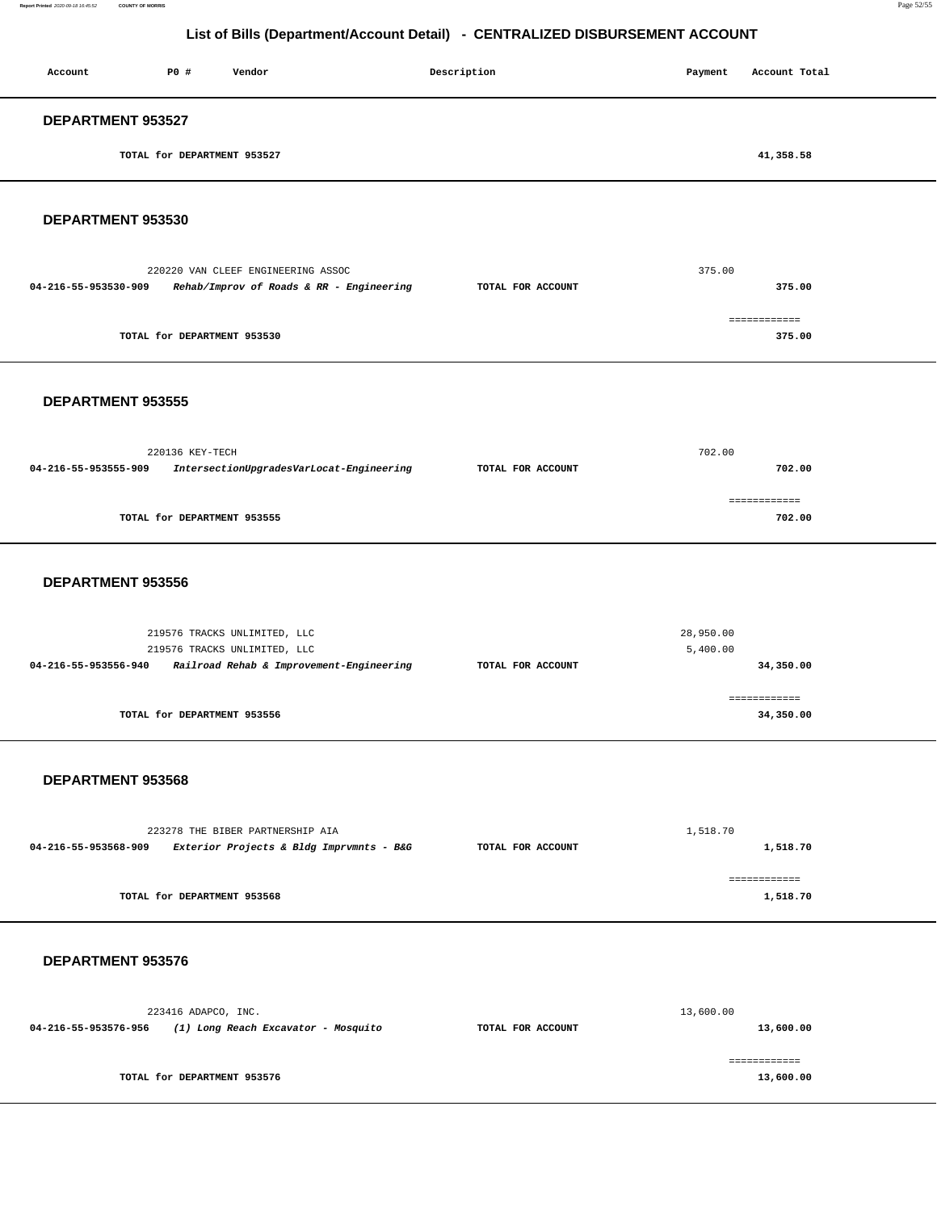## List of Bills (Department/Account Detail) - CENTRALIZED DISBURSEMENT ACCOUNT

| Account | PO # | Vendor | Description | Payment | Account Total |
|---|---|---|---|---|---|

### DEPARTMENT 953527

| | | | | | |
|---|---|---|---|---|---|
| | TOTAL for DEPARTMENT 953527 | | | | 41,358.58 |

### DEPARTMENT 953530

| Account | PO # | Vendor | Description | Payment | Account Total |
|---|---|---|---|---|---|
| | 220220 | VAN CLEEF ENGINEERING ASSOC | | 375.00 | |
| 04-216-55-953530-909 | | ***Rehab/Improv of Roads & RR - Engineering*** | TOTAL FOR ACCOUNT | | 375.00 |
| | | | | | ============ |
| | TOTAL for DEPARTMENT 953530 | | | | 375.00 |

### DEPARTMENT 953555

| Account | PO # | Vendor | Description | Payment | Account Total |
|---|---|---|---|---|---|
| | 220136 | KEY-TECH | | 702.00 | |
| 04-216-55-953555-909 | | ***IntersectionUpgradesVarLocat-Engineering*** | TOTAL FOR ACCOUNT | | 702.00 |
| | | | | | ============ |
| | TOTAL for DEPARTMENT 953555 | | | | 702.00 |

### DEPARTMENT 953556

| Account | PO # | Vendor | Description | Payment | Account Total |
|---|---|---|---|---|---|
| | 219576 | TRACKS UNLIMITED, LLC | | 28,950.00 | |
| | 219576 | TRACKS UNLIMITED, LLC | | 5,400.00 | |
| 04-216-55-953556-940 | | ***Railroad Rehab & Improvement-Engineering*** | TOTAL FOR ACCOUNT | | 34,350.00 |
| | | | | | ============ |
| | TOTAL for DEPARTMENT 953556 | | | | 34,350.00 |

### DEPARTMENT 953568

| Account | PO # | Vendor | Description | Payment | Account Total |
|---|---|---|---|---|---|
| | 223278 | THE BIBER PARTNERSHIP AIA | | 1,518.70 | |
| 04-216-55-953568-909 | | ***Exterior Projects & Bldg Imprvmnts - B&G*** | TOTAL FOR ACCOUNT | | 1,518.70 |
| | | | | | ============ |
| | TOTAL for DEPARTMENT 953568 | | | | 1,518.70 |

### DEPARTMENT 953576

| Account | PO # | Vendor | Description | Payment | Account Total |
|---|---|---|---|---|---|
| | 223416 | ADAPCO, INC. | | 13,600.00 | |
| 04-216-55-953576-956 | | ***(1) Long Reach Excavator - Mosquito*** | TOTAL FOR ACCOUNT | | 13,600.00 |
| | | | | | ============ |
| | TOTAL for DEPARTMENT 953576 | | | | 13,600.00 |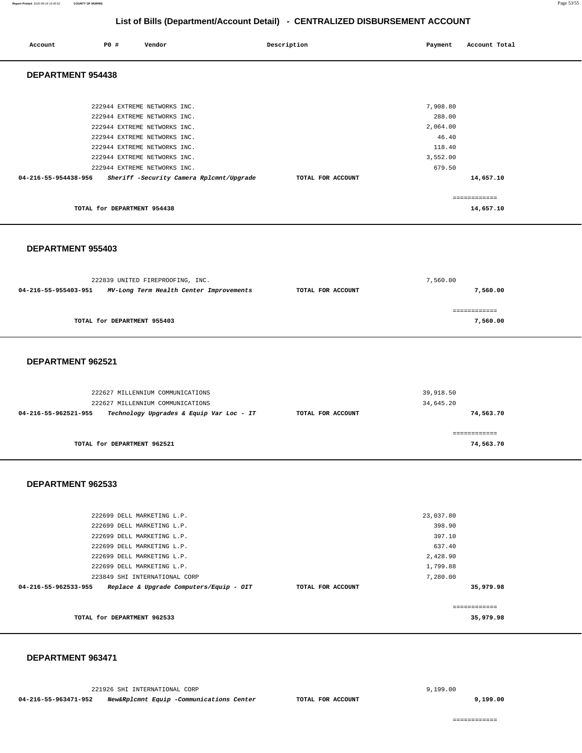# List of Bills (Department/Account Detail) - CENTRALIZED DISBURSEMENT ACCOUNT

| Account | PO # | Vendor | Description | Payment | Account Total |
|---|---|---|---|---|---|

## DEPARTMENT 954438

| Account | PO # | Vendor | Description | Payment | Account Total |
|---|---|---|---|---|---|
| | 222944 | EXTREME NETWORKS INC. | | 7,908.80 | |
| | 222944 | EXTREME NETWORKS INC. | | 288.00 | |
| | 222944 | EXTREME NETWORKS INC. | | 2,064.00 | |
| | 222944 | EXTREME NETWORKS INC. | | 46.40 | |
| | 222944 | EXTREME NETWORKS INC. | | 118.40 | |
| | 222944 | EXTREME NETWORKS INC. | | 3,552.00 | |
| | 222944 | EXTREME NETWORKS INC. | | 679.50 | |
| **04-216-55-954438-956** | | ***Sheriff -Security Camera Rplcmnt/Upgrade*** | **TOTAL FOR ACCOUNT** | | **14,657.10** |
| | | | | | ============ |
| | | **TOTAL for DEPARTMENT 954438** | | | **14,657.10** |

## DEPARTMENT 955403

| Account | PO # | Vendor | Description | Payment | Account Total |
|---|---|---|---|---|---|
| | 222839 | UNITED FIREPROOFING, INC. | | 7,560.00 | |
| **04-216-55-955403-951** | | ***MV-Long Term Health Center Improvements*** | **TOTAL FOR ACCOUNT** | | **7,560.00** |
| | | | | | ============ |
| | | **TOTAL for DEPARTMENT 955403** | | | **7,560.00** |

## DEPARTMENT 962521

| Account | PO # | Vendor | Description | Payment | Account Total |
|---|---|---|---|---|---|
| | 222627 | MILLENNIUM COMMUNICATIONS | | 39,918.50 | |
| | 222627 | MILLENNIUM COMMUNICATIONS | | 34,645.20 | |
| **04-216-55-962521-955** | | ***Technology Upgrades & Equip Var Loc - IT*** | **TOTAL FOR ACCOUNT** | | **74,563.70** |
| | | | | | ============ |
| | | **TOTAL for DEPARTMENT 962521** | | | **74,563.70** |

## DEPARTMENT 962533

| Account | PO # | Vendor | Description | Payment | Account Total |
|---|---|---|---|---|---|
| | 222699 | DELL MARKETING L.P. | | 23,037.80 | |
| | 222699 | DELL MARKETING L.P. | | 398.90 | |
| | 222699 | DELL MARKETING L.P. | | 397.10 | |
| | 222699 | DELL MARKETING L.P. | | 637.40 | |
| | 222699 | DELL MARKETING L.P. | | 2,428.90 | |
| | 222699 | DELL MARKETING L.P. | | 1,799.88 | |
| | 223849 | SHI INTERNATIONAL CORP | | 7,280.00 | |
| **04-216-55-962533-955** | | ***Replace & Upgrade Computers/Equip - OIT*** | **TOTAL FOR ACCOUNT** | | **35,979.98** |
| | | | | | ============ |
| | | **TOTAL for DEPARTMENT 962533** | | | **35,979.98** |

## DEPARTMENT 963471

| Account | PO # | Vendor | Description | Payment | Account Total |
|---|---|---|---|---|---|
| | 221926 | SHI INTERNATIONAL CORP | | 9,199.00 | |
| **04-216-55-963471-952** | | ***New&Rplcmnt Equip -Communications Center*** | **TOTAL FOR ACCOUNT** | | **9,199.00** |
| | | | | | ============ |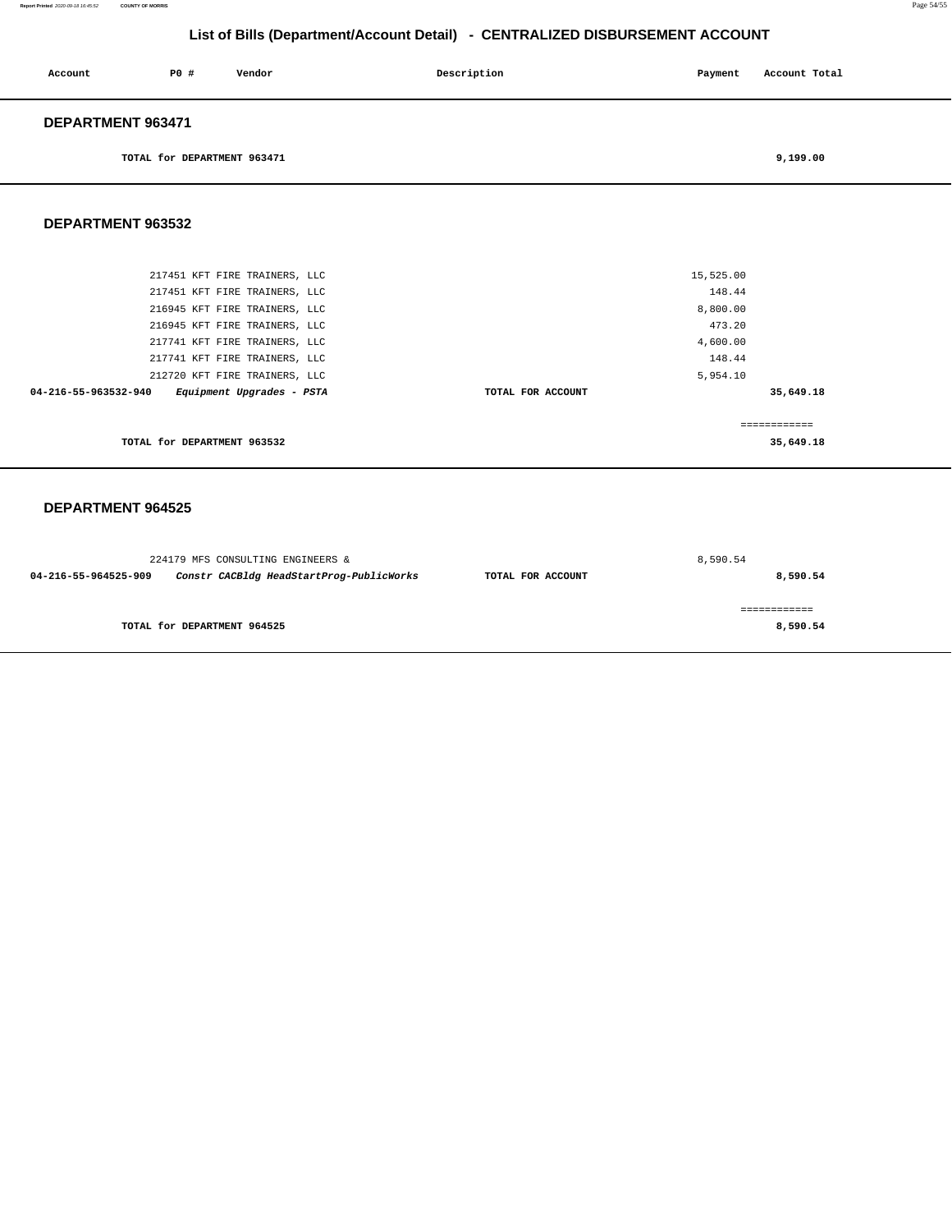## List of Bills (Department/Account Detail) - CENTRALIZED DISBURSEMENT ACCOUNT

| Account | PO # | Vendor | Description | Payment | Account Total |
|---|---|---|---|---|---|

### DEPARTMENT 963471

| | | | | | |
|---|---|---|---|---|---|
| | TOTAL for DEPARTMENT 963471 | | | | 9,199.00 |

### DEPARTMENT 963532

| Account | PO # | Vendor | Description | Payment | Account Total |
|---|---|---|---|---|---|
| | 217451 | KFT FIRE TRAINERS, LLC | | 15,525.00 | |
| | 217451 | KFT FIRE TRAINERS, LLC | | 148.44 | |
| | 216945 | KFT FIRE TRAINERS, LLC | | 8,800.00 | |
| | 216945 | KFT FIRE TRAINERS, LLC | | 473.20 | |
| | 217741 | KFT FIRE TRAINERS, LLC | | 4,600.00 | |
| | 217741 | KFT FIRE TRAINERS, LLC | | 148.44 | |
| | 212720 | KFT FIRE TRAINERS, LLC | | 5,954.10 | |
| **04-216-55-963532-940** | | ***Equipment Upgrades - PSTA*** | **TOTAL FOR ACCOUNT** | | **35,649.18** |
| | | | | | ============ |
| | **TOTAL for DEPARTMENT 963532** | | | | **35,649.18** |

### DEPARTMENT 964525

| Account | PO # | Vendor | Description | Payment | Account Total |
|---|---|---|---|---|---|
| | 224179 | MFS CONSULTING ENGINEERS & | | 8,590.54 | |
| **04-216-55-964525-909** | | ***Constr CACBldg HeadStartProg-PublicWorks*** | **TOTAL FOR ACCOUNT** | | **8,590.54** |
| | | | | | ============ |
| | **TOTAL for DEPARTMENT 964525** | | | | **8,590.54** |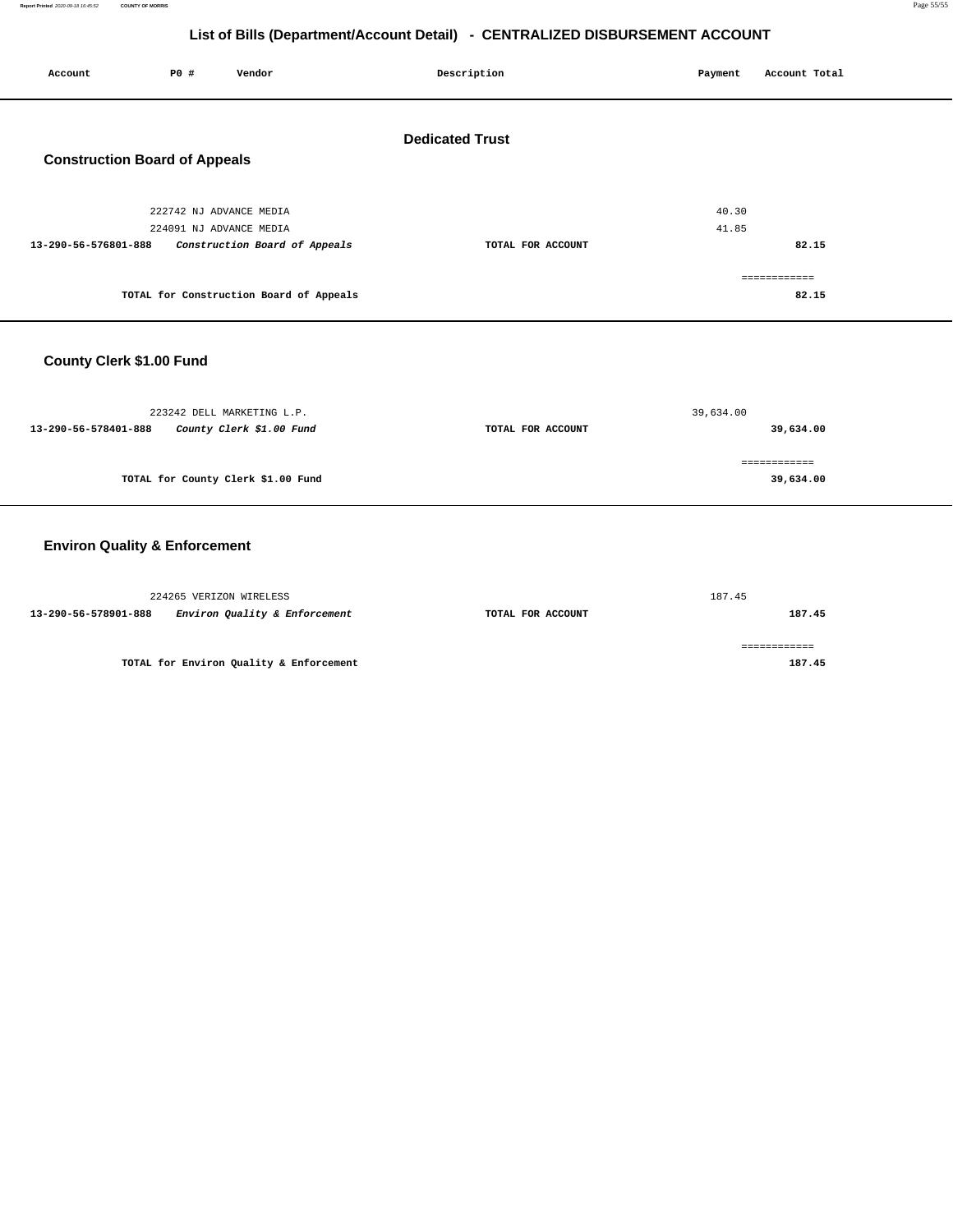# List of Bills (Department/Account Detail) - CENTRALIZED DISBURSEMENT ACCOUNT

| Account | PO # | Vendor | Description | Payment | Account Total |
|---|---|---|---|---|---|

## Dedicated Trust

### Construction Board of Appeals

| Account | PO # | Vendor | Description | Payment | Account Total |
|---|---|---|---|---|---|
| | 222742 | NJ ADVANCE MEDIA | | 40.30 | |
| | 224091 | NJ ADVANCE MEDIA | | 41.85 | |
| **13-290-56-576801-888** | | ***Construction Board of Appeals*** | **TOTAL FOR ACCOUNT** | | **82.15** |
| | | | | | ============ |
| | | **TOTAL for Construction Board of Appeals** | | | **82.15** |

### County Clerk $1.00 Fund

| Account | PO # | Vendor | Description | Payment | Account Total |
|---|---|---|---|---|---|
| | 223242 | DELL MARKETING L.P. | | 39,634.00 | |
| **13-290-56-578401-888** | | ***County Clerk $1.00 Fund*** | **TOTAL FOR ACCOUNT** | | **39,634.00** |
| | | | | | ============ |
| | | **TOTAL for County Clerk $1.00 Fund** | | | **39,634.00** |

### Environ Quality & Enforcement

| Account | PO # | Vendor | Description | Payment | Account Total |
|---|---|---|---|---|---|
| | 224265 | VERIZON WIRELESS | | 187.45 | |
| **13-290-56-578901-888** | | ***Environ Quality & Enforcement*** | **TOTAL FOR ACCOUNT** | | **187.45** |
| | | | | | ============ |
| | | **TOTAL for Environ Quality & Enforcement** | | | **187.45** |